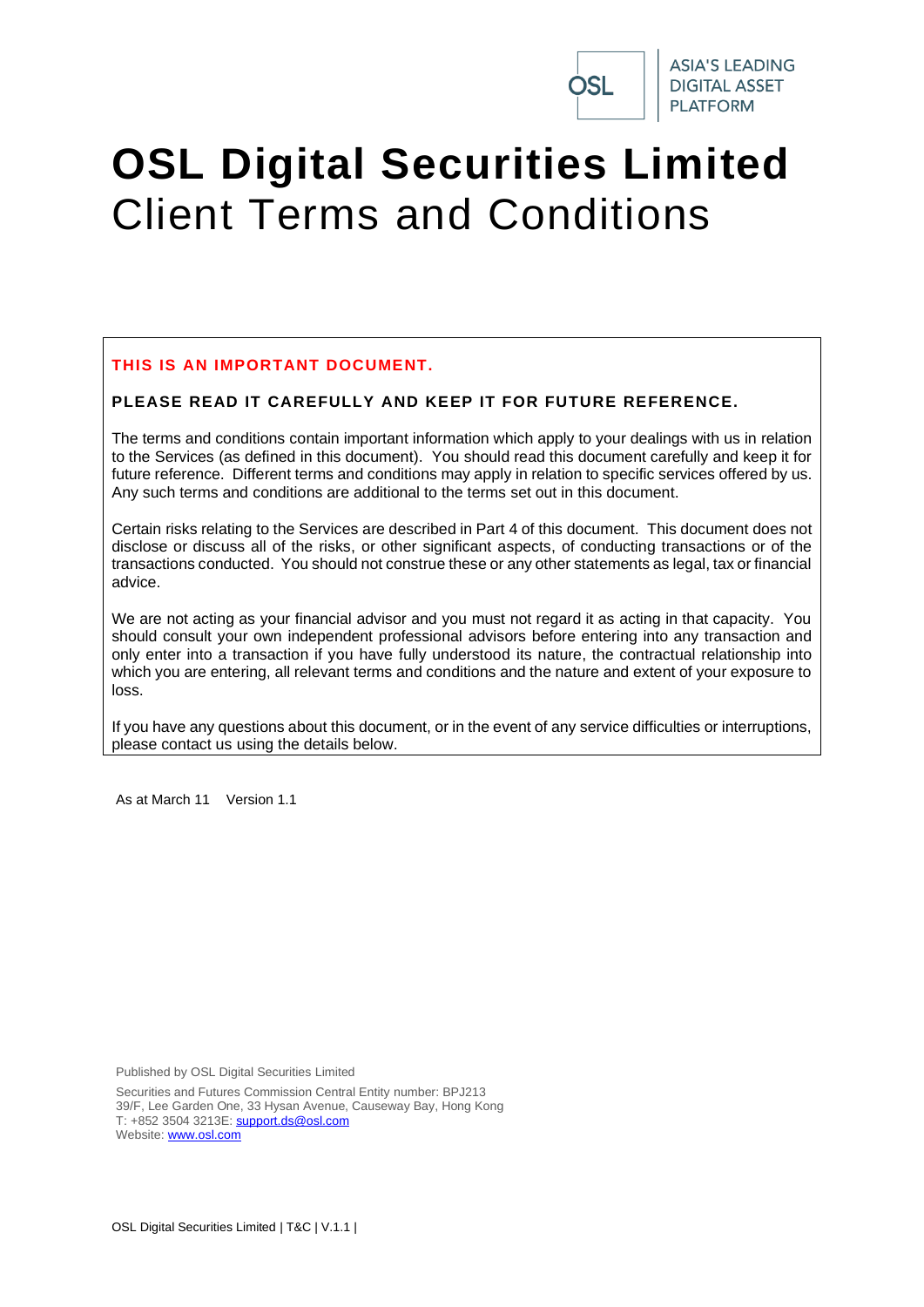ASIA'S LEADING DIGITAL ASSET PLATFORM

# OSL Digital Securities Limited
## Client Terms and Conditions

**THIS IS AN IMPORTANT DOCUMENT.**

**PLEASE READ IT CAREFULLY AND KEEP IT FOR FUTURE REFERENCE.**

The terms and conditions contain important information which apply to your dealings with us in relation to the Services (as defined in this document). You should read this document carefully and keep it for future reference. Different terms and conditions may apply in relation to specific services offered by us. Any such terms and conditions are additional to the terms set out in this document.

Certain risks relating to the Services are described in Part 4 of this document. This document does not disclose or discuss all of the risks, or other significant aspects, of conducting transactions or of the transactions conducted. You should not construe these or any other statements as legal, tax or financial advice.

We are not acting as your financial advisor and you must not regard it as acting in that capacity. You should consult your own independent professional advisors before entering into any transaction and only enter into a transaction if you have fully understood its nature, the contractual relationship into which you are entering, all relevant terms and conditions and the nature and extent of your exposure to loss.

If you have any questions about this document, or in the event of any service difficulties or interruptions, please contact us using the details below.

As at March 11 Version 1.1

Published by OSL Digital Securities Limited

Securities and Futures Commission Central Entity number: BPJ213
39/F, Lee Garden One, 33 Hysan Avenue, Causeway Bay, Hong Kong
T: +852 3504 3213E: support.ds@osl.com
Website: www.osl.com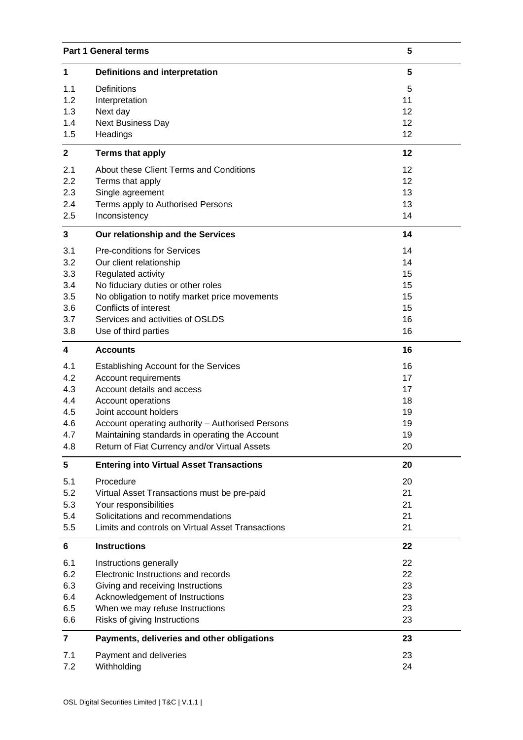| | Part 1 General terms | 5 |
|---|---|---|
| **1** | **Definitions and interpretation** | **5** |
| 1.1 | Definitions | 5 |
| 1.2 | Interpretation | 11 |
| 1.3 | Next day | 12 |
| 1.4 | Next Business Day | 12 |
| 1.5 | Headings | 12 |
| **2** | **Terms that apply** | **12** |
| 2.1 | About these Client Terms and Conditions | 12 |
| 2.2 | Terms that apply | 12 |
| 2.3 | Single agreement | 13 |
| 2.4 | Terms apply to Authorised Persons | 13 |
| 2.5 | Inconsistency | 14 |
| **3** | **Our relationship and the Services** | **14** |
| 3.1 | Pre-conditions for Services | 14 |
| 3.2 | Our client relationship | 14 |
| 3.3 | Regulated activity | 15 |
| 3.4 | No fiduciary duties or other roles | 15 |
| 3.5 | No obligation to notify market price movements | 15 |
| 3.6 | Conflicts of interest | 15 |
| 3.7 | Services and activities of OSLDS | 16 |
| 3.8 | Use of third parties | 16 |
| **4** | **Accounts** | **16** |
| 4.1 | Establishing Account for the Services | 16 |
| 4.2 | Account requirements | 17 |
| 4.3 | Account details and access | 17 |
| 4.4 | Account operations | 18 |
| 4.5 | Joint account holders | 19 |
| 4.6 | Account operating authority – Authorised Persons | 19 |
| 4.7 | Maintaining standards in operating the Account | 19 |
| 4.8 | Return of Fiat Currency and/or Virtual Assets | 20 |
| **5** | **Entering into Virtual Asset Transactions** | **20** |
| 5.1 | Procedure | 20 |
| 5.2 | Virtual Asset Transactions must be pre-paid | 21 |
| 5.3 | Your responsibilities | 21 |
| 5.4 | Solicitations and recommendations | 21 |
| 5.5 | Limits and controls on Virtual Asset Transactions | 21 |
| **6** | **Instructions** | **22** |
| 6.1 | Instructions generally | 22 |
| 6.2 | Electronic Instructions and records | 22 |
| 6.3 | Giving and receiving Instructions | 23 |
| 6.4 | Acknowledgement of Instructions | 23 |
| 6.5 | When we may refuse Instructions | 23 |
| 6.6 | Risks of giving Instructions | 23 |
| **7** | **Payments, deliveries and other obligations** | **23** |
| 7.1 | Payment and deliveries | 23 |
| 7.2 | Withholding | 24 |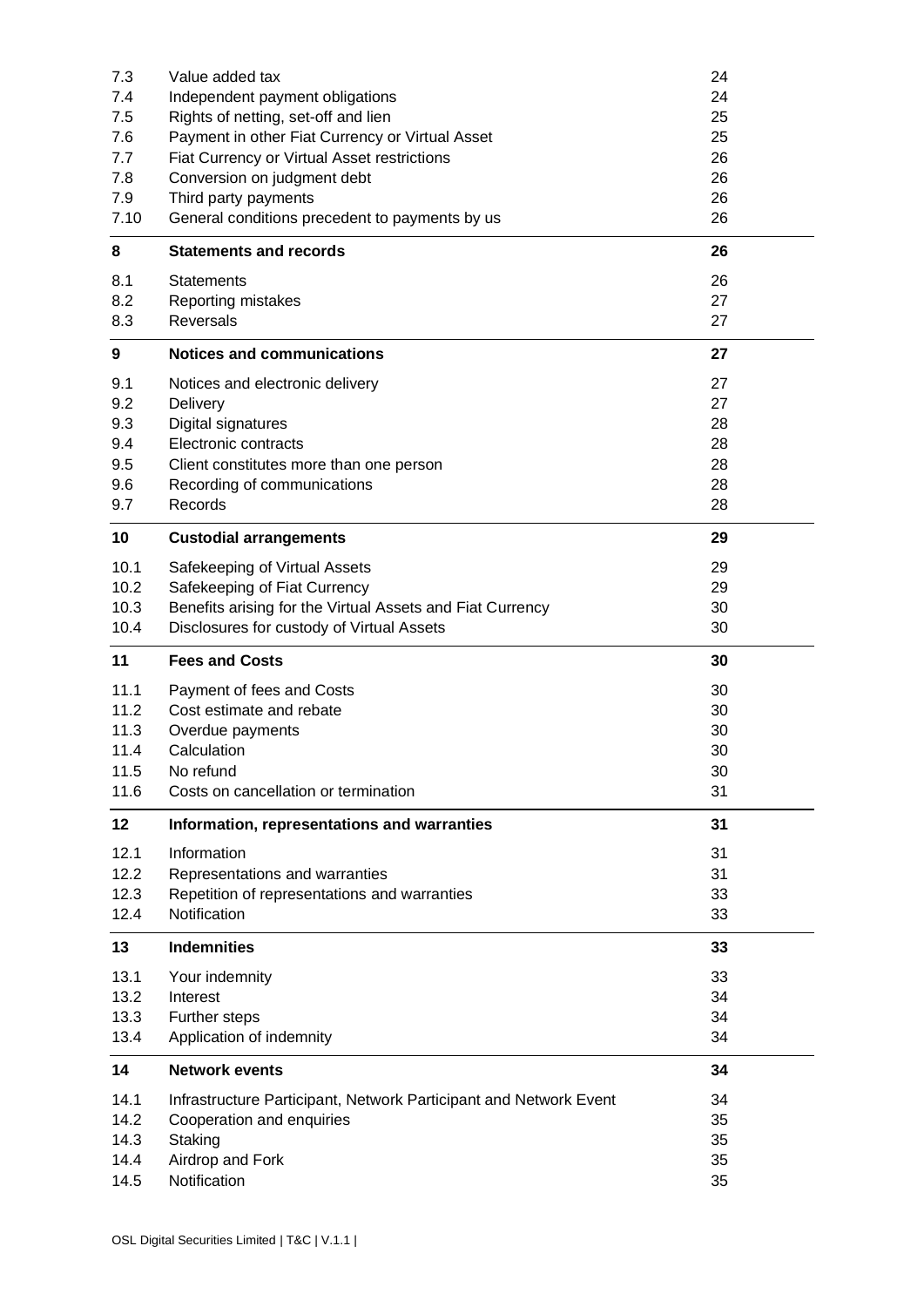| | | |
|---|---|---|
| 7.3 | Value added tax | 24 |
| 7.4 | Independent payment obligations | 24 |
| 7.5 | Rights of netting, set-off and lien | 25 |
| 7.6 | Payment in other Fiat Currency or Virtual Asset | 25 |
| 7.7 | Fiat Currency or Virtual Asset restrictions | 26 |
| 7.8 | Conversion on judgment debt | 26 |
| 7.9 | Third party payments | 26 |
| 7.10 | General conditions precedent to payments by us | 26 |
| **8** | **Statements and records** | **26** |
| 8.1 | Statements | 26 |
| 8.2 | Reporting mistakes | 27 |
| 8.3 | Reversals | 27 |
| **9** | **Notices and communications** | **27** |
| 9.1 | Notices and electronic delivery | 27 |
| 9.2 | Delivery | 27 |
| 9.3 | Digital signatures | 28 |
| 9.4 | Electronic contracts | 28 |
| 9.5 | Client constitutes more than one person | 28 |
| 9.6 | Recording of communications | 28 |
| 9.7 | Records | 28 |
| **10** | **Custodial arrangements** | **29** |
| 10.1 | Safekeeping of Virtual Assets | 29 |
| 10.2 | Safekeeping of Fiat Currency | 29 |
| 10.3 | Benefits arising for the Virtual Assets and Fiat Currency | 30 |
| 10.4 | Disclosures for custody of Virtual Assets | 30 |
| **11** | **Fees and Costs** | **30** |
| 11.1 | Payment of fees and Costs | 30 |
| 11.2 | Cost estimate and rebate | 30 |
| 11.3 | Overdue payments | 30 |
| 11.4 | Calculation | 30 |
| 11.5 | No refund | 30 |
| 11.6 | Costs on cancellation or termination | 31 |
| **12** | **Information, representations and warranties** | **31** |
| 12.1 | Information | 31 |
| 12.2 | Representations and warranties | 31 |
| 12.3 | Repetition of representations and warranties | 33 |
| 12.4 | Notification | 33 |
| **13** | **Indemnities** | **33** |
| 13.1 | Your indemnity | 33 |
| 13.2 | Interest | 34 |
| 13.3 | Further steps | 34 |
| 13.4 | Application of indemnity | 34 |
| **14** | **Network events** | **34** |
| 14.1 | Infrastructure Participant, Network Participant and Network Event | 34 |
| 14.2 | Cooperation and enquiries | 35 |
| 14.3 | Staking | 35 |
| 14.4 | Airdrop and Fork | 35 |
| 14.5 | Notification | 35 |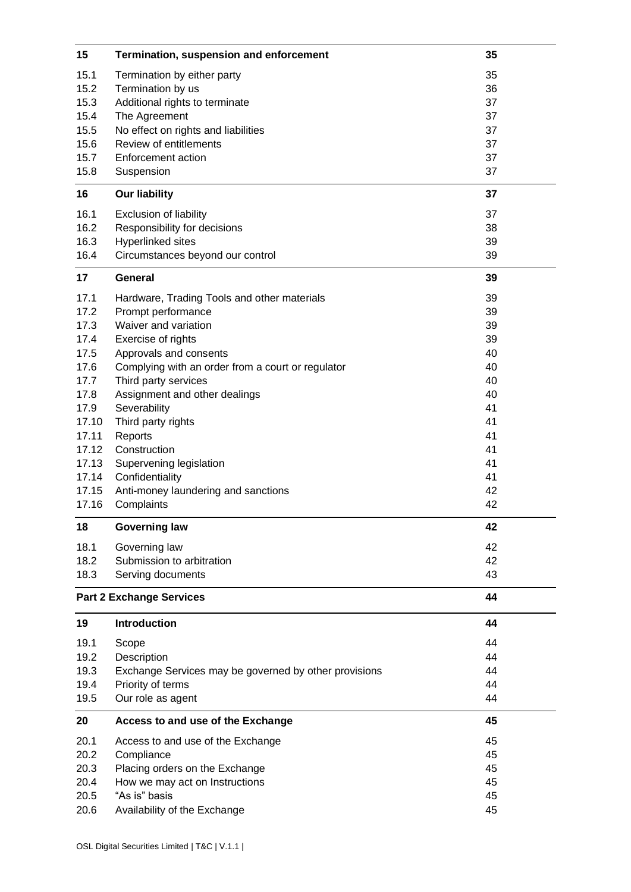| | | |
|---|---|---|
| **15** | **Termination, suspension and enforcement** | **35** |
| 15.1 | Termination by either party | 35 |
| 15.2 | Termination by us | 36 |
| 15.3 | Additional rights to terminate | 37 |
| 15.4 | The Agreement | 37 |
| 15.5 | No effect on rights and liabilities | 37 |
| 15.6 | Review of entitlements | 37 |
| 15.7 | Enforcement action | 37 |
| 15.8 | Suspension | 37 |
| **16** | **Our liability** | **37** |
| 16.1 | Exclusion of liability | 37 |
| 16.2 | Responsibility for decisions | 38 |
| 16.3 | Hyperlinked sites | 39 |
| 16.4 | Circumstances beyond our control | 39 |
| **17** | **General** | **39** |
| 17.1 | Hardware, Trading Tools and other materials | 39 |
| 17.2 | Prompt performance | 39 |
| 17.3 | Waiver and variation | 39 |
| 17.4 | Exercise of rights | 39 |
| 17.5 | Approvals and consents | 40 |
| 17.6 | Complying with an order from a court or regulator | 40 |
| 17.7 | Third party services | 40 |
| 17.8 | Assignment and other dealings | 40 |
| 17.9 | Severability | 41 |
| 17.10 | Third party rights | 41 |
| 17.11 | Reports | 41 |
| 17.12 | Construction | 41 |
| 17.13 | Supervening legislation | 41 |
| 17.14 | Confidentiality | 41 |
| 17.15 | Anti-money laundering and sanctions | 42 |
| 17.16 | Complaints | 42 |
| **18** | **Governing law** | **42** |
| 18.1 | Governing law | 42 |
| 18.2 | Submission to arbitration | 42 |
| 18.3 | Serving documents | 43 |
| **Part 2 Exchange Services** | | **44** |
| **19** | **Introduction** | **44** |
| 19.1 | Scope | 44 |
| 19.2 | Description | 44 |
| 19.3 | Exchange Services may be governed by other provisions | 44 |
| 19.4 | Priority of terms | 44 |
| 19.5 | Our role as agent | 44 |
| **20** | **Access to and use of the Exchange** | **45** |
| 20.1 | Access to and use of the Exchange | 45 |
| 20.2 | Compliance | 45 |
| 20.3 | Placing orders on the Exchange | 45 |
| 20.4 | How we may act on Instructions | 45 |
| 20.5 | "As is" basis | 45 |
| 20.6 | Availability of the Exchange | 45 |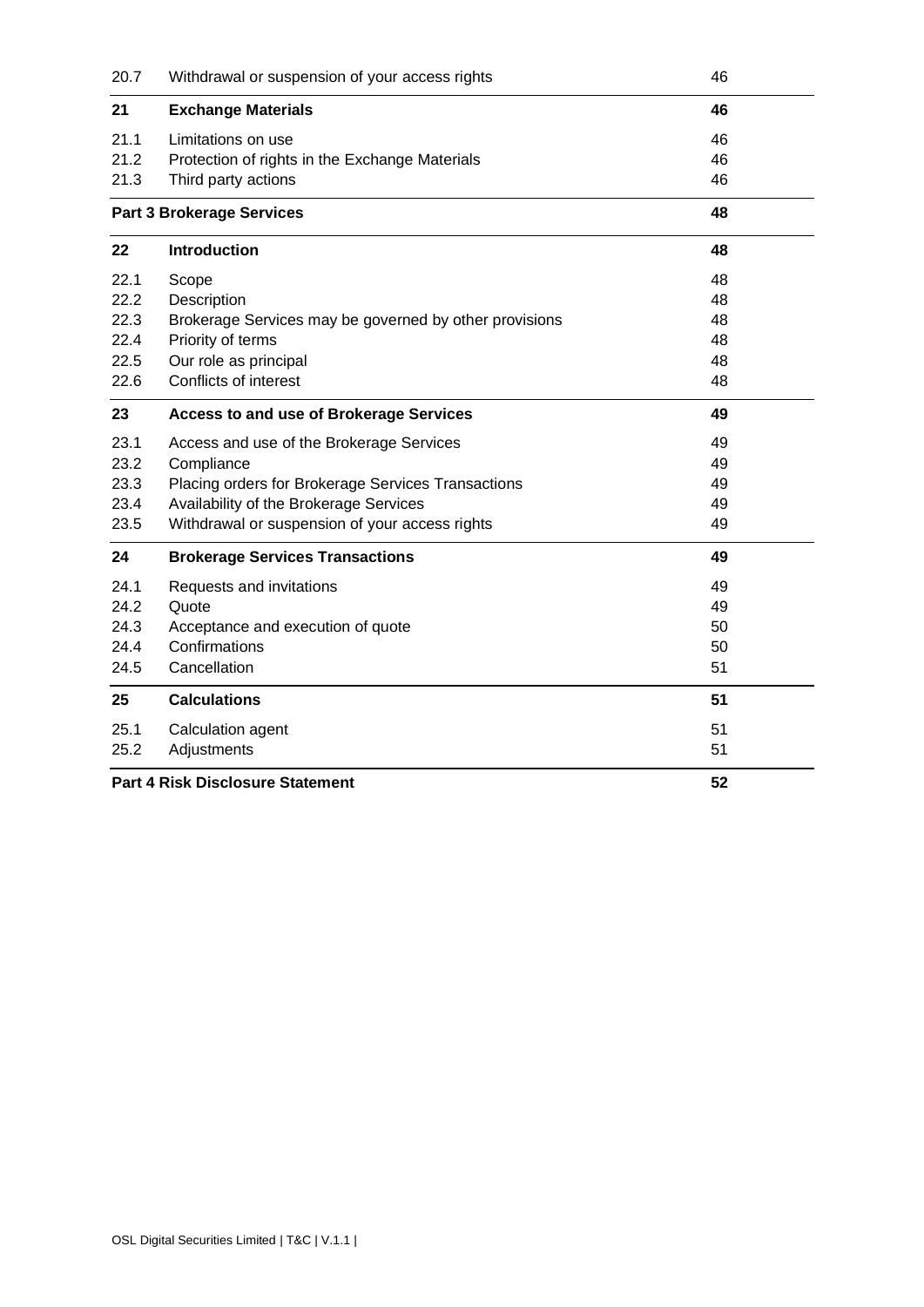| | | |
|---|---|---|
| 20.7 | Withdrawal or suspension of your access rights | 46 |
| **21** | **Exchange Materials** | **46** |
| 21.1 | Limitations on use | 46 |
| 21.2 | Protection of rights in the Exchange Materials | 46 |
| 21.3 | Third party actions | 46 |
| **Part 3 Brokerage Services** | | **48** |
| **22** | **Introduction** | **48** |
| 22.1 | Scope | 48 |
| 22.2 | Description | 48 |
| 22.3 | Brokerage Services may be governed by other provisions | 48 |
| 22.4 | Priority of terms | 48 |
| 22.5 | Our role as principal | 48 |
| 22.6 | Conflicts of interest | 48 |
| **23** | **Access to and use of Brokerage Services** | **49** |
| 23.1 | Access and use of the Brokerage Services | 49 |
| 23.2 | Compliance | 49 |
| 23.3 | Placing orders for Brokerage Services Transactions | 49 |
| 23.4 | Availability of the Brokerage Services | 49 |
| 23.5 | Withdrawal or suspension of your access rights | 49 |
| **24** | **Brokerage Services Transactions** | **49** |
| 24.1 | Requests and invitations | 49 |
| 24.2 | Quote | 49 |
| 24.3 | Acceptance and execution of quote | 50 |
| 24.4 | Confirmations | 50 |
| 24.5 | Cancellation | 51 |
| **25** | **Calculations** | **51** |
| 25.1 | Calculation agent | 51 |
| 25.2 | Adjustments | 51 |
| **Part 4 Risk Disclosure Statement** | | **52** |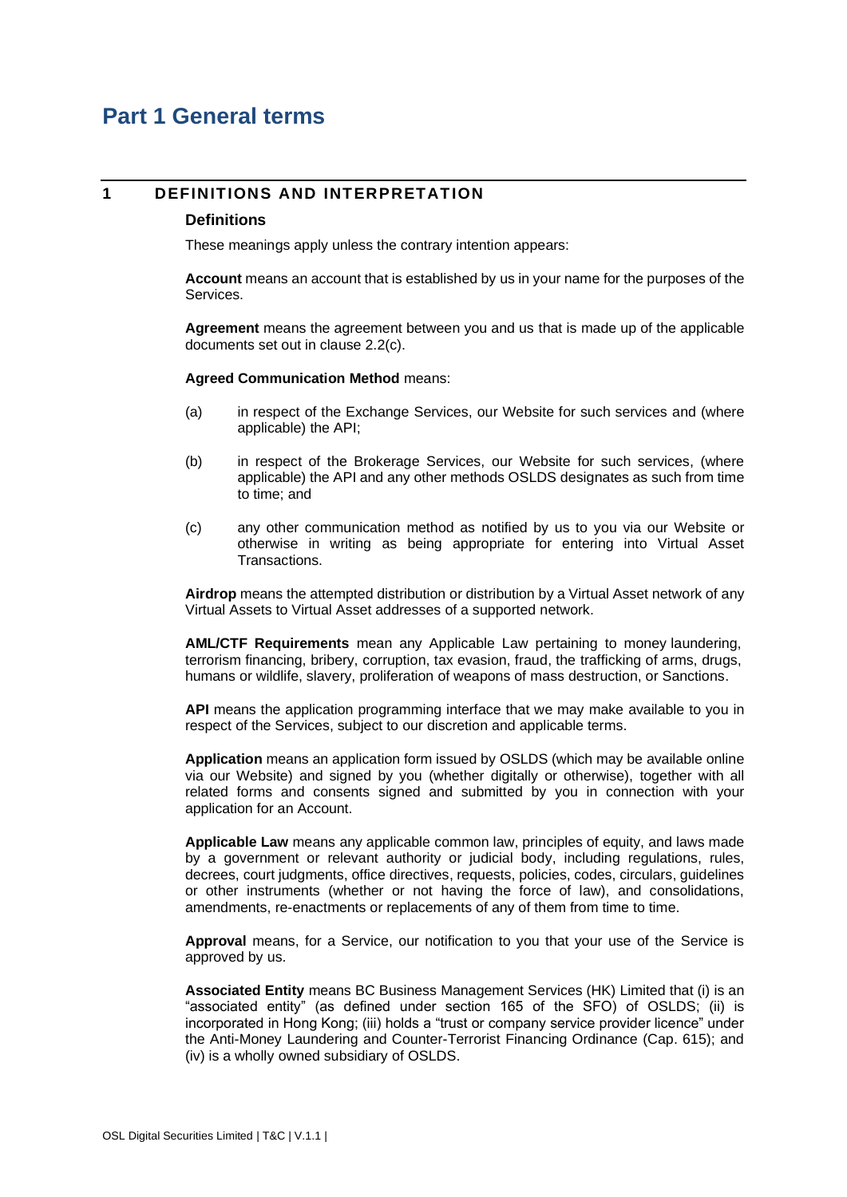# Part 1 General terms

## 1 DEFINITIONS AND INTERPRETATION

### Definitions

These meanings apply unless the contrary intention appears:

**Account** means an account that is established by us in your name for the purposes of the Services.

**Agreement** means the agreement between you and us that is made up of the applicable documents set out in clause 2.2(c).

**Agreed Communication Method** means:

(a) in respect of the Exchange Services, our Website for such services and (where applicable) the API;

(b) in respect of the Brokerage Services, our Website for such services, (where applicable) the API and any other methods OSLDS designates as such from time to time; and

(c) any other communication method as notified by us to you via our Website or otherwise in writing as being appropriate for entering into Virtual Asset Transactions.

**Airdrop** means the attempted distribution or distribution by a Virtual Asset network of any Virtual Assets to Virtual Asset addresses of a supported network.

**AML/CTF Requirements** mean any Applicable Law pertaining to money laundering, terrorism financing, bribery, corruption, tax evasion, fraud, the trafficking of arms, drugs, humans or wildlife, slavery, proliferation of weapons of mass destruction, or Sanctions.

**API** means the application programming interface that we may make available to you in respect of the Services, subject to our discretion and applicable terms.

**Application** means an application form issued by OSLDS (which may be available online via our Website) and signed by you (whether digitally or otherwise), together with all related forms and consents signed and submitted by you in connection with your application for an Account.

**Applicable Law** means any applicable common law, principles of equity, and laws made by a government or relevant authority or judicial body, including regulations, rules, decrees, court judgments, office directives, requests, policies, codes, circulars, guidelines or other instruments (whether or not having the force of law), and consolidations, amendments, re-enactments or replacements of any of them from time to time.

**Approval** means, for a Service, our notification to you that your use of the Service is approved by us.

**Associated Entity** means BC Business Management Services (HK) Limited that (i) is an "associated entity" (as defined under section 165 of the SFO) of OSLDS; (ii) is incorporated in Hong Kong; (iii) holds a "trust or company service provider licence" under the Anti-Money Laundering and Counter-Terrorist Financing Ordinance (Cap. 615); and (iv) is a wholly owned subsidiary of OSLDS.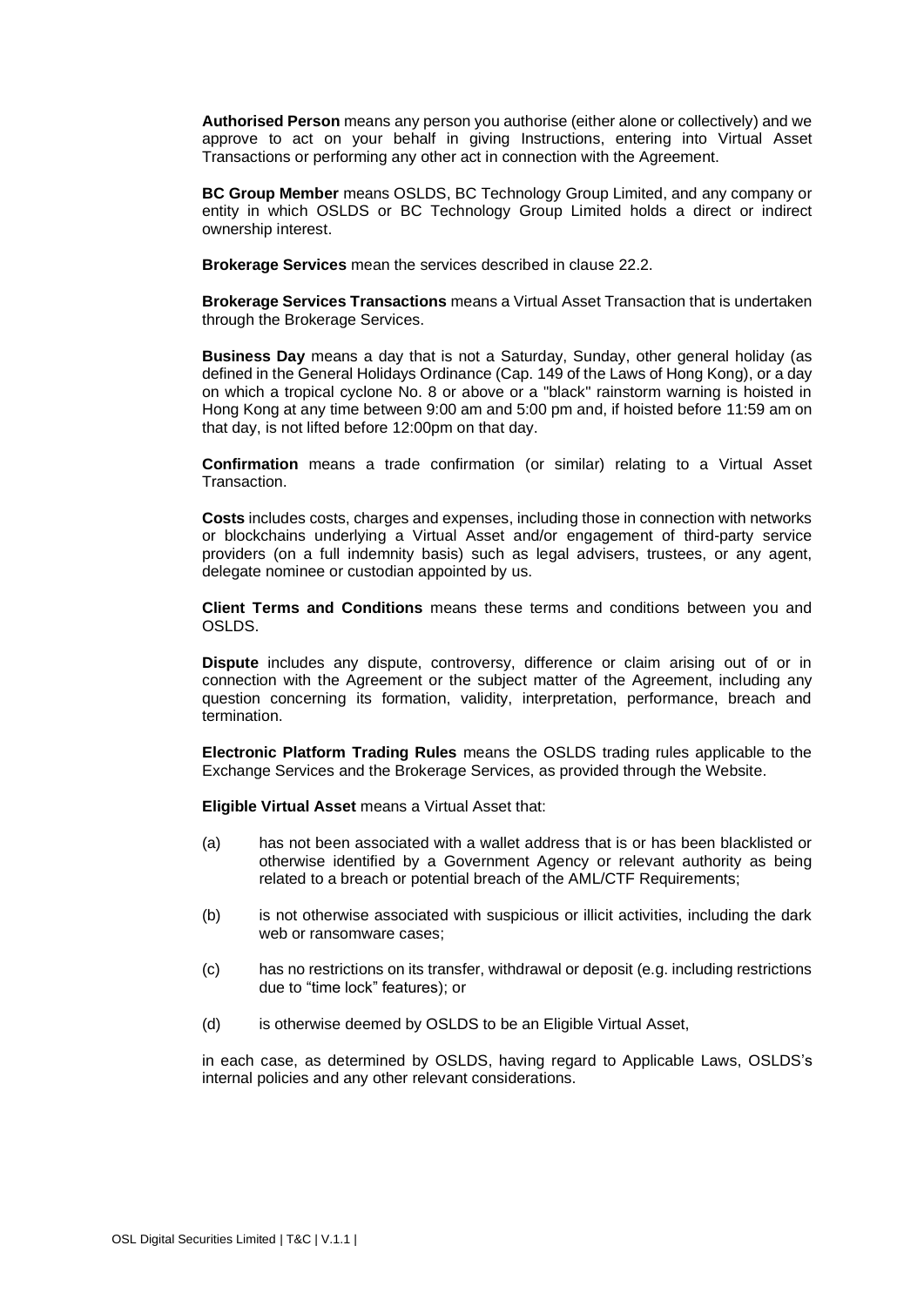**Authorised Person** means any person you authorise (either alone or collectively) and we approve to act on your behalf in giving Instructions, entering into Virtual Asset Transactions or performing any other act in connection with the Agreement.

**BC Group Member** means OSLDS, BC Technology Group Limited, and any company or entity in which OSLDS or BC Technology Group Limited holds a direct or indirect ownership interest.

**Brokerage Services** mean the services described in clause 22.2.

**Brokerage Services Transactions** means a Virtual Asset Transaction that is undertaken through the Brokerage Services.

**Business Day** means a day that is not a Saturday, Sunday, other general holiday (as defined in the General Holidays Ordinance (Cap. 149 of the Laws of Hong Kong), or a day on which a tropical cyclone No. 8 or above or a "black" rainstorm warning is hoisted in Hong Kong at any time between 9:00 am and 5:00 pm and, if hoisted before 11:59 am on that day, is not lifted before 12:00pm on that day.

**Confirmation** means a trade confirmation (or similar) relating to a Virtual Asset Transaction.

**Costs** includes costs, charges and expenses, including those in connection with networks or blockchains underlying a Virtual Asset and/or engagement of third-party service providers (on a full indemnity basis) such as legal advisers, trustees, or any agent, delegate nominee or custodian appointed by us.

**Client Terms and Conditions** means these terms and conditions between you and OSLDS.

**Dispute** includes any dispute, controversy, difference or claim arising out of or in connection with the Agreement or the subject matter of the Agreement, including any question concerning its formation, validity, interpretation, performance, breach and termination.

**Electronic Platform Trading Rules** means the OSLDS trading rules applicable to the Exchange Services and the Brokerage Services, as provided through the Website.

**Eligible Virtual Asset** means a Virtual Asset that:

(a) has not been associated with a wallet address that is or has been blacklisted or otherwise identified by a Government Agency or relevant authority as being related to a breach or potential breach of the AML/CTF Requirements;

(b) is not otherwise associated with suspicious or illicit activities, including the dark web or ransomware cases;

(c) has no restrictions on its transfer, withdrawal or deposit (e.g. including restrictions due to "time lock" features); or

(d) is otherwise deemed by OSLDS to be an Eligible Virtual Asset,

in each case, as determined by OSLDS, having regard to Applicable Laws, OSLDS's internal policies and any other relevant considerations.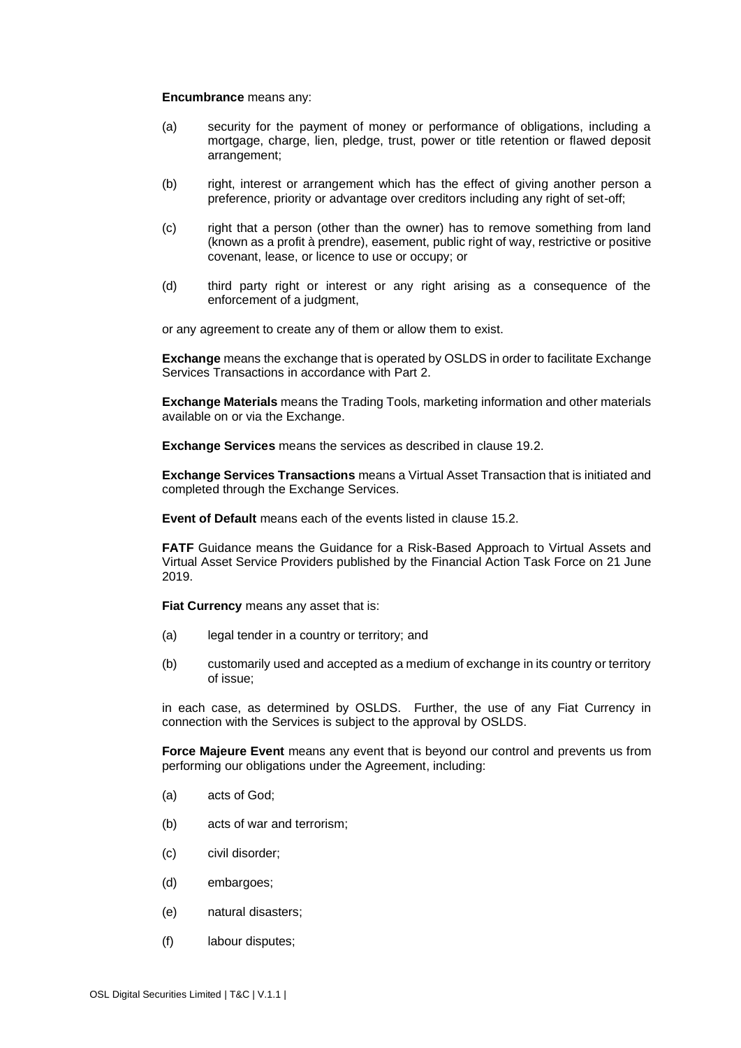**Encumbrance** means any:

(a) security for the payment of money or performance of obligations, including a mortgage, charge, lien, pledge, trust, power or title retention or flawed deposit arrangement;

(b) right, interest or arrangement which has the effect of giving another person a preference, priority or advantage over creditors including any right of set-off;

(c) right that a person (other than the owner) has to remove something from land (known as a profit à prendre), easement, public right of way, restrictive or positive covenant, lease, or licence to use or occupy; or

(d) third party right or interest or any right arising as a consequence of the enforcement of a judgment,

or any agreement to create any of them or allow them to exist.

**Exchange** means the exchange that is operated by OSLDS in order to facilitate Exchange Services Transactions in accordance with Part 2.

**Exchange Materials** means the Trading Tools, marketing information and other materials available on or via the Exchange.

**Exchange Services** means the services as described in clause 19.2.

**Exchange Services Transactions** means a Virtual Asset Transaction that is initiated and completed through the Exchange Services.

**Event of Default** means each of the events listed in clause 15.2.

**FATF** Guidance means the Guidance for a Risk-Based Approach to Virtual Assets and Virtual Asset Service Providers published by the Financial Action Task Force on 21 June 2019.

**Fiat Currency** means any asset that is:

(a) legal tender in a country or territory; and

(b) customarily used and accepted as a medium of exchange in its country or territory of issue;

in each case, as determined by OSLDS. Further, the use of any Fiat Currency in connection with the Services is subject to the approval by OSLDS.

**Force Majeure Event** means any event that is beyond our control and prevents us from performing our obligations under the Agreement, including:

(a) acts of God;

(b) acts of war and terrorism;

(c) civil disorder;

(d) embargoes;

(e) natural disasters;

(f) labour disputes;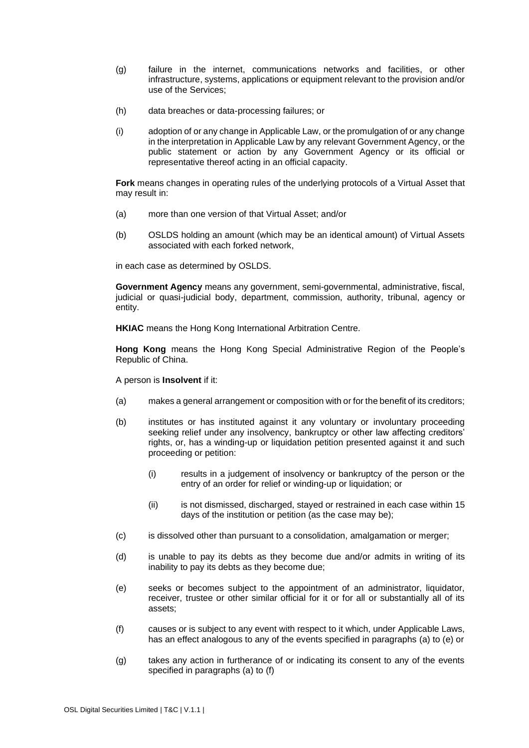(g) failure in the internet, communications networks and facilities, or other infrastructure, systems, applications or equipment relevant to the provision and/or use of the Services;

(h) data breaches or data-processing failures; or

(i) adoption of or any change in Applicable Law, or the promulgation of or any change in the interpretation in Applicable Law by any relevant Government Agency, or the public statement or action by any Government Agency or its official or representative thereof acting in an official capacity.

**Fork** means changes in operating rules of the underlying protocols of a Virtual Asset that may result in:

(a) more than one version of that Virtual Asset; and/or

(b) OSLDS holding an amount (which may be an identical amount) of Virtual Assets associated with each forked network,

in each case as determined by OSLDS.

**Government Agency** means any government, semi-governmental, administrative, fiscal, judicial or quasi-judicial body, department, commission, authority, tribunal, agency or entity.

**HKIAC** means the Hong Kong International Arbitration Centre.

**Hong Kong** means the Hong Kong Special Administrative Region of the People's Republic of China.

A person is **Insolvent** if it:

(a) makes a general arrangement or composition with or for the benefit of its creditors;

(b) institutes or has instituted against it any voluntary or involuntary proceeding seeking relief under any insolvency, bankruptcy or other law affecting creditors' rights, or, has a winding-up or liquidation petition presented against it and such proceeding or petition:

   (i) results in a judgement of insolvency or bankruptcy of the person or the entry of an order for relief or winding-up or liquidation; or

   (ii) is not dismissed, discharged, stayed or restrained in each case within 15 days of the institution or petition (as the case may be);

(c) is dissolved other than pursuant to a consolidation, amalgamation or merger;

(d) is unable to pay its debts as they become due and/or admits in writing of its inability to pay its debts as they become due;

(e) seeks or becomes subject to the appointment of an administrator, liquidator, receiver, trustee or other similar official for it or for all or substantially all of its assets;

(f) causes or is subject to any event with respect to it which, under Applicable Laws, has an effect analogous to any of the events specified in paragraphs (a) to (e) or

(g) takes any action in furtherance of or indicating its consent to any of the events specified in paragraphs (a) to (f)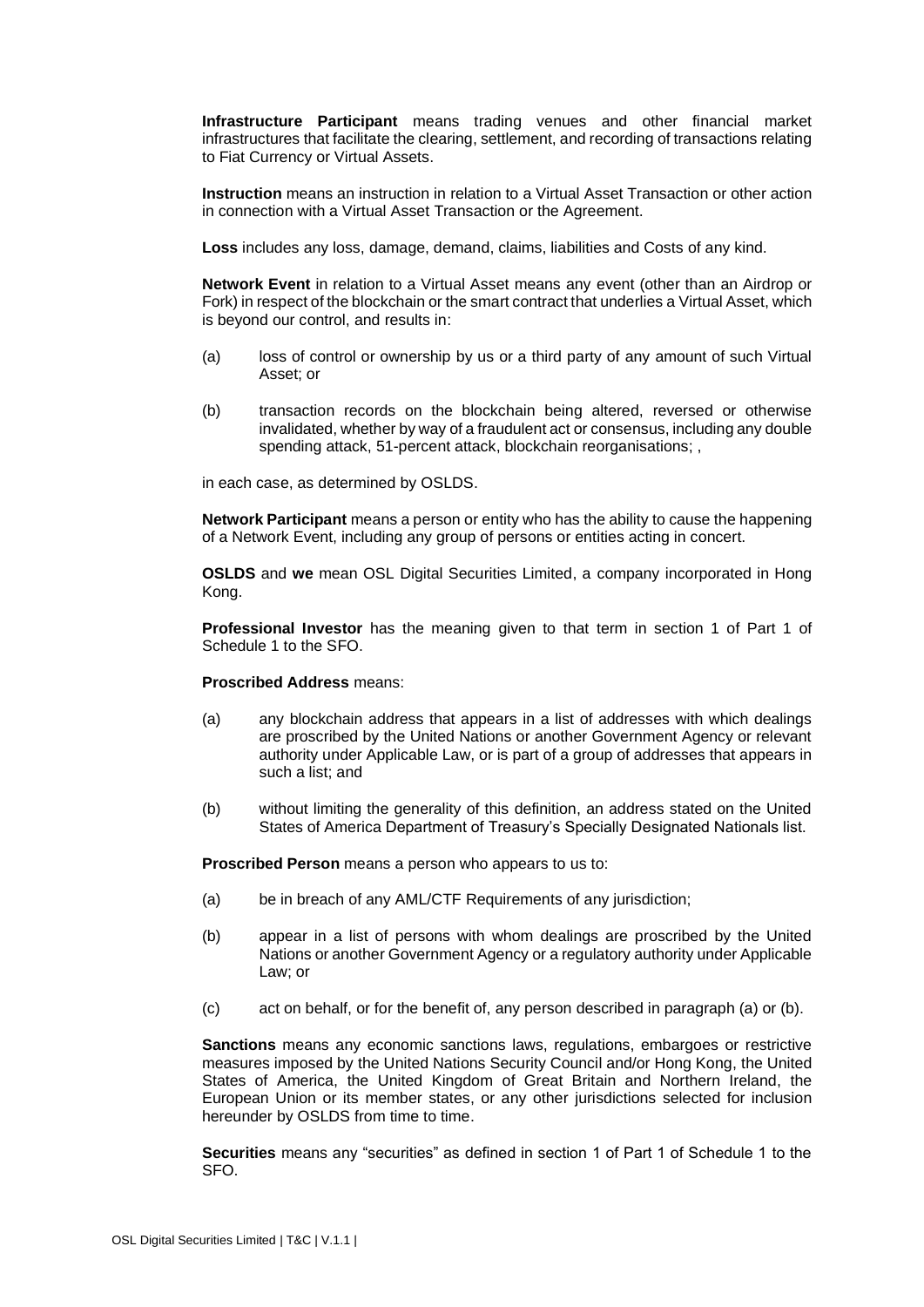**Infrastructure Participant** means trading venues and other financial market infrastructures that facilitate the clearing, settlement, and recording of transactions relating to Fiat Currency or Virtual Assets.

**Instruction** means an instruction in relation to a Virtual Asset Transaction or other action in connection with a Virtual Asset Transaction or the Agreement.

**Loss** includes any loss, damage, demand, claims, liabilities and Costs of any kind.

**Network Event** in relation to a Virtual Asset means any event (other than an Airdrop or Fork) in respect of the blockchain or the smart contract that underlies a Virtual Asset, which is beyond our control, and results in:

(a) loss of control or ownership by us or a third party of any amount of such Virtual Asset; or

(b) transaction records on the blockchain being altered, reversed or otherwise invalidated, whether by way of a fraudulent act or consensus, including any double spending attack, 51-percent attack, blockchain reorganisations; ,

in each case, as determined by OSLDS.

**Network Participant** means a person or entity who has the ability to cause the happening of a Network Event, including any group of persons or entities acting in concert.

**OSLDS** and **we** mean OSL Digital Securities Limited, a company incorporated in Hong Kong.

**Professional Investor** has the meaning given to that term in section 1 of Part 1 of Schedule 1 to the SFO.

**Proscribed Address** means:

(a) any blockchain address that appears in a list of addresses with which dealings are proscribed by the United Nations or another Government Agency or relevant authority under Applicable Law, or is part of a group of addresses that appears in such a list; and

(b) without limiting the generality of this definition, an address stated on the United States of America Department of Treasury's Specially Designated Nationals list.

**Proscribed Person** means a person who appears to us to:

(a) be in breach of any AML/CTF Requirements of any jurisdiction;

(b) appear in a list of persons with whom dealings are proscribed by the United Nations or another Government Agency or a regulatory authority under Applicable Law; or

(c) act on behalf, or for the benefit of, any person described in paragraph (a) or (b).

**Sanctions** means any economic sanctions laws, regulations, embargoes or restrictive measures imposed by the United Nations Security Council and/or Hong Kong, the United States of America, the United Kingdom of Great Britain and Northern Ireland, the European Union or its member states, or any other jurisdictions selected for inclusion hereunder by OSLDS from time to time.

**Securities** means any "securities" as defined in section 1 of Part 1 of Schedule 1 to the SFO.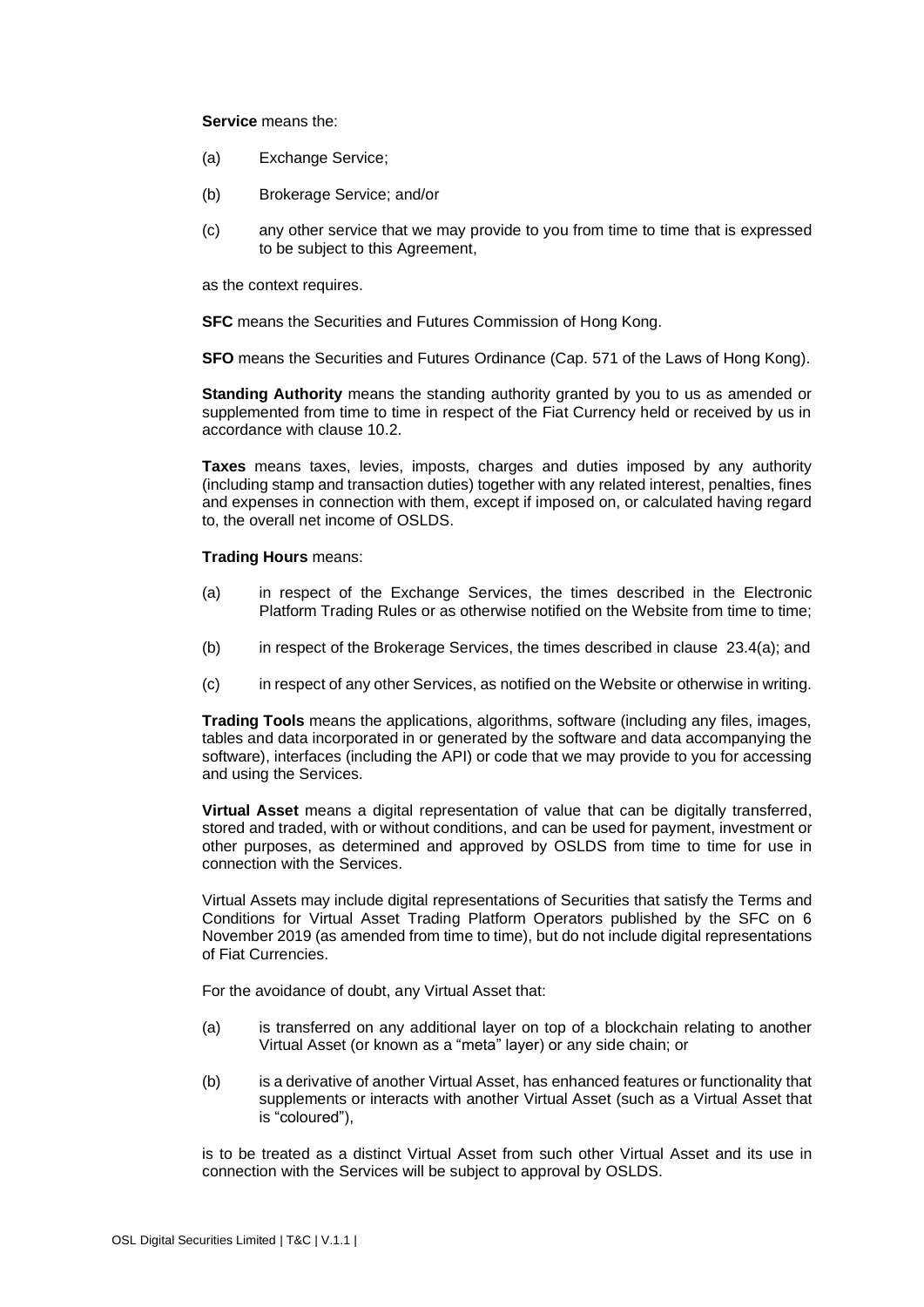**Service** means the:

(a) Exchange Service;

(b) Brokerage Service; and/or

(c) any other service that we may provide to you from time to time that is expressed to be subject to this Agreement,

as the context requires.

**SFC** means the Securities and Futures Commission of Hong Kong.

**SFO** means the Securities and Futures Ordinance (Cap. 571 of the Laws of Hong Kong).

**Standing Authority** means the standing authority granted by you to us as amended or supplemented from time to time in respect of the Fiat Currency held or received by us in accordance with clause 10.2.

**Taxes** means taxes, levies, imposts, charges and duties imposed by any authority (including stamp and transaction duties) together with any related interest, penalties, fines and expenses in connection with them, except if imposed on, or calculated having regard to, the overall net income of OSLDS.

**Trading Hours** means:

(a) in respect of the Exchange Services, the times described in the Electronic Platform Trading Rules or as otherwise notified on the Website from time to time;

(b) in respect of the Brokerage Services, the times described in clause 23.4(a); and

(c) in respect of any other Services, as notified on the Website or otherwise in writing.

**Trading Tools** means the applications, algorithms, software (including any files, images, tables and data incorporated in or generated by the software and data accompanying the software), interfaces (including the API) or code that we may provide to you for accessing and using the Services.

**Virtual Asset** means a digital representation of value that can be digitally transferred, stored and traded, with or without conditions, and can be used for payment, investment or other purposes, as determined and approved by OSLDS from time to time for use in connection with the Services.

Virtual Assets may include digital representations of Securities that satisfy the Terms and Conditions for Virtual Asset Trading Platform Operators published by the SFC on 6 November 2019 (as amended from time to time), but do not include digital representations of Fiat Currencies.

For the avoidance of doubt, any Virtual Asset that:

(a) is transferred on any additional layer on top of a blockchain relating to another Virtual Asset (or known as a "meta" layer) or any side chain; or

(b) is a derivative of another Virtual Asset, has enhanced features or functionality that supplements or interacts with another Virtual Asset (such as a Virtual Asset that is "coloured"),

is to be treated as a distinct Virtual Asset from such other Virtual Asset and its use in connection with the Services will be subject to approval by OSLDS.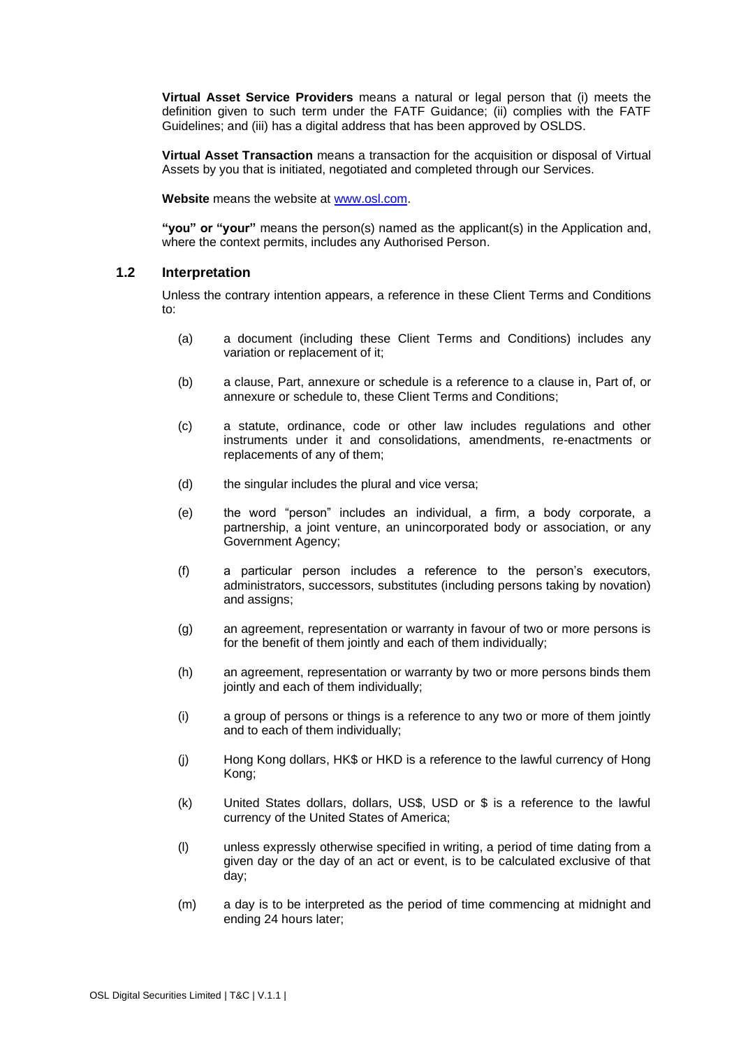**Virtual Asset Service Providers** means a natural or legal person that (i) meets the definition given to such term under the FATF Guidance; (ii) complies with the FATF Guidelines; and (iii) has a digital address that has been approved by OSLDS.

**Virtual Asset Transaction** means a transaction for the acquisition or disposal of Virtual Assets by you that is initiated, negotiated and completed through our Services.

**Website** means the website at www.osl.com.

**"you" or "your"** means the person(s) named as the applicant(s) in the Application and, where the context permits, includes any Authorised Person.

### 1.2 Interpretation

Unless the contrary intention appears, a reference in these Client Terms and Conditions to:

(a) a document (including these Client Terms and Conditions) includes any variation or replacement of it;

(b) a clause, Part, annexure or schedule is a reference to a clause in, Part of, or annexure or schedule to, these Client Terms and Conditions;

(c) a statute, ordinance, code or other law includes regulations and other instruments under it and consolidations, amendments, re-enactments or replacements of any of them;

(d) the singular includes the plural and vice versa;

(e) the word "person" includes an individual, a firm, a body corporate, a partnership, a joint venture, an unincorporated body or association, or any Government Agency;

(f) a particular person includes a reference to the person's executors, administrators, successors, substitutes (including persons taking by novation) and assigns;

(g) an agreement, representation or warranty in favour of two or more persons is for the benefit of them jointly and each of them individually;

(h) an agreement, representation or warranty by two or more persons binds them jointly and each of them individually;

(i) a group of persons or things is a reference to any two or more of them jointly and to each of them individually;

(j) Hong Kong dollars, HK$ or HKD is a reference to the lawful currency of Hong Kong;

(k) United States dollars, dollars, US$, USD or $ is a reference to the lawful currency of the United States of America;

(l) unless expressly otherwise specified in writing, a period of time dating from a given day or the day of an act or event, is to be calculated exclusive of that day;

(m) a day is to be interpreted as the period of time commencing at midnight and ending 24 hours later;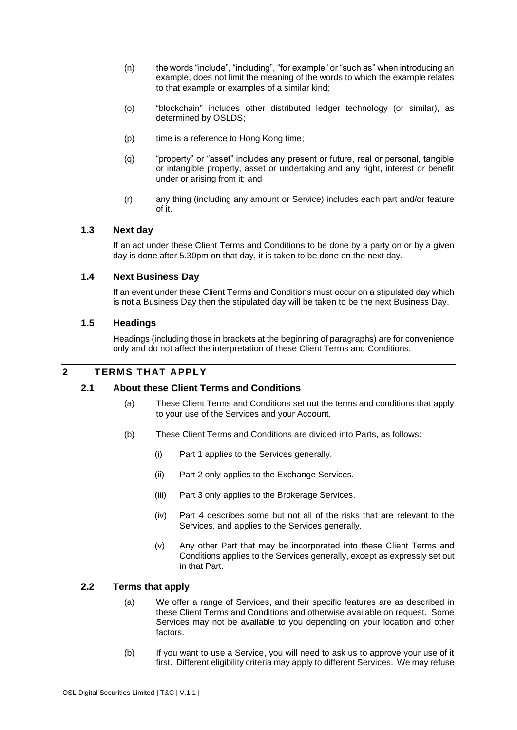(n) the words "include", "including", "for example" or "such as" when introducing an example, does not limit the meaning of the words to which the example relates to that example or examples of a similar kind;

(o) "blockchain" includes other distributed ledger technology (or similar), as determined by OSLDS;

(p) time is a reference to Hong Kong time;

(q) "property" or "asset" includes any present or future, real or personal, tangible or intangible property, asset or undertaking and any right, interest or benefit under or arising from it; and

(r) any thing (including any amount or Service) includes each part and/or feature of it.

### 1.3 Next day

If an act under these Client Terms and Conditions to be done by a party on or by a given day is done after 5.30pm on that day, it is taken to be done on the next day.

### 1.4 Next Business Day

If an event under these Client Terms and Conditions must occur on a stipulated day which is not a Business Day then the stipulated day will be taken to be the next Business Day.

### 1.5 Headings

Headings (including those in brackets at the beginning of paragraphs) are for convenience only and do not affect the interpretation of these Client Terms and Conditions.

## 2 TERMS THAT APPLY

### 2.1 About these Client Terms and Conditions

(a) These Client Terms and Conditions set out the terms and conditions that apply to your use of the Services and your Account.

(b) These Client Terms and Conditions are divided into Parts, as follows:

(i) Part 1 applies to the Services generally.

(ii) Part 2 only applies to the Exchange Services.

(iii) Part 3 only applies to the Brokerage Services.

(iv) Part 4 describes some but not all of the risks that are relevant to the Services, and applies to the Services generally.

(v) Any other Part that may be incorporated into these Client Terms and Conditions applies to the Services generally, except as expressly set out in that Part.

### 2.2 Terms that apply

(a) We offer a range of Services, and their specific features are as described in these Client Terms and Conditions and otherwise available on request. Some Services may not be available to you depending on your location and other factors.

(b) If you want to use a Service, you will need to ask us to approve your use of it first. Different eligibility criteria may apply to different Services. We may refuse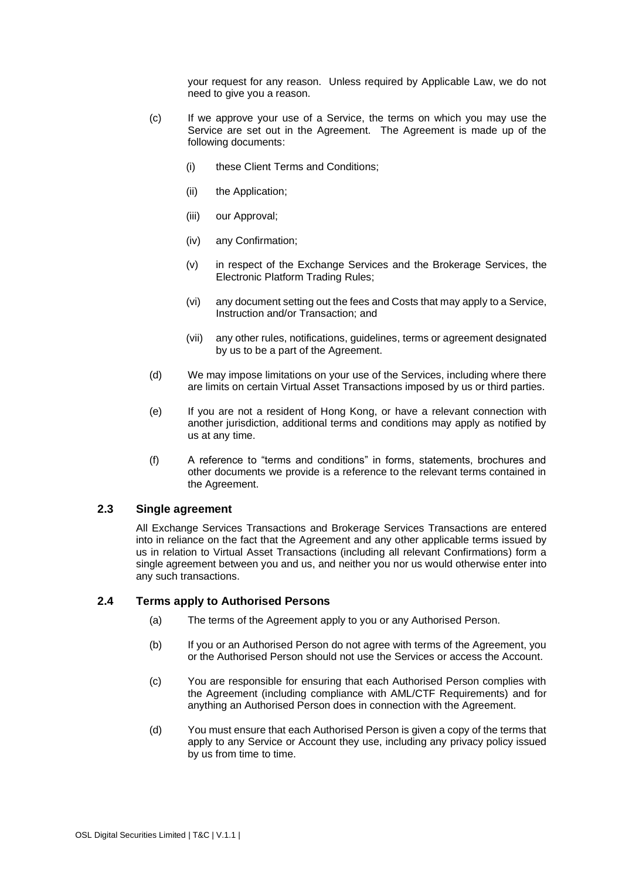your request for any reason. Unless required by Applicable Law, we do not need to give you a reason.

(c) If we approve your use of a Service, the terms on which you may use the Service are set out in the Agreement. The Agreement is made up of the following documents:

(i) these Client Terms and Conditions;

(ii) the Application;

(iii) our Approval;

(iv) any Confirmation;

(v) in respect of the Exchange Services and the Brokerage Services, the Electronic Platform Trading Rules;

(vi) any document setting out the fees and Costs that may apply to a Service, Instruction and/or Transaction; and

(vii) any other rules, notifications, guidelines, terms or agreement designated by us to be a part of the Agreement.

(d) We may impose limitations on your use of the Services, including where there are limits on certain Virtual Asset Transactions imposed by us or third parties.

(e) If you are not a resident of Hong Kong, or have a relevant connection with another jurisdiction, additional terms and conditions may apply as notified by us at any time.

(f) A reference to "terms and conditions" in forms, statements, brochures and other documents we provide is a reference to the relevant terms contained in the Agreement.

### 2.3 Single agreement

All Exchange Services Transactions and Brokerage Services Transactions are entered into in reliance on the fact that the Agreement and any other applicable terms issued by us in relation to Virtual Asset Transactions (including all relevant Confirmations) form a single agreement between you and us, and neither you nor us would otherwise enter into any such transactions.

### 2.4 Terms apply to Authorised Persons

(a) The terms of the Agreement apply to you or any Authorised Person.

(b) If you or an Authorised Person do not agree with terms of the Agreement, you or the Authorised Person should not use the Services or access the Account.

(c) You are responsible for ensuring that each Authorised Person complies with the Agreement (including compliance with AML/CTF Requirements) and for anything an Authorised Person does in connection with the Agreement.

(d) You must ensure that each Authorised Person is given a copy of the terms that apply to any Service or Account they use, including any privacy policy issued by us from time to time.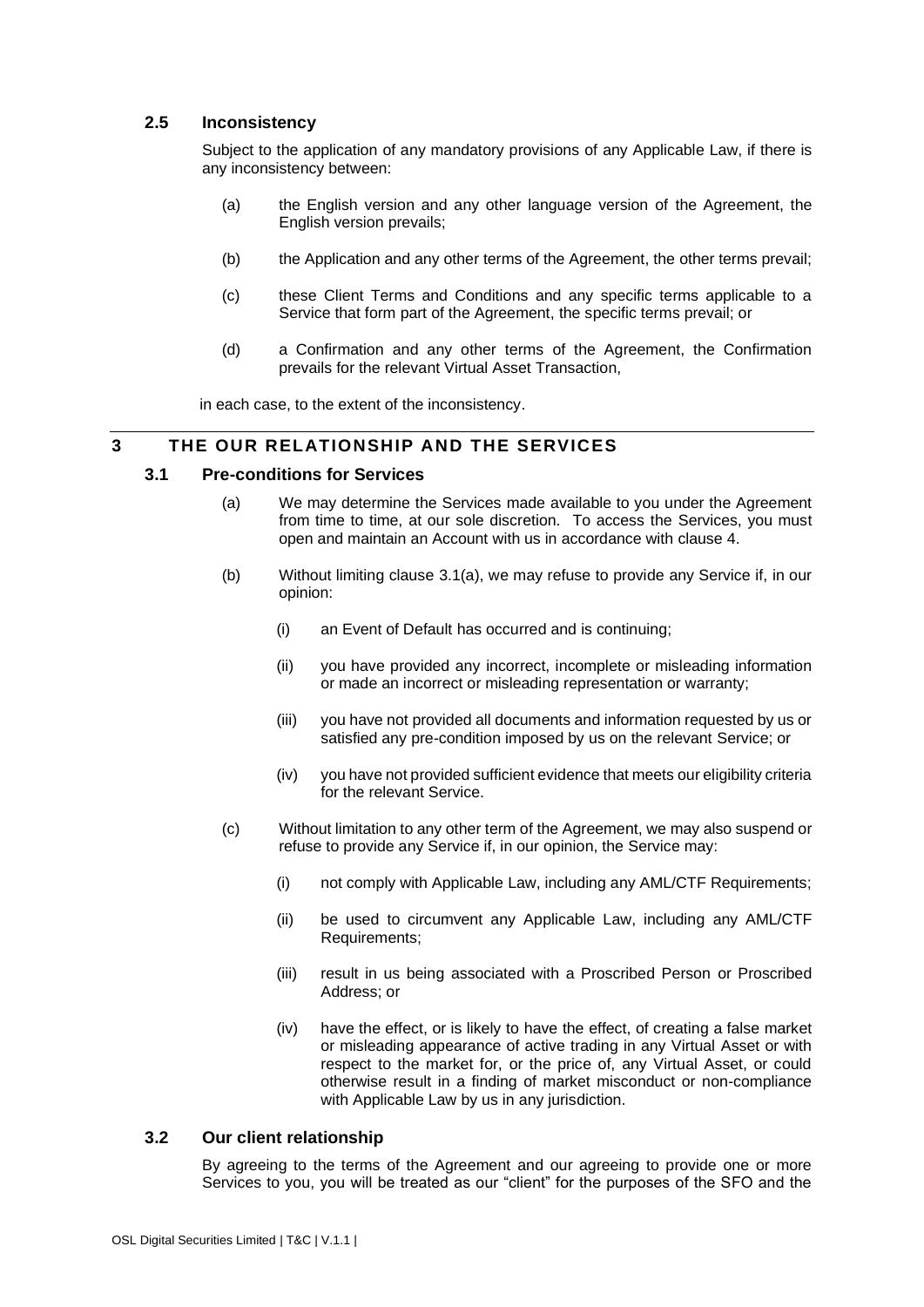### 2.5 Inconsistency

Subject to the application of any mandatory provisions of any Applicable Law, if there is any inconsistency between:

(a) the English version and any other language version of the Agreement, the English version prevails;

(b) the Application and any other terms of the Agreement, the other terms prevail;

(c) these Client Terms and Conditions and any specific terms applicable to a Service that form part of the Agreement, the specific terms prevail; or

(d) a Confirmation and any other terms of the Agreement, the Confirmation prevails for the relevant Virtual Asset Transaction,

in each case, to the extent of the inconsistency.

## 3 THE OUR RELATIONSHIP AND THE SERVICES

### 3.1 Pre-conditions for Services

(a) We may determine the Services made available to you under the Agreement from time to time, at our sole discretion. To access the Services, you must open and maintain an Account with us in accordance with clause 4.

(b) Without limiting clause 3.1(a), we may refuse to provide any Service if, in our opinion:

(i) an Event of Default has occurred and is continuing;

(ii) you have provided any incorrect, incomplete or misleading information or made an incorrect or misleading representation or warranty;

(iii) you have not provided all documents and information requested by us or satisfied any pre-condition imposed by us on the relevant Service; or

(iv) you have not provided sufficient evidence that meets our eligibility criteria for the relevant Service.

(c) Without limitation to any other term of the Agreement, we may also suspend or refuse to provide any Service if, in our opinion, the Service may:

(i) not comply with Applicable Law, including any AML/CTF Requirements;

(ii) be used to circumvent any Applicable Law, including any AML/CTF Requirements;

(iii) result in us being associated with a Proscribed Person or Proscribed Address; or

(iv) have the effect, or is likely to have the effect, of creating a false market or misleading appearance of active trading in any Virtual Asset or with respect to the market for, or the price of, any Virtual Asset, or could otherwise result in a finding of market misconduct or non-compliance with Applicable Law by us in any jurisdiction.

### 3.2 Our client relationship

By agreeing to the terms of the Agreement and our agreeing to provide one or more Services to you, you will be treated as our "client" for the purposes of the SFO and the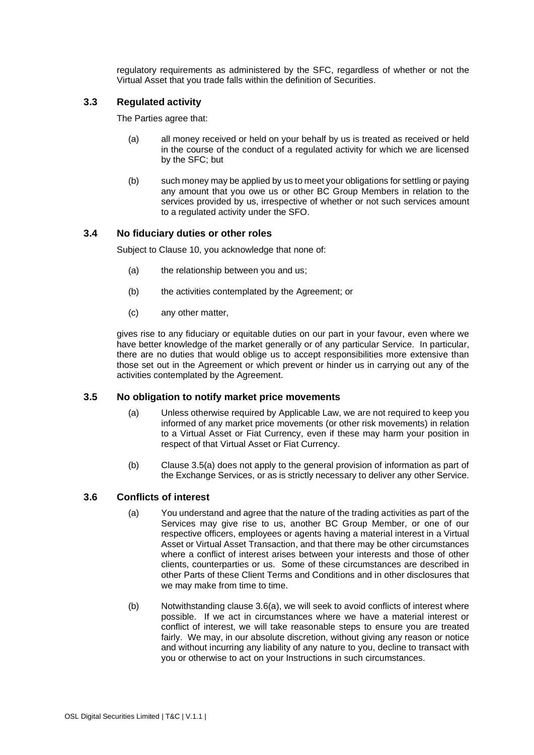regulatory requirements as administered by the SFC, regardless of whether or not the Virtual Asset that you trade falls within the definition of Securities.

### 3.3 Regulated activity

The Parties agree that:

(a) all money received or held on your behalf by us is treated as received or held in the course of the conduct of a regulated activity for which we are licensed by the SFC; but

(b) such money may be applied by us to meet your obligations for settling or paying any amount that you owe us or other BC Group Members in relation to the services provided by us, irrespective of whether or not such services amount to a regulated activity under the SFO.

### 3.4 No fiduciary duties or other roles

Subject to Clause 10, you acknowledge that none of:

(a) the relationship between you and us;

(b) the activities contemplated by the Agreement; or

(c) any other matter,

gives rise to any fiduciary or equitable duties on our part in your favour, even where we have better knowledge of the market generally or of any particular Service. In particular, there are no duties that would oblige us to accept responsibilities more extensive than those set out in the Agreement or which prevent or hinder us in carrying out any of the activities contemplated by the Agreement.

### 3.5 No obligation to notify market price movements

(a) Unless otherwise required by Applicable Law, we are not required to keep you informed of any market price movements (or other risk movements) in relation to a Virtual Asset or Fiat Currency, even if these may harm your position in respect of that Virtual Asset or Fiat Currency.

(b) Clause 3.5(a) does not apply to the general provision of information as part of the Exchange Services, or as is strictly necessary to deliver any other Service.

### 3.6 Conflicts of interest

(a) You understand and agree that the nature of the trading activities as part of the Services may give rise to us, another BC Group Member, or one of our respective officers, employees or agents having a material interest in a Virtual Asset or Virtual Asset Transaction, and that there may be other circumstances where a conflict of interest arises between your interests and those of other clients, counterparties or us. Some of these circumstances are described in other Parts of these Client Terms and Conditions and in other disclosures that we may make from time to time.

(b) Notwithstanding clause 3.6(a), we will seek to avoid conflicts of interest where possible. If we act in circumstances where we have a material interest or conflict of interest, we will take reasonable steps to ensure you are treated fairly. We may, in our absolute discretion, without giving any reason or notice and without incurring any liability of any nature to you, decline to transact with you or otherwise to act on your Instructions in such circumstances.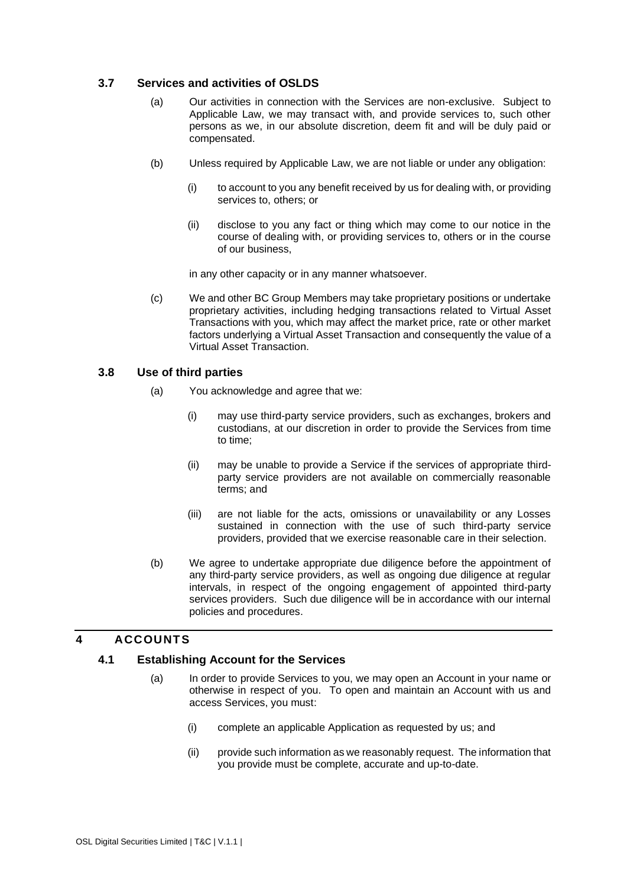### 3.7 Services and activities of OSLDS

(a) Our activities in connection with the Services are non-exclusive. Subject to Applicable Law, we may transact with, and provide services to, such other persons as we, in our absolute discretion, deem fit and will be duly paid or compensated.

(b) Unless required by Applicable Law, we are not liable or under any obligation:

(i) to account to you any benefit received by us for dealing with, or providing services to, others; or

(ii) disclose to you any fact or thing which may come to our notice in the course of dealing with, or providing services to, others or in the course of our business,

in any other capacity or in any manner whatsoever.

(c) We and other BC Group Members may take proprietary positions or undertake proprietary activities, including hedging transactions related to Virtual Asset Transactions with you, which may affect the market price, rate or other market factors underlying a Virtual Asset Transaction and consequently the value of a Virtual Asset Transaction.

### 3.8 Use of third parties

(a) You acknowledge and agree that we:

(i) may use third-party service providers, such as exchanges, brokers and custodians, at our discretion in order to provide the Services from time to time;

(ii) may be unable to provide a Service if the services of appropriate third-party service providers are not available on commercially reasonable terms; and

(iii) are not liable for the acts, omissions or unavailability or any Losses sustained in connection with the use of such third-party service providers, provided that we exercise reasonable care in their selection.

(b) We agree to undertake appropriate due diligence before the appointment of any third-party service providers, as well as ongoing due diligence at regular intervals, in respect of the ongoing engagement of appointed third-party services providers. Such due diligence will be in accordance with our internal policies and procedures.

## 4 ACCOUNTS

### 4.1 Establishing Account for the Services

(a) In order to provide Services to you, we may open an Account in your name or otherwise in respect of you. To open and maintain an Account with us and access Services, you must:

(i) complete an applicable Application as requested by us; and

(ii) provide such information as we reasonably request. The information that you provide must be complete, accurate and up-to-date.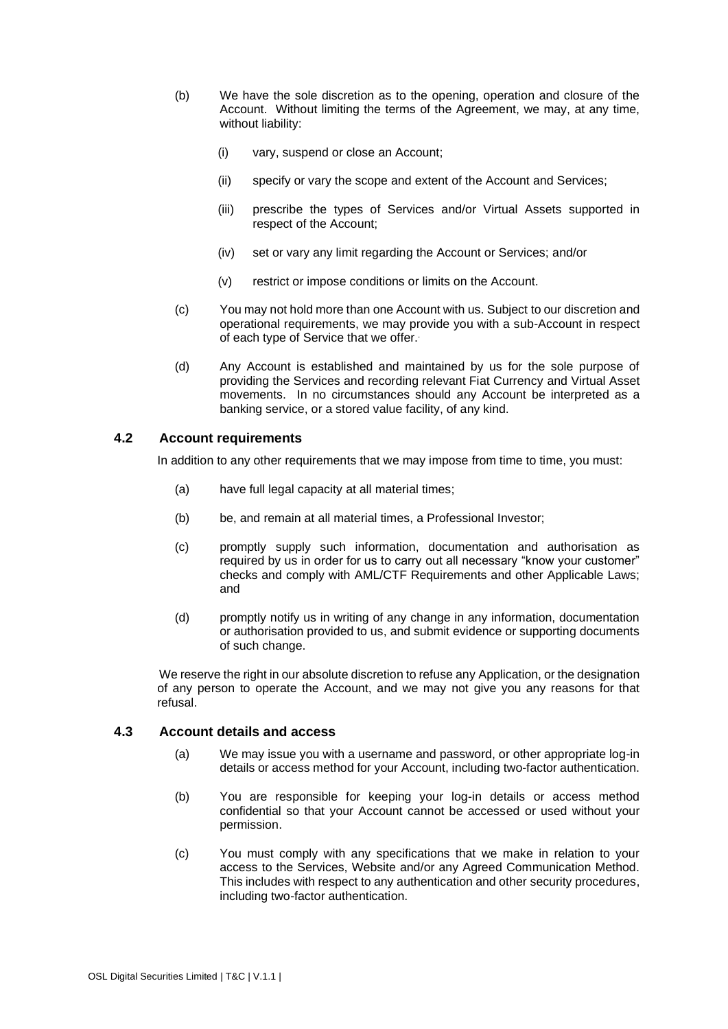(b) We have the sole discretion as to the opening, operation and closure of the Account. Without limiting the terms of the Agreement, we may, at any time, without liability:

  (i) vary, suspend or close an Account;

  (ii) specify or vary the scope and extent of the Account and Services;

  (iii) prescribe the types of Services and/or Virtual Assets supported in respect of the Account;

  (iv) set or vary any limit regarding the Account or Services; and/or

  (v) restrict or impose conditions or limits on the Account.

(c) You may not hold more than one Account with us. Subject to our discretion and operational requirements, we may provide you with a sub-Account in respect of each type of Service that we offer.

(d) Any Account is established and maintained by us for the sole purpose of providing the Services and recording relevant Fiat Currency and Virtual Asset movements. In no circumstances should any Account be interpreted as a banking service, or a stored value facility, of any kind.

### 4.2 Account requirements

In addition to any other requirements that we may impose from time to time, you must:

(a) have full legal capacity at all material times;

(b) be, and remain at all material times, a Professional Investor;

(c) promptly supply such information, documentation and authorisation as required by us in order for us to carry out all necessary "know your customer" checks and comply with AML/CTF Requirements and other Applicable Laws; and

(d) promptly notify us in writing of any change in any information, documentation or authorisation provided to us, and submit evidence or supporting documents of such change.

We reserve the right in our absolute discretion to refuse any Application, or the designation of any person to operate the Account, and we may not give you any reasons for that refusal.

### 4.3 Account details and access

(a) We may issue you with a username and password, or other appropriate log-in details or access method for your Account, including two-factor authentication.

(b) You are responsible for keeping your log-in details or access method confidential so that your Account cannot be accessed or used without your permission.

(c) You must comply with any specifications that we make in relation to your access to the Services, Website and/or any Agreed Communication Method. This includes with respect to any authentication and other security procedures, including two-factor authentication.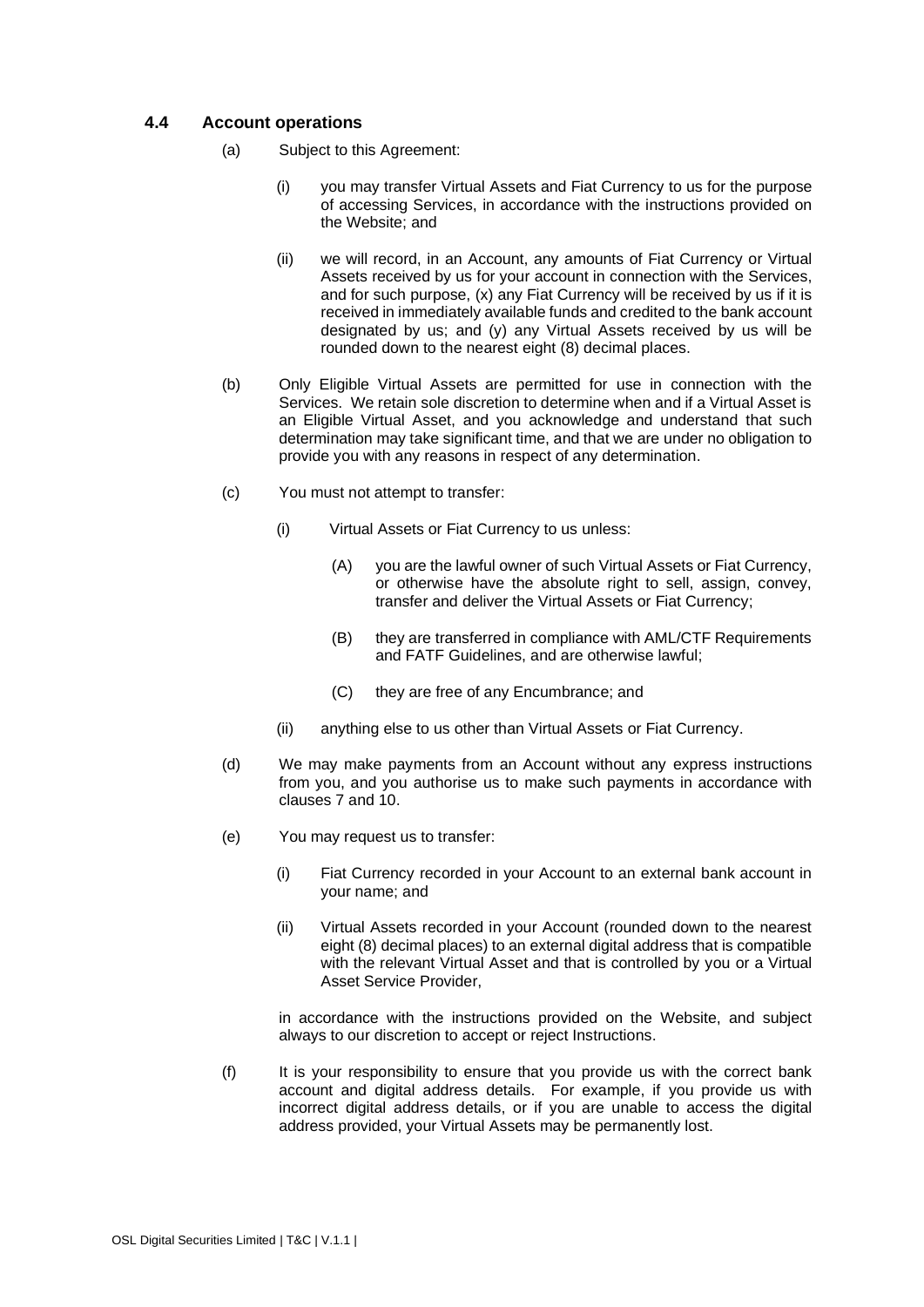### 4.4 Account operations

(a) Subject to this Agreement:

(i) you may transfer Virtual Assets and Fiat Currency to us for the purpose of accessing Services, in accordance with the instructions provided on the Website; and

(ii) we will record, in an Account, any amounts of Fiat Currency or Virtual Assets received by us for your account in connection with the Services, and for such purpose, (x) any Fiat Currency will be received by us if it is received in immediately available funds and credited to the bank account designated by us; and (y) any Virtual Assets received by us will be rounded down to the nearest eight (8) decimal places.

(b) Only Eligible Virtual Assets are permitted for use in connection with the Services. We retain sole discretion to determine when and if a Virtual Asset is an Eligible Virtual Asset, and you acknowledge and understand that such determination may take significant time, and that we are under no obligation to provide you with any reasons in respect of any determination.

(c) You must not attempt to transfer:

(i) Virtual Assets or Fiat Currency to us unless:

(A) you are the lawful owner of such Virtual Assets or Fiat Currency, or otherwise have the absolute right to sell, assign, convey, transfer and deliver the Virtual Assets or Fiat Currency;

(B) they are transferred in compliance with AML/CTF Requirements and FATF Guidelines, and are otherwise lawful;

(C) they are free of any Encumbrance; and

(ii) anything else to us other than Virtual Assets or Fiat Currency.

(d) We may make payments from an Account without any express instructions from you, and you authorise us to make such payments in accordance with clauses 7 and 10.

(e) You may request us to transfer:

(i) Fiat Currency recorded in your Account to an external bank account in your name; and

(ii) Virtual Assets recorded in your Account (rounded down to the nearest eight (8) decimal places) to an external digital address that is compatible with the relevant Virtual Asset and that is controlled by you or a Virtual Asset Service Provider,

in accordance with the instructions provided on the Website, and subject always to our discretion to accept or reject Instructions.

(f) It is your responsibility to ensure that you provide us with the correct bank account and digital address details. For example, if you provide us with incorrect digital address details, or if you are unable to access the digital address provided, your Virtual Assets may be permanently lost.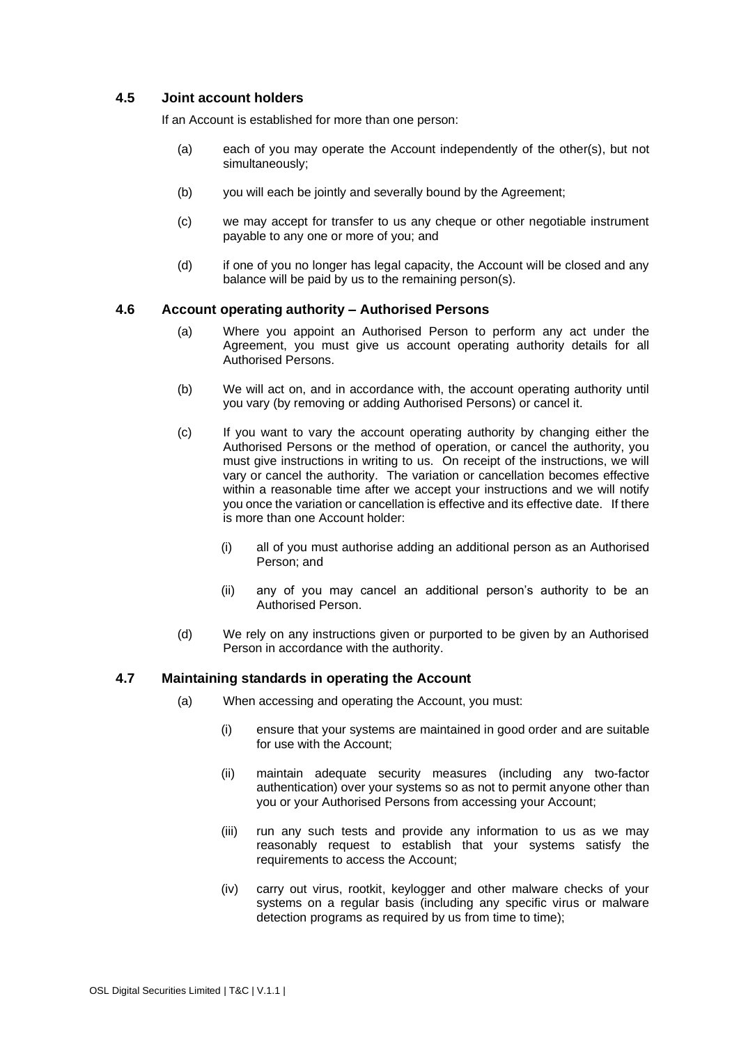### 4.5 Joint account holders

If an Account is established for more than one person:

(a) each of you may operate the Account independently of the other(s), but not simultaneously;

(b) you will each be jointly and severally bound by the Agreement;

(c) we may accept for transfer to us any cheque or other negotiable instrument payable to any one or more of you; and

(d) if one of you no longer has legal capacity, the Account will be closed and any balance will be paid by us to the remaining person(s).

### 4.6 Account operating authority – Authorised Persons

(a) Where you appoint an Authorised Person to perform any act under the Agreement, you must give us account operating authority details for all Authorised Persons.

(b) We will act on, and in accordance with, the account operating authority until you vary (by removing or adding Authorised Persons) or cancel it.

(c) If you want to vary the account operating authority by changing either the Authorised Persons or the method of operation, or cancel the authority, you must give instructions in writing to us. On receipt of the instructions, we will vary or cancel the authority. The variation or cancellation becomes effective within a reasonable time after we accept your instructions and we will notify you once the variation or cancellation is effective and its effective date. If there is more than one Account holder:

  (i) all of you must authorise adding an additional person as an Authorised Person; and

  (ii) any of you may cancel an additional person's authority to be an Authorised Person.

(d) We rely on any instructions given or purported to be given by an Authorised Person in accordance with the authority.

### 4.7 Maintaining standards in operating the Account

(a) When accessing and operating the Account, you must:

  (i) ensure that your systems are maintained in good order and are suitable for use with the Account;

  (ii) maintain adequate security measures (including any two-factor authentication) over your systems so as not to permit anyone other than you or your Authorised Persons from accessing your Account;

  (iii) run any such tests and provide any information to us as we may reasonably request to establish that your systems satisfy the requirements to access the Account;

  (iv) carry out virus, rootkit, keylogger and other malware checks of your systems on a regular basis (including any specific virus or malware detection programs as required by us from time to time);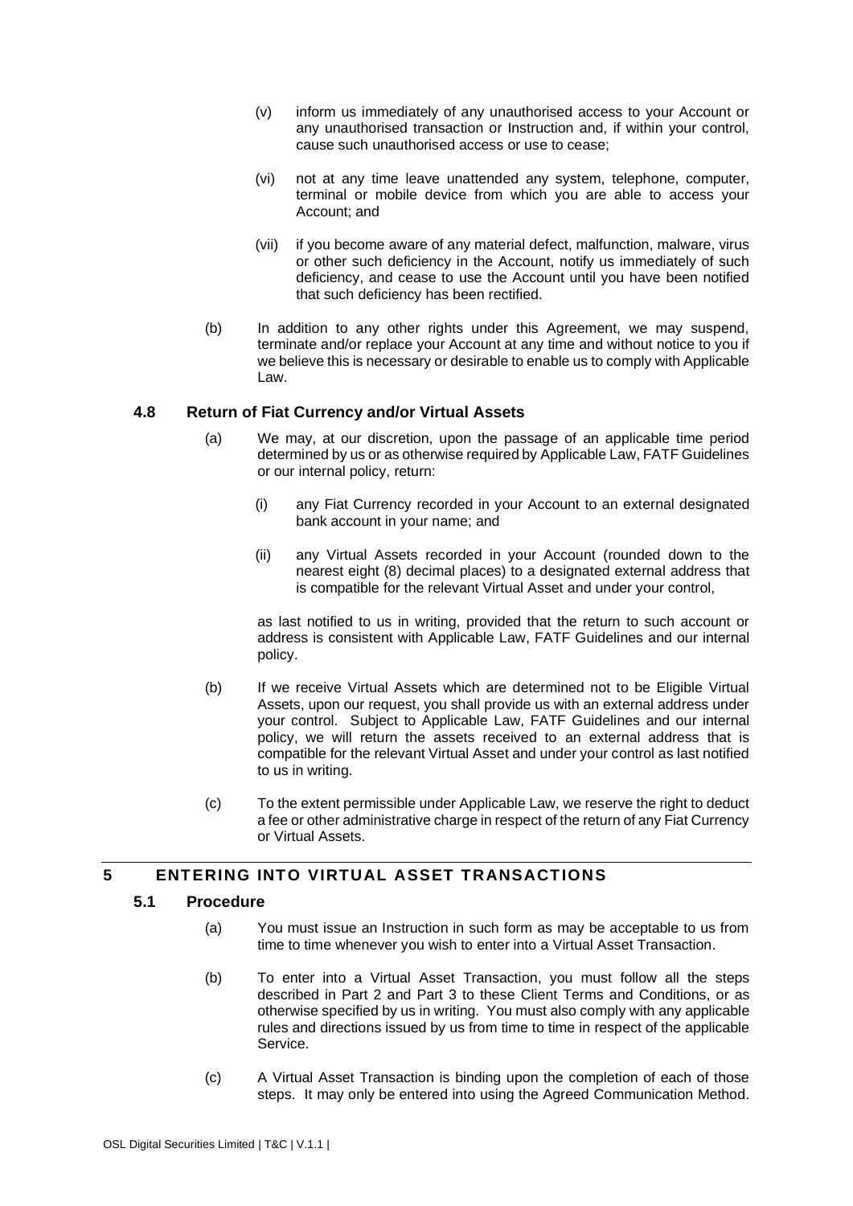(v) inform us immediately of any unauthorised access to your Account or any unauthorised transaction or Instruction and, if within your control, cause such unauthorised access or use to cease;

(vi) not at any time leave unattended any system, telephone, computer, terminal or mobile device from which you are able to access your Account; and

(vii) if you become aware of any material defect, malfunction, malware, virus or other such deficiency in the Account, notify us immediately of such deficiency, and cease to use the Account until you have been notified that such deficiency has been rectified.

(b) In addition to any other rights under this Agreement, we may suspend, terminate and/or replace your Account at any time and without notice to you if we believe this is necessary or desirable to enable us to comply with Applicable Law.

### 4.8 Return of Fiat Currency and/or Virtual Assets

(a) We may, at our discretion, upon the passage of an applicable time period determined by us or as otherwise required by Applicable Law, FATF Guidelines or our internal policy, return:

(i) any Fiat Currency recorded in your Account to an external designated bank account in your name; and

(ii) any Virtual Assets recorded in your Account (rounded down to the nearest eight (8) decimal places) to a designated external address that is compatible for the relevant Virtual Asset and under your control,

as last notified to us in writing, provided that the return to such account or address is consistent with Applicable Law, FATF Guidelines and our internal policy.

(b) If we receive Virtual Assets which are determined not to be Eligible Virtual Assets, upon our request, you shall provide us with an external address under your control. Subject to Applicable Law, FATF Guidelines and our internal policy, we will return the assets received to an external address that is compatible for the relevant Virtual Asset and under your control as last notified to us in writing.

(c) To the extent permissible under Applicable Law, we reserve the right to deduct a fee or other administrative charge in respect of the return of any Fiat Currency or Virtual Assets.

## 5 ENTERING INTO VIRTUAL ASSET TRANSACTIONS

### 5.1 Procedure

(a) You must issue an Instruction in such form as may be acceptable to us from time to time whenever you wish to enter into a Virtual Asset Transaction.

(b) To enter into a Virtual Asset Transaction, you must follow all the steps described in Part 2 and Part 3 to these Client Terms and Conditions, or as otherwise specified by us in writing. You must also comply with any applicable rules and directions issued by us from time to time in respect of the applicable Service.

(c) A Virtual Asset Transaction is binding upon the completion of each of those steps. It may only be entered into using the Agreed Communication Method.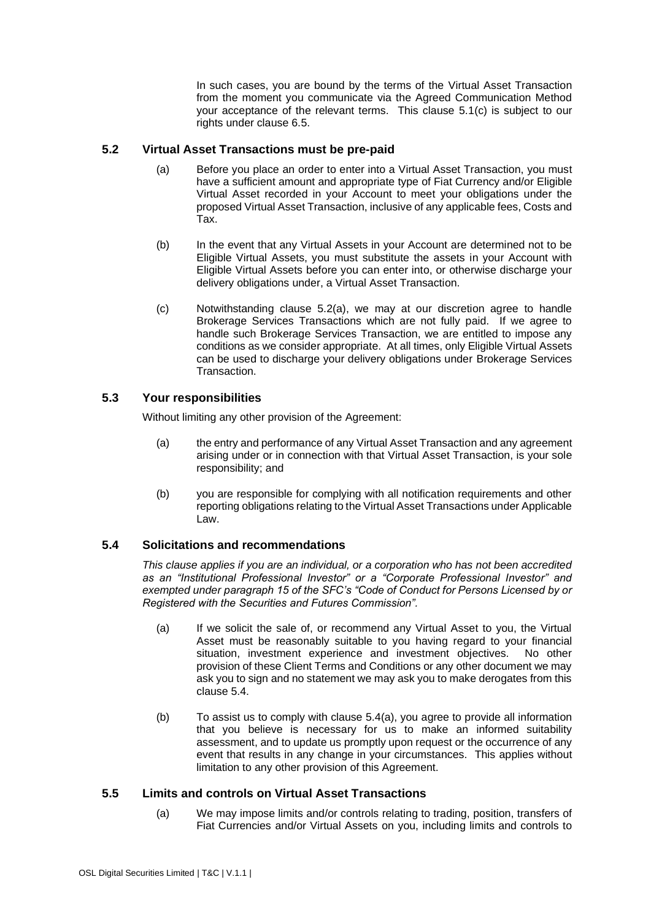In such cases, you are bound by the terms of the Virtual Asset Transaction from the moment you communicate via the Agreed Communication Method your acceptance of the relevant terms. This clause 5.1(c) is subject to our rights under clause 6.5.

### 5.2 Virtual Asset Transactions must be pre-paid

(a) Before you place an order to enter into a Virtual Asset Transaction, you must have a sufficient amount and appropriate type of Fiat Currency and/or Eligible Virtual Asset recorded in your Account to meet your obligations under the proposed Virtual Asset Transaction, inclusive of any applicable fees, Costs and Tax.

(b) In the event that any Virtual Assets in your Account are determined not to be Eligible Virtual Assets, you must substitute the assets in your Account with Eligible Virtual Assets before you can enter into, or otherwise discharge your delivery obligations under, a Virtual Asset Transaction.

(c) Notwithstanding clause 5.2(a), we may at our discretion agree to handle Brokerage Services Transactions which are not fully paid. If we agree to handle such Brokerage Services Transaction, we are entitled to impose any conditions as we consider appropriate. At all times, only Eligible Virtual Assets can be used to discharge your delivery obligations under Brokerage Services Transaction.

### 5.3 Your responsibilities

Without limiting any other provision of the Agreement:

(a) the entry and performance of any Virtual Asset Transaction and any agreement arising under or in connection with that Virtual Asset Transaction, is your sole responsibility; and

(b) you are responsible for complying with all notification requirements and other reporting obligations relating to the Virtual Asset Transactions under Applicable Law.

### 5.4 Solicitations and recommendations

*This clause applies if you are an individual, or a corporation who has not been accredited as an "Institutional Professional Investor" or a "Corporate Professional Investor" and exempted under paragraph 15 of the SFC's "Code of Conduct for Persons Licensed by or Registered with the Securities and Futures Commission".*

(a) If we solicit the sale of, or recommend any Virtual Asset to you, the Virtual Asset must be reasonably suitable to you having regard to your financial situation, investment experience and investment objectives. No other provision of these Client Terms and Conditions or any other document we may ask you to sign and no statement we may ask you to make derogates from this clause 5.4.

(b) To assist us to comply with clause 5.4(a), you agree to provide all information that you believe is necessary for us to make an informed suitability assessment, and to update us promptly upon request or the occurrence of any event that results in any change in your circumstances. This applies without limitation to any other provision of this Agreement.

### 5.5 Limits and controls on Virtual Asset Transactions

(a) We may impose limits and/or controls relating to trading, position, transfers of Fiat Currencies and/or Virtual Assets on you, including limits and controls to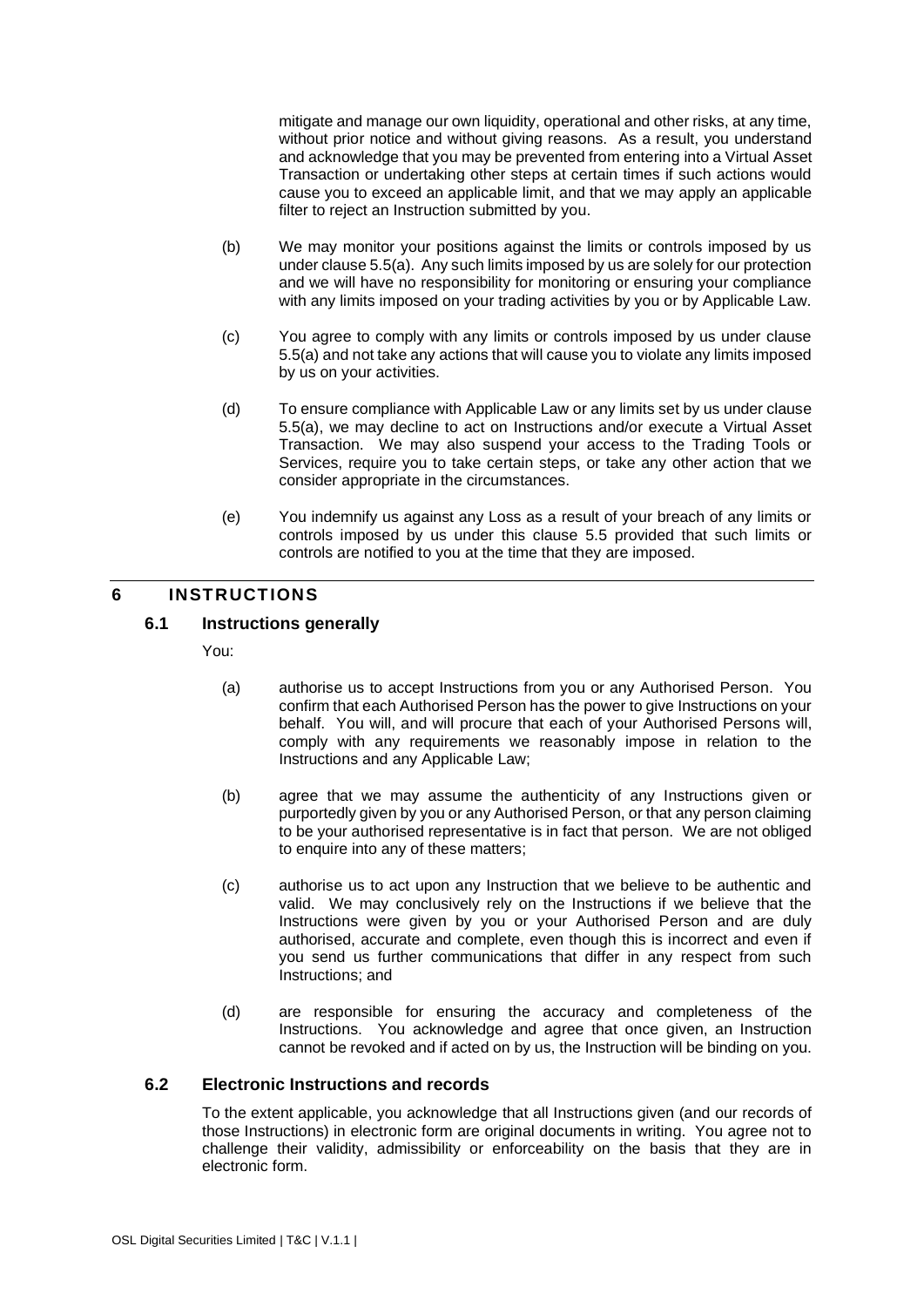mitigate and manage our own liquidity, operational and other risks, at any time, without prior notice and without giving reasons. As a result, you understand and acknowledge that you may be prevented from entering into a Virtual Asset Transaction or undertaking other steps at certain times if such actions would cause you to exceed an applicable limit, and that we may apply an applicable filter to reject an Instruction submitted by you.

(b) We may monitor your positions against the limits or controls imposed by us under clause 5.5(a). Any such limits imposed by us are solely for our protection and we will have no responsibility for monitoring or ensuring your compliance with any limits imposed on your trading activities by you or by Applicable Law.

(c) You agree to comply with any limits or controls imposed by us under clause 5.5(a) and not take any actions that will cause you to violate any limits imposed by us on your activities.

(d) To ensure compliance with Applicable Law or any limits set by us under clause 5.5(a), we may decline to act on Instructions and/or execute a Virtual Asset Transaction. We may also suspend your access to the Trading Tools or Services, require you to take certain steps, or take any other action that we consider appropriate in the circumstances.

(e) You indemnify us against any Loss as a result of your breach of any limits or controls imposed by us under this clause 5.5 provided that such limits or controls are notified to you at the time that they are imposed.

## 6 INSTRUCTIONS

### 6.1 Instructions generally

You:

(a) authorise us to accept Instructions from you or any Authorised Person. You confirm that each Authorised Person has the power to give Instructions on your behalf. You will, and will procure that each of your Authorised Persons will, comply with any requirements we reasonably impose in relation to the Instructions and any Applicable Law;

(b) agree that we may assume the authenticity of any Instructions given or purportedly given by you or any Authorised Person, or that any person claiming to be your authorised representative is in fact that person. We are not obliged to enquire into any of these matters;

(c) authorise us to act upon any Instruction that we believe to be authentic and valid. We may conclusively rely on the Instructions if we believe that the Instructions were given by you or your Authorised Person and are duly authorised, accurate and complete, even though this is incorrect and even if you send us further communications that differ in any respect from such Instructions; and

(d) are responsible for ensuring the accuracy and completeness of the Instructions. You acknowledge and agree that once given, an Instruction cannot be revoked and if acted on by us, the Instruction will be binding on you.

### 6.2 Electronic Instructions and records

To the extent applicable, you acknowledge that all Instructions given (and our records of those Instructions) in electronic form are original documents in writing. You agree not to challenge their validity, admissibility or enforceability on the basis that they are in electronic form.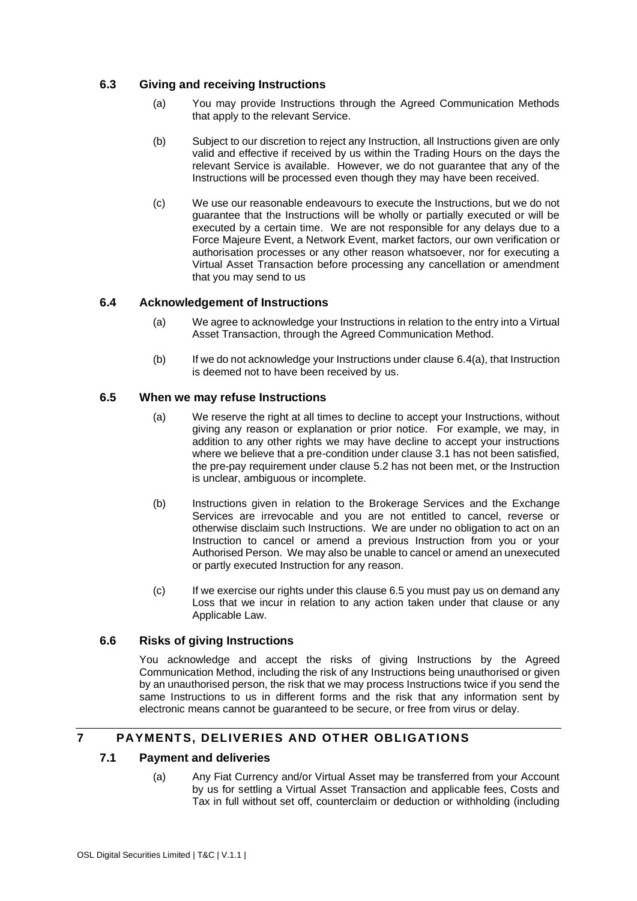### 6.3 Giving and receiving Instructions

(a) You may provide Instructions through the Agreed Communication Methods that apply to the relevant Service.

(b) Subject to our discretion to reject any Instruction, all Instructions given are only valid and effective if received by us within the Trading Hours on the days the relevant Service is available. However, we do not guarantee that any of the Instructions will be processed even though they may have been received.

(c) We use our reasonable endeavours to execute the Instructions, but we do not guarantee that the Instructions will be wholly or partially executed or will be executed by a certain time. We are not responsible for any delays due to a Force Majeure Event, a Network Event, market factors, our own verification or authorisation processes or any other reason whatsoever, nor for executing a Virtual Asset Transaction before processing any cancellation or amendment that you may send to us

### 6.4 Acknowledgement of Instructions

(a) We agree to acknowledge your Instructions in relation to the entry into a Virtual Asset Transaction, through the Agreed Communication Method.

(b) If we do not acknowledge your Instructions under clause 6.4(a), that Instruction is deemed not to have been received by us.

### 6.5 When we may refuse Instructions

(a) We reserve the right at all times to decline to accept your Instructions, without giving any reason or explanation or prior notice. For example, we may, in addition to any other rights we may have decline to accept your instructions where we believe that a pre-condition under clause 3.1 has not been satisfied, the pre-pay requirement under clause 5.2 has not been met, or the Instruction is unclear, ambiguous or incomplete.

(b) Instructions given in relation to the Brokerage Services and the Exchange Services are irrevocable and you are not entitled to cancel, reverse or otherwise disclaim such Instructions. We are under no obligation to act on an Instruction to cancel or amend a previous Instruction from you or your Authorised Person. We may also be unable to cancel or amend an unexecuted or partly executed Instruction for any reason.

(c) If we exercise our rights under this clause 6.5 you must pay us on demand any Loss that we incur in relation to any action taken under that clause or any Applicable Law.

### 6.6 Risks of giving Instructions

You acknowledge and accept the risks of giving Instructions by the Agreed Communication Method, including the risk of any Instructions being unauthorised or given by an unauthorised person, the risk that we may process Instructions twice if you send the same Instructions to us in different forms and the risk that any information sent by electronic means cannot be guaranteed to be secure, or free from virus or delay.

## 7 PAYMENTS, DELIVERIES AND OTHER OBLIGATIONS

### 7.1 Payment and deliveries

(a) Any Fiat Currency and/or Virtual Asset may be transferred from your Account by us for settling a Virtual Asset Transaction and applicable fees, Costs and Tax in full without set off, counterclaim or deduction or withholding (including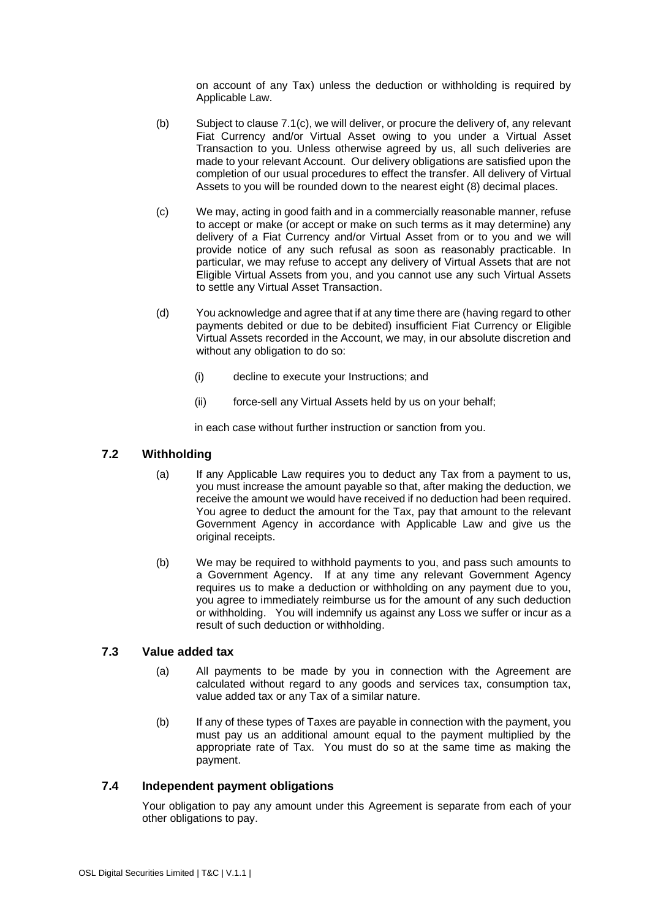on account of any Tax) unless the deduction or withholding is required by Applicable Law.

(b) Subject to clause 7.1(c), we will deliver, or procure the delivery of, any relevant Fiat Currency and/or Virtual Asset owing to you under a Virtual Asset Transaction to you. Unless otherwise agreed by us, all such deliveries are made to your relevant Account. Our delivery obligations are satisfied upon the completion of our usual procedures to effect the transfer. All delivery of Virtual Assets to you will be rounded down to the nearest eight (8) decimal places.

(c) We may, acting in good faith and in a commercially reasonable manner, refuse to accept or make (or accept or make on such terms as it may determine) any delivery of a Fiat Currency and/or Virtual Asset from or to you and we will provide notice of any such refusal as soon as reasonably practicable. In particular, we may refuse to accept any delivery of Virtual Assets that are not Eligible Virtual Assets from you, and you cannot use any such Virtual Assets to settle any Virtual Asset Transaction.

(d) You acknowledge and agree that if at any time there are (having regard to other payments debited or due to be debited) insufficient Fiat Currency or Eligible Virtual Assets recorded in the Account, we may, in our absolute discretion and without any obligation to do so:

 (i) decline to execute your Instructions; and

 (ii) force-sell any Virtual Assets held by us on your behalf;

 in each case without further instruction or sanction from you.

### 7.2 Withholding

(a) If any Applicable Law requires you to deduct any Tax from a payment to us, you must increase the amount payable so that, after making the deduction, we receive the amount we would have received if no deduction had been required. You agree to deduct the amount for the Tax, pay that amount to the relevant Government Agency in accordance with Applicable Law and give us the original receipts.

(b) We may be required to withhold payments to you, and pass such amounts to a Government Agency. If at any time any relevant Government Agency requires us to make a deduction or withholding on any payment due to you, you agree to immediately reimburse us for the amount of any such deduction or withholding. You will indemnify us against any Loss we suffer or incur as a result of such deduction or withholding.

### 7.3 Value added tax

(a) All payments to be made by you in connection with the Agreement are calculated without regard to any goods and services tax, consumption tax, value added tax or any Tax of a similar nature.

(b) If any of these types of Taxes are payable in connection with the payment, you must pay us an additional amount equal to the payment multiplied by the appropriate rate of Tax. You must do so at the same time as making the payment.

### 7.4 Independent payment obligations

Your obligation to pay any amount under this Agreement is separate from each of your other obligations to pay.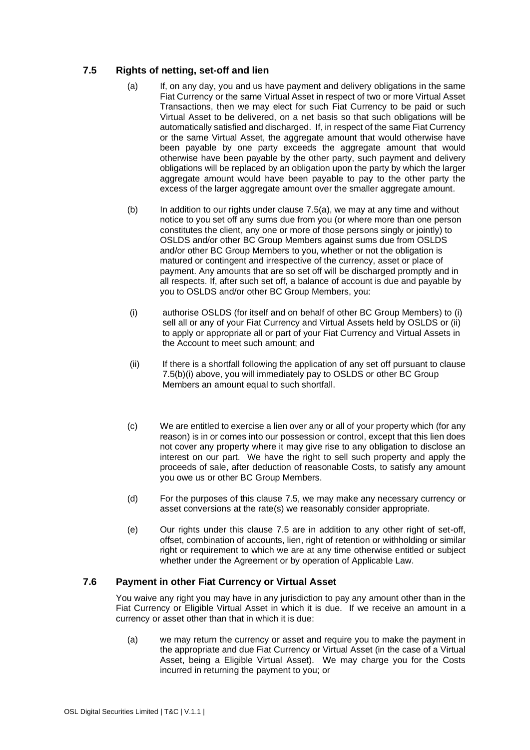### 7.5 Rights of netting, set-off and lien

(a) If, on any day, you and us have payment and delivery obligations in the same Fiat Currency or the same Virtual Asset in respect of two or more Virtual Asset Transactions, then we may elect for such Fiat Currency to be paid or such Virtual Asset to be delivered, on a net basis so that such obligations will be automatically satisfied and discharged. If, in respect of the same Fiat Currency or the same Virtual Asset, the aggregate amount that would otherwise have been payable by one party exceeds the aggregate amount that would otherwise have been payable by the other party, such payment and delivery obligations will be replaced by an obligation upon the party by which the larger aggregate amount would have been payable to pay to the other party the excess of the larger aggregate amount over the smaller aggregate amount.

(b) In addition to our rights under clause 7.5(a), we may at any time and without notice to you set off any sums due from you (or where more than one person constitutes the client, any one or more of those persons singly or jointly) to OSLDS and/or other BC Group Members against sums due from OSLDS and/or other BC Group Members to you, whether or not the obligation is matured or contingent and irrespective of the currency, asset or place of payment. Any amounts that are so set off will be discharged promptly and in all respects. If, after such set off, a balance of account is due and payable by you to OSLDS and/or other BC Group Members, you:

(i) authorise OSLDS (for itself and on behalf of other BC Group Members) to (i) sell all or any of your Fiat Currency and Virtual Assets held by OSLDS or (ii) to apply or appropriate all or part of your Fiat Currency and Virtual Assets in the Account to meet such amount; and

(ii) If there is a shortfall following the application of any set off pursuant to clause 7.5(b)(i) above, you will immediately pay to OSLDS or other BC Group Members an amount equal to such shortfall.

(c) We are entitled to exercise a lien over any or all of your property which (for any reason) is in or comes into our possession or control, except that this lien does not cover any property where it may give rise to any obligation to disclose an interest on our part. We have the right to sell such property and apply the proceeds of sale, after deduction of reasonable Costs, to satisfy any amount you owe us or other BC Group Members.

(d) For the purposes of this clause 7.5, we may make any necessary currency or asset conversions at the rate(s) we reasonably consider appropriate.

(e) Our rights under this clause 7.5 are in addition to any other right of set-off, offset, combination of accounts, lien, right of retention or withholding or similar right or requirement to which we are at any time otherwise entitled or subject whether under the Agreement or by operation of Applicable Law.

### 7.6 Payment in other Fiat Currency or Virtual Asset

You waive any right you may have in any jurisdiction to pay any amount other than in the Fiat Currency or Eligible Virtual Asset in which it is due. If we receive an amount in a currency or asset other than that in which it is due:

(a) we may return the currency or asset and require you to make the payment in the appropriate and due Fiat Currency or Virtual Asset (in the case of a Virtual Asset, being a Eligible Virtual Asset). We may charge you for the Costs incurred in returning the payment to you; or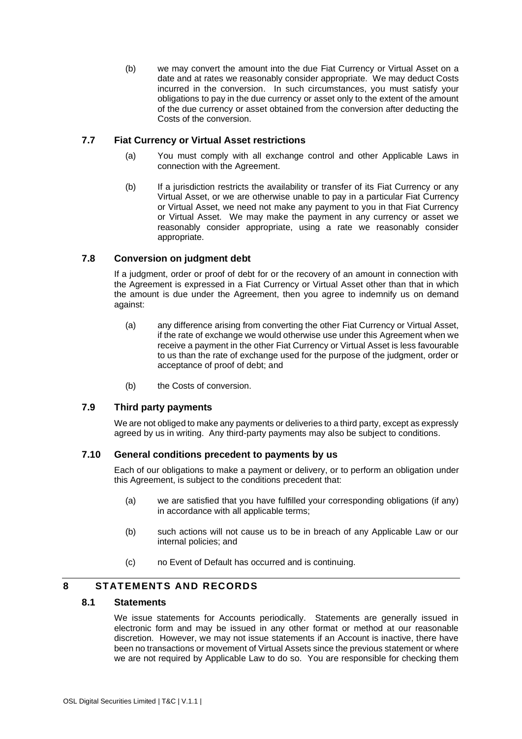(b) we may convert the amount into the due Fiat Currency or Virtual Asset on a date and at rates we reasonably consider appropriate. We may deduct Costs incurred in the conversion. In such circumstances, you must satisfy your obligations to pay in the due currency or asset only to the extent of the amount of the due currency or asset obtained from the conversion after deducting the Costs of the conversion.

### 7.7 Fiat Currency or Virtual Asset restrictions

(a) You must comply with all exchange control and other Applicable Laws in connection with the Agreement.

(b) If a jurisdiction restricts the availability or transfer of its Fiat Currency or any Virtual Asset, or we are otherwise unable to pay in a particular Fiat Currency or Virtual Asset, we need not make any payment to you in that Fiat Currency or Virtual Asset. We may make the payment in any currency or asset we reasonably consider appropriate, using a rate we reasonably consider appropriate.

### 7.8 Conversion on judgment debt

If a judgment, order or proof of debt for or the recovery of an amount in connection with the Agreement is expressed in a Fiat Currency or Virtual Asset other than that in which the amount is due under the Agreement, then you agree to indemnify us on demand against:

(a) any difference arising from converting the other Fiat Currency or Virtual Asset, if the rate of exchange we would otherwise use under this Agreement when we receive a payment in the other Fiat Currency or Virtual Asset is less favourable to us than the rate of exchange used for the purpose of the judgment, order or acceptance of proof of debt; and

(b) the Costs of conversion.

### 7.9 Third party payments

We are not obliged to make any payments or deliveries to a third party, except as expressly agreed by us in writing. Any third-party payments may also be subject to conditions.

### 7.10 General conditions precedent to payments by us

Each of our obligations to make a payment or delivery, or to perform an obligation under this Agreement, is subject to the conditions precedent that:

(a) we are satisfied that you have fulfilled your corresponding obligations (if any) in accordance with all applicable terms;

(b) such actions will not cause us to be in breach of any Applicable Law or our internal policies; and

(c) no Event of Default has occurred and is continuing.

## 8 STATEMENTS AND RECORDS

### 8.1 Statements

We issue statements for Accounts periodically. Statements are generally issued in electronic form and may be issued in any other format or method at our reasonable discretion. However, we may not issue statements if an Account is inactive, there have been no transactions or movement of Virtual Assets since the previous statement or where we are not required by Applicable Law to do so. You are responsible for checking them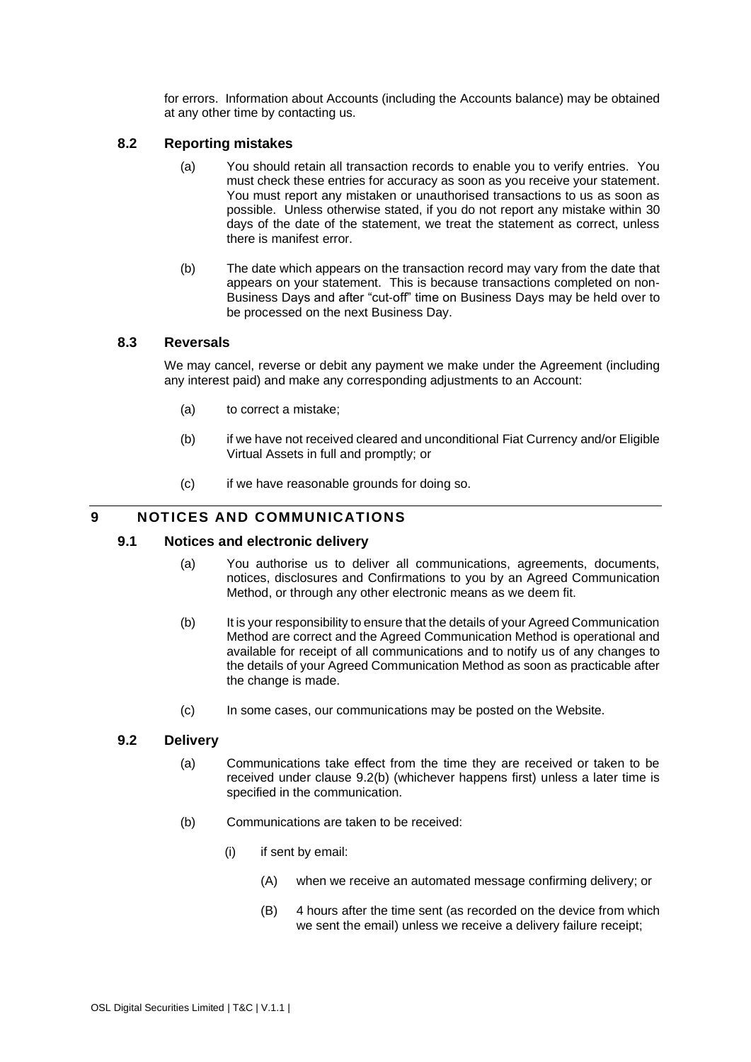for errors. Information about Accounts (including the Accounts balance) may be obtained at any other time by contacting us.

### 8.2 Reporting mistakes

(a) You should retain all transaction records to enable you to verify entries. You must check these entries for accuracy as soon as you receive your statement. You must report any mistaken or unauthorised transactions to us as soon as possible. Unless otherwise stated, if you do not report any mistake within 30 days of the date of the statement, we treat the statement as correct, unless there is manifest error.

(b) The date which appears on the transaction record may vary from the date that appears on your statement. This is because transactions completed on non-Business Days and after "cut-off" time on Business Days may be held over to be processed on the next Business Day.

### 8.3 Reversals

We may cancel, reverse or debit any payment we make under the Agreement (including any interest paid) and make any corresponding adjustments to an Account:

(a) to correct a mistake;

(b) if we have not received cleared and unconditional Fiat Currency and/or Eligible Virtual Assets in full and promptly; or

(c) if we have reasonable grounds for doing so.

## 9 NOTICES AND COMMUNICATIONS

### 9.1 Notices and electronic delivery

(a) You authorise us to deliver all communications, agreements, documents, notices, disclosures and Confirmations to you by an Agreed Communication Method, or through any other electronic means as we deem fit.

(b) It is your responsibility to ensure that the details of your Agreed Communication Method are correct and the Agreed Communication Method is operational and available for receipt of all communications and to notify us of any changes to the details of your Agreed Communication Method as soon as practicable after the change is made.

(c) In some cases, our communications may be posted on the Website.

### 9.2 Delivery

(a) Communications take effect from the time they are received or taken to be received under clause 9.2(b) (whichever happens first) unless a later time is specified in the communication.

(b) Communications are taken to be received:

(i) if sent by email:

(A) when we receive an automated message confirming delivery; or

(B) 4 hours after the time sent (as recorded on the device from which we sent the email) unless we receive a delivery failure receipt;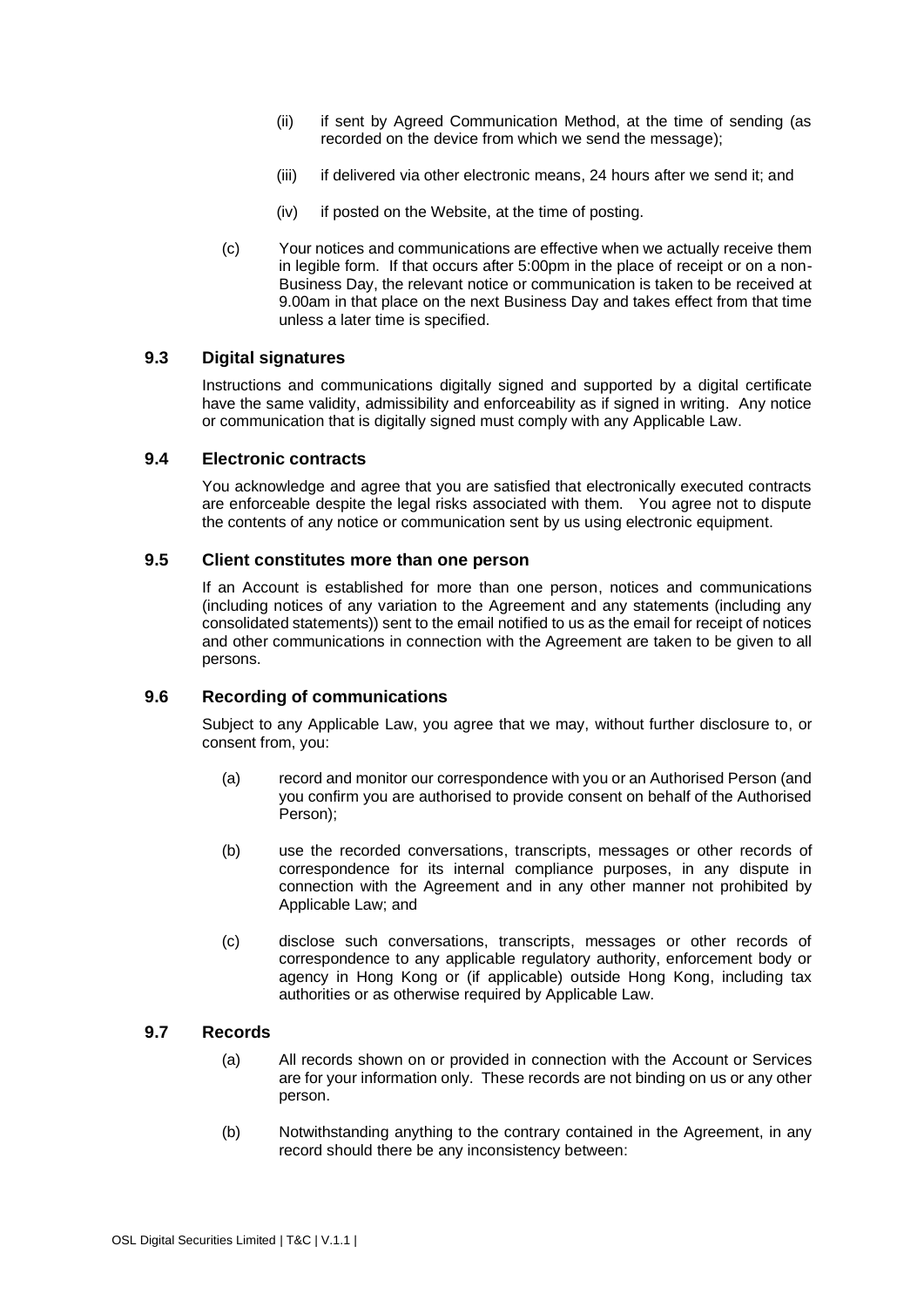(ii) if sent by Agreed Communication Method, at the time of sending (as recorded on the device from which we send the message);

(iii) if delivered via other electronic means, 24 hours after we send it; and

(iv) if posted on the Website, at the time of posting.

(c) Your notices and communications are effective when we actually receive them in legible form. If that occurs after 5:00pm in the place of receipt or on a non-Business Day, the relevant notice or communication is taken to be received at 9.00am in that place on the next Business Day and takes effect from that time unless a later time is specified.

### 9.3 Digital signatures

Instructions and communications digitally signed and supported by a digital certificate have the same validity, admissibility and enforceability as if signed in writing. Any notice or communication that is digitally signed must comply with any Applicable Law.

### 9.4 Electronic contracts

You acknowledge and agree that you are satisfied that electronically executed contracts are enforceable despite the legal risks associated with them. You agree not to dispute the contents of any notice or communication sent by us using electronic equipment.

### 9.5 Client constitutes more than one person

If an Account is established for more than one person, notices and communications (including notices of any variation to the Agreement and any statements (including any consolidated statements)) sent to the email notified to us as the email for receipt of notices and other communications in connection with the Agreement are taken to be given to all persons.

### 9.6 Recording of communications

Subject to any Applicable Law, you agree that we may, without further disclosure to, or consent from, you:

(a) record and monitor our correspondence with you or an Authorised Person (and you confirm you are authorised to provide consent on behalf of the Authorised Person);

(b) use the recorded conversations, transcripts, messages or other records of correspondence for its internal compliance purposes, in any dispute in connection with the Agreement and in any other manner not prohibited by Applicable Law; and

(c) disclose such conversations, transcripts, messages or other records of correspondence to any applicable regulatory authority, enforcement body or agency in Hong Kong or (if applicable) outside Hong Kong, including tax authorities or as otherwise required by Applicable Law.

### 9.7 Records

(a) All records shown on or provided in connection with the Account or Services are for your information only. These records are not binding on us or any other person.

(b) Notwithstanding anything to the contrary contained in the Agreement, in any record should there be any inconsistency between: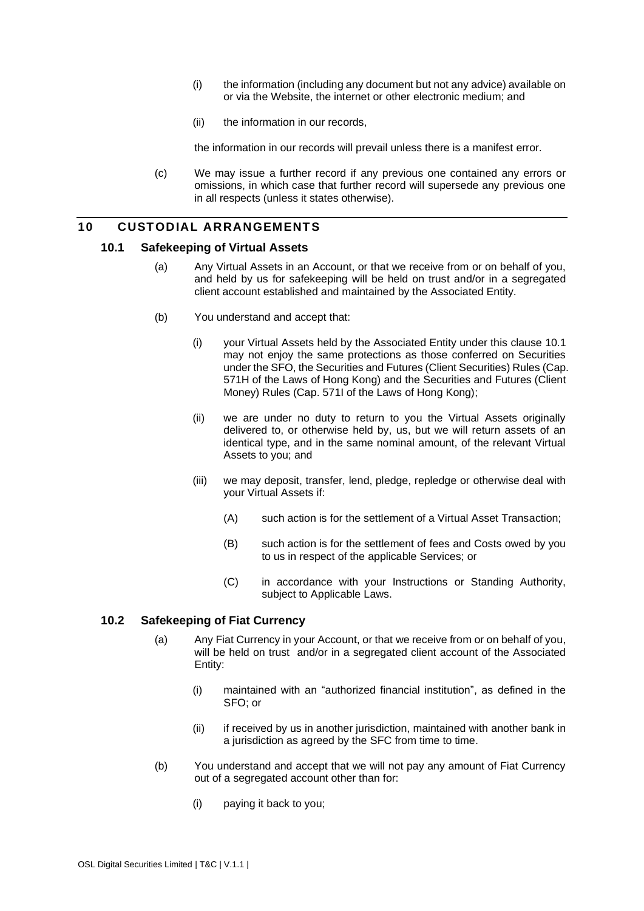(i) the information (including any document but not any advice) available on or via the Website, the internet or other electronic medium; and

(ii) the information in our records,

the information in our records will prevail unless there is a manifest error.

(c) We may issue a further record if any previous one contained any errors or omissions, in which case that further record will supersede any previous one in all respects (unless it states otherwise).

## 10 CUSTODIAL ARRANGEMENTS

### 10.1 Safekeeping of Virtual Assets

(a) Any Virtual Assets in an Account, or that we receive from or on behalf of you, and held by us for safekeeping will be held on trust and/or in a segregated client account established and maintained by the Associated Entity.

(b) You understand and accept that:

(i) your Virtual Assets held by the Associated Entity under this clause 10.1 may not enjoy the same protections as those conferred on Securities under the SFO, the Securities and Futures (Client Securities) Rules (Cap. 571H of the Laws of Hong Kong) and the Securities and Futures (Client Money) Rules (Cap. 571I of the Laws of Hong Kong);

(ii) we are under no duty to return to you the Virtual Assets originally delivered to, or otherwise held by, us, but we will return assets of an identical type, and in the same nominal amount, of the relevant Virtual Assets to you; and

(iii) we may deposit, transfer, lend, pledge, repledge or otherwise deal with your Virtual Assets if:

(A) such action is for the settlement of a Virtual Asset Transaction;

(B) such action is for the settlement of fees and Costs owed by you to us in respect of the applicable Services; or

(C) in accordance with your Instructions or Standing Authority, subject to Applicable Laws.

### 10.2 Safekeeping of Fiat Currency

(a) Any Fiat Currency in your Account, or that we receive from or on behalf of you, will be held on trust and/or in a segregated client account of the Associated Entity:

(i) maintained with an "authorized financial institution", as defined in the SFO; or

(ii) if received by us in another jurisdiction, maintained with another bank in a jurisdiction as agreed by the SFC from time to time.

(b) You understand and accept that we will not pay any amount of Fiat Currency out of a segregated account other than for:

(i) paying it back to you;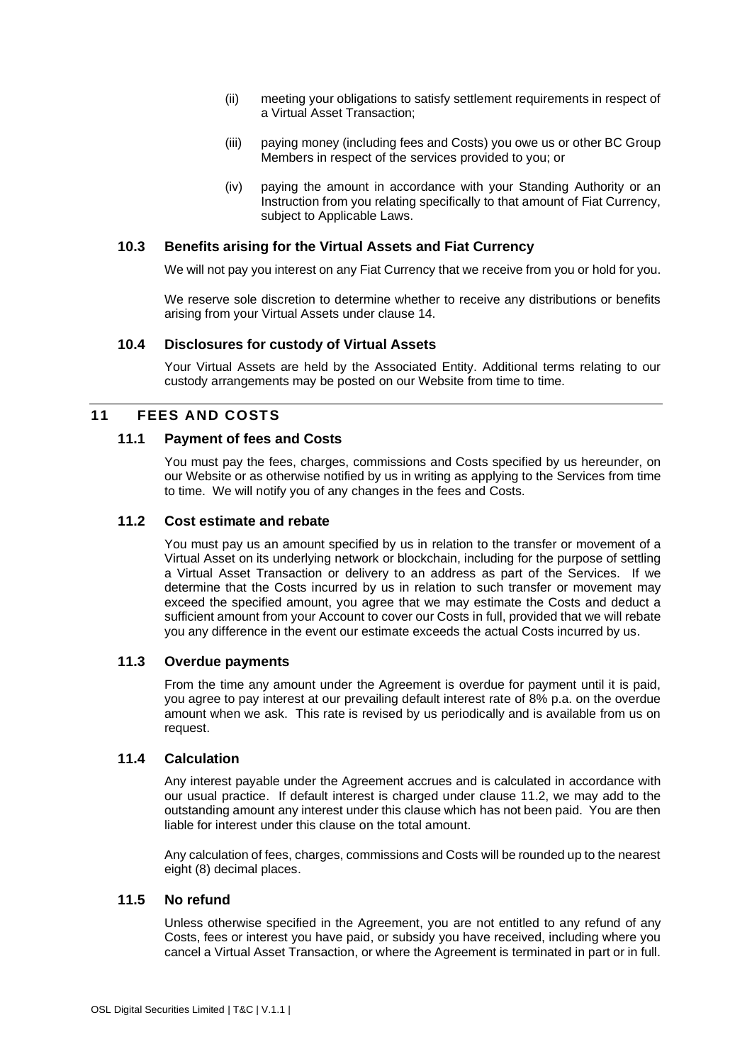(ii) meeting your obligations to satisfy settlement requirements in respect of a Virtual Asset Transaction;

(iii) paying money (including fees and Costs) you owe us or other BC Group Members in respect of the services provided to you; or

(iv) paying the amount in accordance with your Standing Authority or an Instruction from you relating specifically to that amount of Fiat Currency, subject to Applicable Laws.

### 10.3 Benefits arising for the Virtual Assets and Fiat Currency

We will not pay you interest on any Fiat Currency that we receive from you or hold for you.

We reserve sole discretion to determine whether to receive any distributions or benefits arising from your Virtual Assets under clause 14.

### 10.4 Disclosures for custody of Virtual Assets

Your Virtual Assets are held by the Associated Entity. Additional terms relating to our custody arrangements may be posted on our Website from time to time.

## 11 FEES AND COSTS

### 11.1 Payment of fees and Costs

You must pay the fees, charges, commissions and Costs specified by us hereunder, on our Website or as otherwise notified by us in writing as applying to the Services from time to time. We will notify you of any changes in the fees and Costs.

### 11.2 Cost estimate and rebate

You must pay us an amount specified by us in relation to the transfer or movement of a Virtual Asset on its underlying network or blockchain, including for the purpose of settling a Virtual Asset Transaction or delivery to an address as part of the Services. If we determine that the Costs incurred by us in relation to such transfer or movement may exceed the specified amount, you agree that we may estimate the Costs and deduct a sufficient amount from your Account to cover our Costs in full, provided that we will rebate you any difference in the event our estimate exceeds the actual Costs incurred by us.

### 11.3 Overdue payments

From the time any amount under the Agreement is overdue for payment until it is paid, you agree to pay interest at our prevailing default interest rate of 8% p.a. on the overdue amount when we ask. This rate is revised by us periodically and is available from us on request.

### 11.4 Calculation

Any interest payable under the Agreement accrues and is calculated in accordance with our usual practice. If default interest is charged under clause 11.2, we may add to the outstanding amount any interest under this clause which has not been paid. You are then liable for interest under this clause on the total amount.

Any calculation of fees, charges, commissions and Costs will be rounded up to the nearest eight (8) decimal places.

### 11.5 No refund

Unless otherwise specified in the Agreement, you are not entitled to any refund of any Costs, fees or interest you have paid, or subsidy you have received, including where you cancel a Virtual Asset Transaction, or where the Agreement is terminated in part or in full.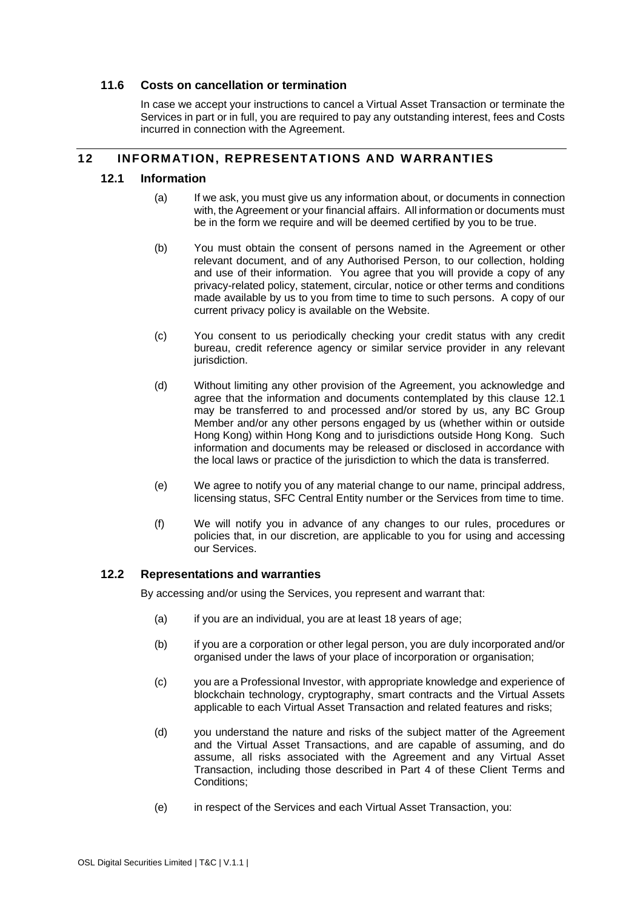### 11.6 Costs on cancellation or termination

In case we accept your instructions to cancel a Virtual Asset Transaction or terminate the Services in part or in full, you are required to pay any outstanding interest, fees and Costs incurred in connection with the Agreement.

## 12 INFORMATION, REPRESENTATIONS AND WARRANTIES

### 12.1 Information

(a) If we ask, you must give us any information about, or documents in connection with, the Agreement or your financial affairs. All information or documents must be in the form we require and will be deemed certified by you to be true.

(b) You must obtain the consent of persons named in the Agreement or other relevant document, and of any Authorised Person, to our collection, holding and use of their information. You agree that you will provide a copy of any privacy-related policy, statement, circular, notice or other terms and conditions made available by us to you from time to time to such persons. A copy of our current privacy policy is available on the Website.

(c) You consent to us periodically checking your credit status with any credit bureau, credit reference agency or similar service provider in any relevant jurisdiction.

(d) Without limiting any other provision of the Agreement, you acknowledge and agree that the information and documents contemplated by this clause 12.1 may be transferred to and processed and/or stored by us, any BC Group Member and/or any other persons engaged by us (whether within or outside Hong Kong) within Hong Kong and to jurisdictions outside Hong Kong. Such information and documents may be released or disclosed in accordance with the local laws or practice of the jurisdiction to which the data is transferred.

(e) We agree to notify you of any material change to our name, principal address, licensing status, SFC Central Entity number or the Services from time to time.

(f) We will notify you in advance of any changes to our rules, procedures or policies that, in our discretion, are applicable to you for using and accessing our Services.

### 12.2 Representations and warranties

By accessing and/or using the Services, you represent and warrant that:

(a) if you are an individual, you are at least 18 years of age;

(b) if you are a corporation or other legal person, you are duly incorporated and/or organised under the laws of your place of incorporation or organisation;

(c) you are a Professional Investor, with appropriate knowledge and experience of blockchain technology, cryptography, smart contracts and the Virtual Assets applicable to each Virtual Asset Transaction and related features and risks;

(d) you understand the nature and risks of the subject matter of the Agreement and the Virtual Asset Transactions, and are capable of assuming, and do assume, all risks associated with the Agreement and any Virtual Asset Transaction, including those described in Part 4 of these Client Terms and Conditions;

(e) in respect of the Services and each Virtual Asset Transaction, you: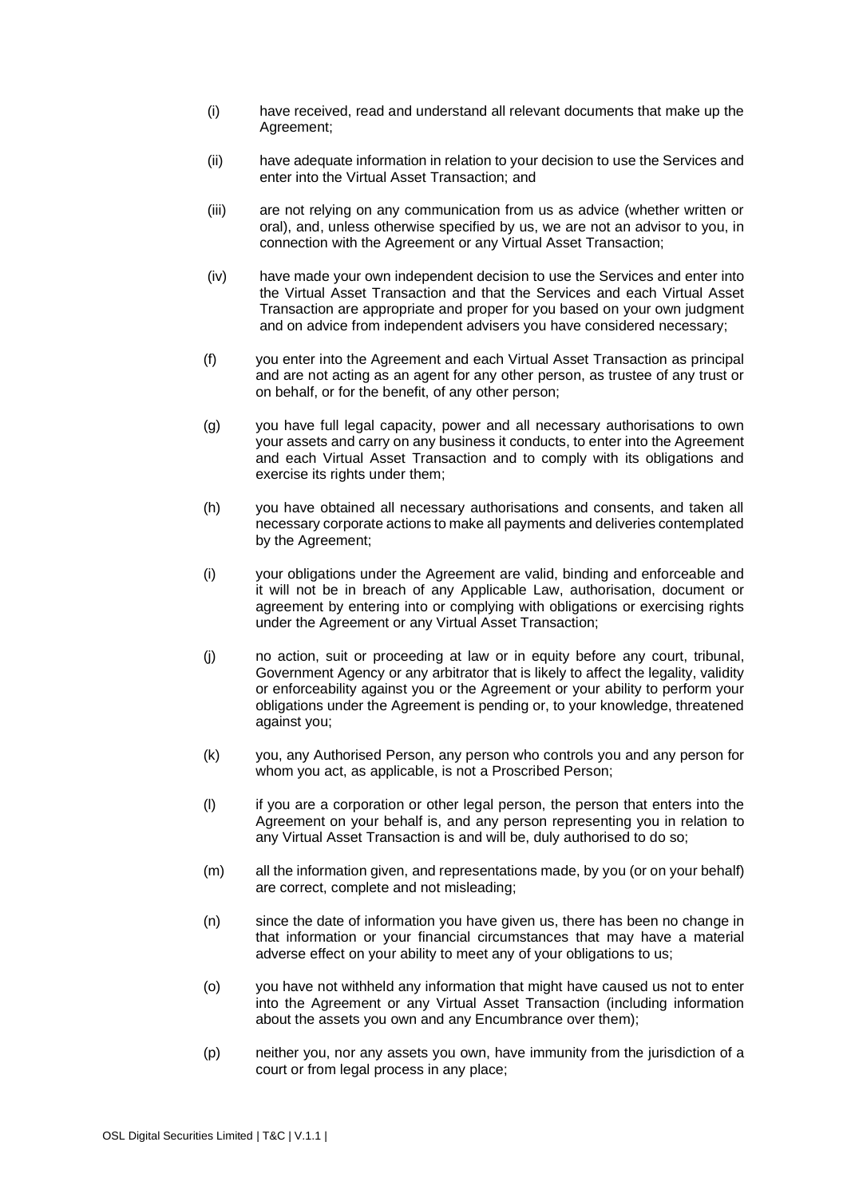(i) have received, read and understand all relevant documents that make up the Agreement;

(ii) have adequate information in relation to your decision to use the Services and enter into the Virtual Asset Transaction; and

(iii) are not relying on any communication from us as advice (whether written or oral), and, unless otherwise specified by us, we are not an advisor to you, in connection with the Agreement or any Virtual Asset Transaction;

(iv) have made your own independent decision to use the Services and enter into the Virtual Asset Transaction and that the Services and each Virtual Asset Transaction are appropriate and proper for you based on your own judgment and on advice from independent advisers you have considered necessary;

(f) you enter into the Agreement and each Virtual Asset Transaction as principal and are not acting as an agent for any other person, as trustee of any trust or on behalf, or for the benefit, of any other person;

(g) you have full legal capacity, power and all necessary authorisations to own your assets and carry on any business it conducts, to enter into the Agreement and each Virtual Asset Transaction and to comply with its obligations and exercise its rights under them;

(h) you have obtained all necessary authorisations and consents, and taken all necessary corporate actions to make all payments and deliveries contemplated by the Agreement;

(i) your obligations under the Agreement are valid, binding and enforceable and it will not be in breach of any Applicable Law, authorisation, document or agreement by entering into or complying with obligations or exercising rights under the Agreement or any Virtual Asset Transaction;

(j) no action, suit or proceeding at law or in equity before any court, tribunal, Government Agency or any arbitrator that is likely to affect the legality, validity or enforceability against you or the Agreement or your ability to perform your obligations under the Agreement is pending or, to your knowledge, threatened against you;

(k) you, any Authorised Person, any person who controls you and any person for whom you act, as applicable, is not a Proscribed Person;

(l) if you are a corporation or other legal person, the person that enters into the Agreement on your behalf is, and any person representing you in relation to any Virtual Asset Transaction is and will be, duly authorised to do so;

(m) all the information given, and representations made, by you (or on your behalf) are correct, complete and not misleading;

(n) since the date of information you have given us, there has been no change in that information or your financial circumstances that may have a material adverse effect on your ability to meet any of your obligations to us;

(o) you have not withheld any information that might have caused us not to enter into the Agreement or any Virtual Asset Transaction (including information about the assets you own and any Encumbrance over them);

(p) neither you, nor any assets you own, have immunity from the jurisdiction of a court or from legal process in any place;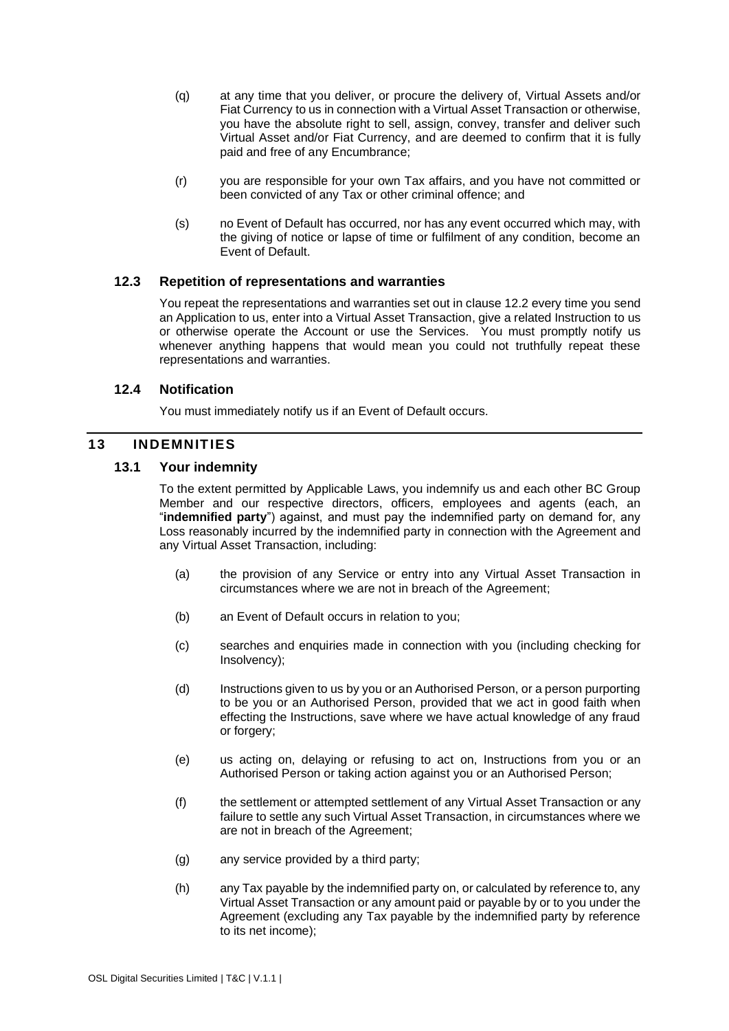(q) at any time that you deliver, or procure the delivery of, Virtual Assets and/or Fiat Currency to us in connection with a Virtual Asset Transaction or otherwise, you have the absolute right to sell, assign, convey, transfer and deliver such Virtual Asset and/or Fiat Currency, and are deemed to confirm that it is fully paid and free of any Encumbrance;

(r) you are responsible for your own Tax affairs, and you have not committed or been convicted of any Tax or other criminal offence; and

(s) no Event of Default has occurred, nor has any event occurred which may, with the giving of notice or lapse of time or fulfilment of any condition, become an Event of Default.

### 12.3 Repetition of representations and warranties

You repeat the representations and warranties set out in clause 12.2 every time you send an Application to us, enter into a Virtual Asset Transaction, give a related Instruction to us or otherwise operate the Account or use the Services. You must promptly notify us whenever anything happens that would mean you could not truthfully repeat these representations and warranties.

### 12.4 Notification

You must immediately notify us if an Event of Default occurs.

## 13 INDEMNITIES

### 13.1 Your indemnity

To the extent permitted by Applicable Laws, you indemnify us and each other BC Group Member and our respective directors, officers, employees and agents (each, an "**indemnified party**") against, and must pay the indemnified party on demand for, any Loss reasonably incurred by the indemnified party in connection with the Agreement and any Virtual Asset Transaction, including:

(a) the provision of any Service or entry into any Virtual Asset Transaction in circumstances where we are not in breach of the Agreement;

(b) an Event of Default occurs in relation to you;

(c) searches and enquiries made in connection with you (including checking for Insolvency);

(d) Instructions given to us by you or an Authorised Person, or a person purporting to be you or an Authorised Person, provided that we act in good faith when effecting the Instructions, save where we have actual knowledge of any fraud or forgery;

(e) us acting on, delaying or refusing to act on, Instructions from you or an Authorised Person or taking action against you or an Authorised Person;

(f) the settlement or attempted settlement of any Virtual Asset Transaction or any failure to settle any such Virtual Asset Transaction, in circumstances where we are not in breach of the Agreement;

(g) any service provided by a third party;

(h) any Tax payable by the indemnified party on, or calculated by reference to, any Virtual Asset Transaction or any amount paid or payable by or to you under the Agreement (excluding any Tax payable by the indemnified party by reference to its net income);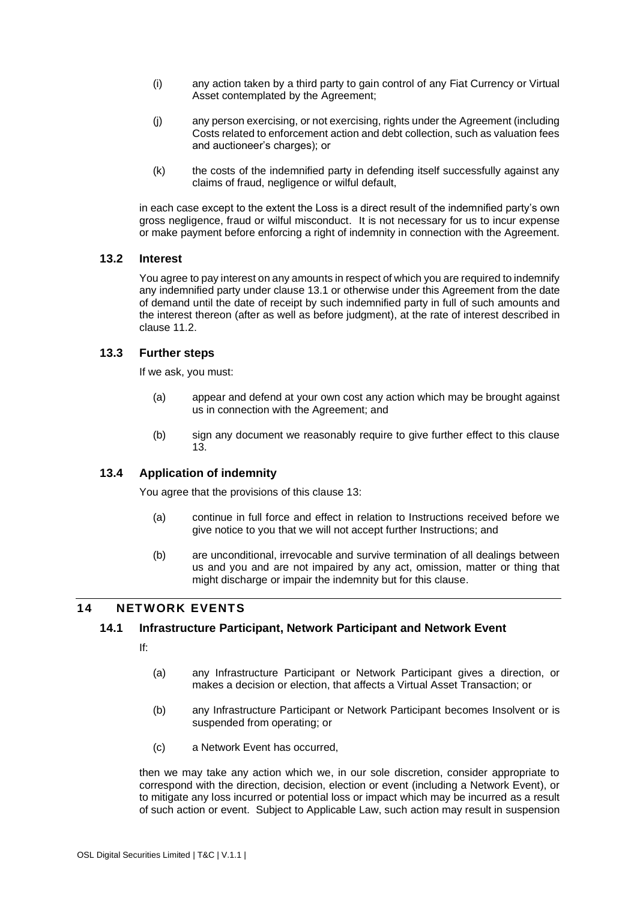(i) any action taken by a third party to gain control of any Fiat Currency or Virtual Asset contemplated by the Agreement;

(j) any person exercising, or not exercising, rights under the Agreement (including Costs related to enforcement action and debt collection, such as valuation fees and auctioneer's charges); or

(k) the costs of the indemnified party in defending itself successfully against any claims of fraud, negligence or wilful default,

in each case except to the extent the Loss is a direct result of the indemnified party's own gross negligence, fraud or wilful misconduct. It is not necessary for us to incur expense or make payment before enforcing a right of indemnity in connection with the Agreement.

### 13.2 Interest

You agree to pay interest on any amounts in respect of which you are required to indemnify any indemnified party under clause 13.1 or otherwise under this Agreement from the date of demand until the date of receipt by such indemnified party in full of such amounts and the interest thereon (after as well as before judgment), at the rate of interest described in clause 11.2.

### 13.3 Further steps

If we ask, you must:

(a) appear and defend at your own cost any action which may be brought against us in connection with the Agreement; and

(b) sign any document we reasonably require to give further effect to this clause 13.

### 13.4 Application of indemnity

You agree that the provisions of this clause 13:

(a) continue in full force and effect in relation to Instructions received before we give notice to you that we will not accept further Instructions; and

(b) are unconditional, irrevocable and survive termination of all dealings between us and you and are not impaired by any act, omission, matter or thing that might discharge or impair the indemnity but for this clause.

## 14 NETWORK EVENTS

### 14.1 Infrastructure Participant, Network Participant and Network Event

If:

(a) any Infrastructure Participant or Network Participant gives a direction, or makes a decision or election, that affects a Virtual Asset Transaction; or

(b) any Infrastructure Participant or Network Participant becomes Insolvent or is suspended from operating; or

(c) a Network Event has occurred,

then we may take any action which we, in our sole discretion, consider appropriate to correspond with the direction, decision, election or event (including a Network Event), or to mitigate any loss incurred or potential loss or impact which may be incurred as a result of such action or event. Subject to Applicable Law, such action may result in suspension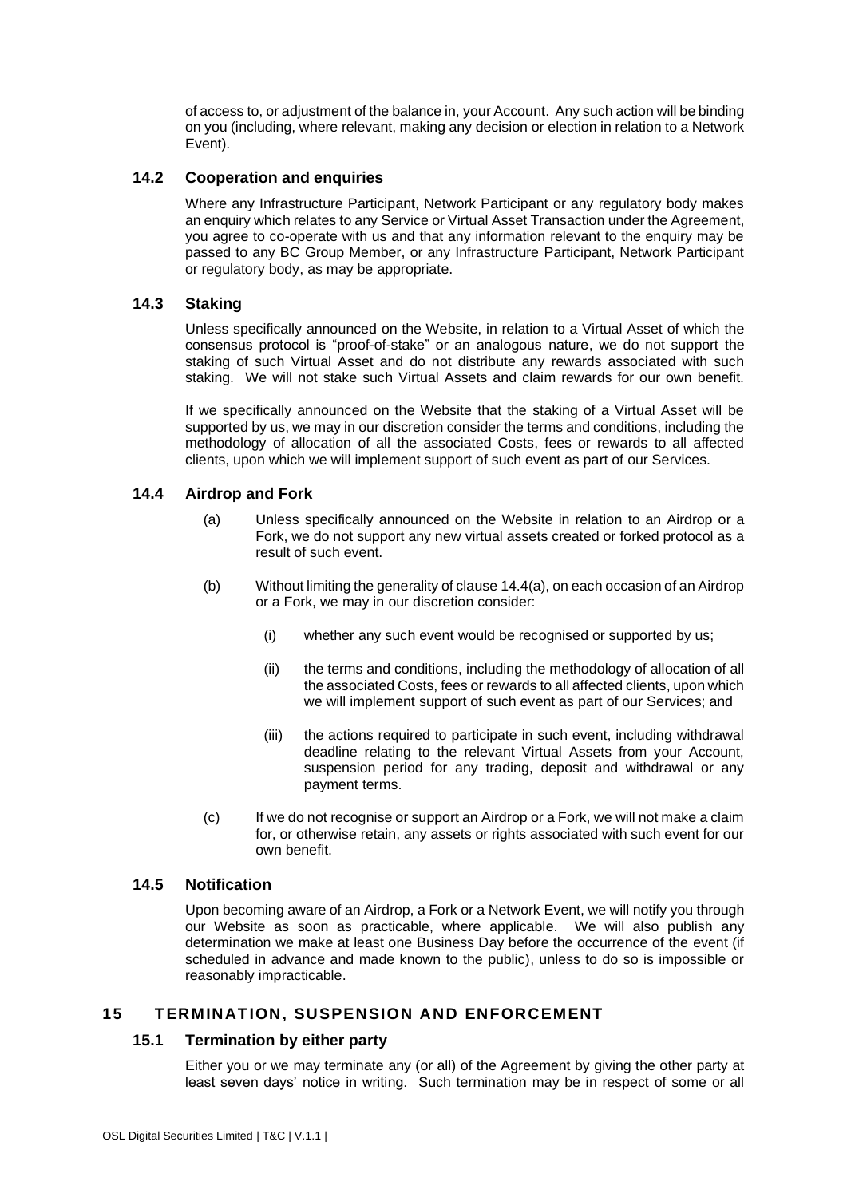of access to, or adjustment of the balance in, your Account. Any such action will be binding on you (including, where relevant, making any decision or election in relation to a Network Event).

### 14.2 Cooperation and enquiries

Where any Infrastructure Participant, Network Participant or any regulatory body makes an enquiry which relates to any Service or Virtual Asset Transaction under the Agreement, you agree to co-operate with us and that any information relevant to the enquiry may be passed to any BC Group Member, or any Infrastructure Participant, Network Participant or regulatory body, as may be appropriate.

### 14.3 Staking

Unless specifically announced on the Website, in relation to a Virtual Asset of which the consensus protocol is "proof-of-stake" or an analogous nature, we do not support the staking of such Virtual Asset and do not distribute any rewards associated with such staking. We will not stake such Virtual Assets and claim rewards for our own benefit.

If we specifically announced on the Website that the staking of a Virtual Asset will be supported by us, we may in our discretion consider the terms and conditions, including the methodology of allocation of all the associated Costs, fees or rewards to all affected clients, upon which we will implement support of such event as part of our Services.

### 14.4 Airdrop and Fork

(a) Unless specifically announced on the Website in relation to an Airdrop or a Fork, we do not support any new virtual assets created or forked protocol as a result of such event.

(b) Without limiting the generality of clause 14.4(a), on each occasion of an Airdrop or a Fork, we may in our discretion consider:

   (i) whether any such event would be recognised or supported by us;

   (ii) the terms and conditions, including the methodology of allocation of all the associated Costs, fees or rewards to all affected clients, upon which we will implement support of such event as part of our Services; and

   (iii) the actions required to participate in such event, including withdrawal deadline relating to the relevant Virtual Assets from your Account, suspension period for any trading, deposit and withdrawal or any payment terms.

(c) If we do not recognise or support an Airdrop or a Fork, we will not make a claim for, or otherwise retain, any assets or rights associated with such event for our own benefit.

### 14.5 Notification

Upon becoming aware of an Airdrop, a Fork or a Network Event, we will notify you through our Website as soon as practicable, where applicable. We will also publish any determination we make at least one Business Day before the occurrence of the event (if scheduled in advance and made known to the public), unless to do so is impossible or reasonably impracticable.

## 15 TERMINATION, SUSPENSION AND ENFORCEMENT

### 15.1 Termination by either party

Either you or we may terminate any (or all) of the Agreement by giving the other party at least seven days' notice in writing. Such termination may be in respect of some or all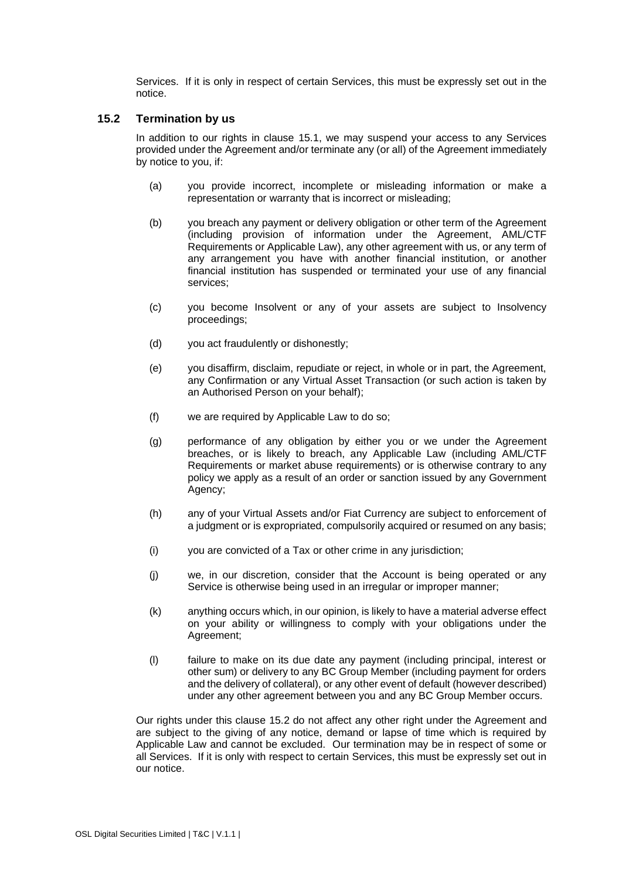Services. If it is only in respect of certain Services, this must be expressly set out in the notice.

### 15.2 Termination by us

In addition to our rights in clause 15.1, we may suspend your access to any Services provided under the Agreement and/or terminate any (or all) of the Agreement immediately by notice to you, if:

(a) you provide incorrect, incomplete or misleading information or make a representation or warranty that is incorrect or misleading;

(b) you breach any payment or delivery obligation or other term of the Agreement (including provision of information under the Agreement, AML/CTF Requirements or Applicable Law), any other agreement with us, or any term of any arrangement you have with another financial institution, or another financial institution has suspended or terminated your use of any financial services;

(c) you become Insolvent or any of your assets are subject to Insolvency proceedings;

(d) you act fraudulently or dishonestly;

(e) you disaffirm, disclaim, repudiate or reject, in whole or in part, the Agreement, any Confirmation or any Virtual Asset Transaction (or such action is taken by an Authorised Person on your behalf);

(f) we are required by Applicable Law to do so;

(g) performance of any obligation by either you or we under the Agreement breaches, or is likely to breach, any Applicable Law (including AML/CTF Requirements or market abuse requirements) or is otherwise contrary to any policy we apply as a result of an order or sanction issued by any Government Agency;

(h) any of your Virtual Assets and/or Fiat Currency are subject to enforcement of a judgment or is expropriated, compulsorily acquired or resumed on any basis;

(i) you are convicted of a Tax or other crime in any jurisdiction;

(j) we, in our discretion, consider that the Account is being operated or any Service is otherwise being used in an irregular or improper manner;

(k) anything occurs which, in our opinion, is likely to have a material adverse effect on your ability or willingness to comply with your obligations under the Agreement;

(l) failure to make on its due date any payment (including principal, interest or other sum) or delivery to any BC Group Member (including payment for orders and the delivery of collateral), or any other event of default (however described) under any other agreement between you and any BC Group Member occurs.

Our rights under this clause 15.2 do not affect any other right under the Agreement and are subject to the giving of any notice, demand or lapse of time which is required by Applicable Law and cannot be excluded. Our termination may be in respect of some or all Services. If it is only with respect to certain Services, this must be expressly set out in our notice.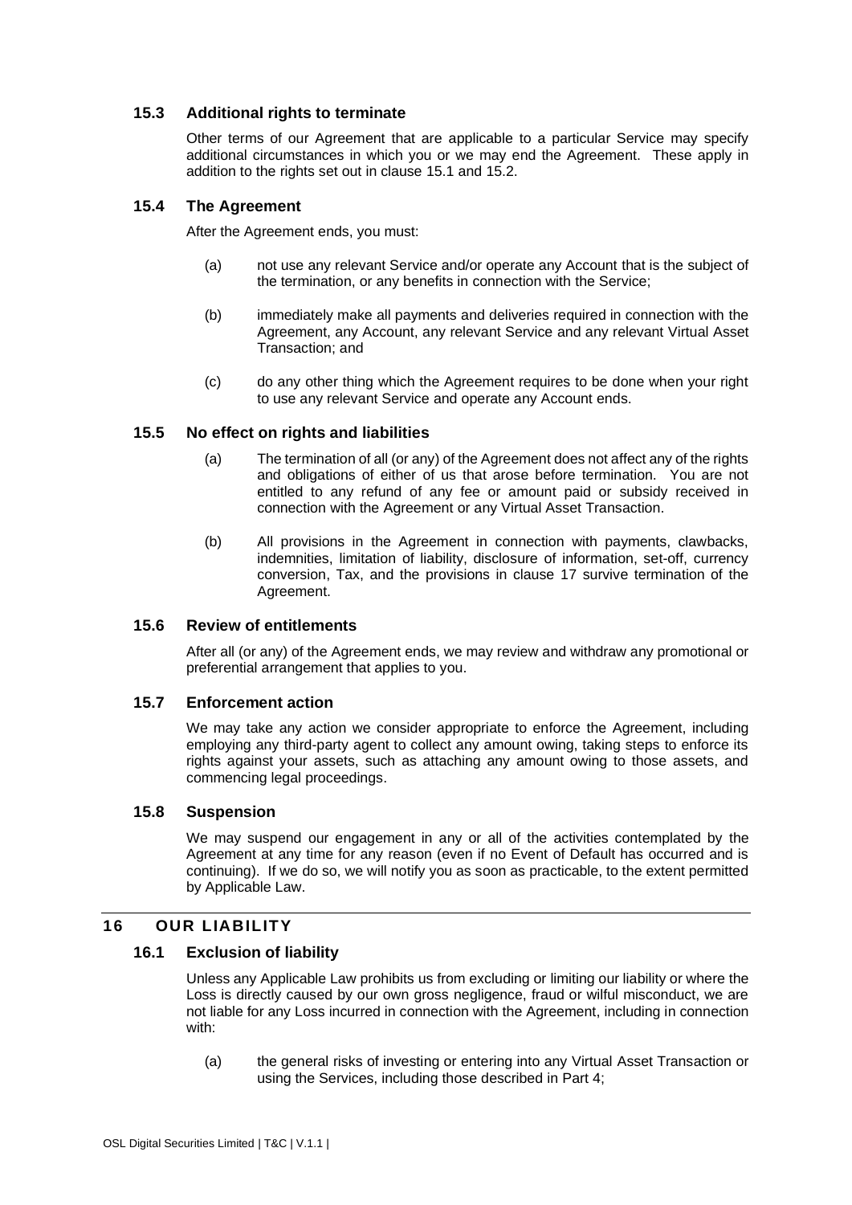### 15.3 Additional rights to terminate

Other terms of our Agreement that are applicable to a particular Service may specify additional circumstances in which you or we may end the Agreement. These apply in addition to the rights set out in clause 15.1 and 15.2.

### 15.4 The Agreement

After the Agreement ends, you must:

(a) not use any relevant Service and/or operate any Account that is the subject of the termination, or any benefits in connection with the Service;

(b) immediately make all payments and deliveries required in connection with the Agreement, any Account, any relevant Service and any relevant Virtual Asset Transaction; and

(c) do any other thing which the Agreement requires to be done when your right to use any relevant Service and operate any Account ends.

### 15.5 No effect on rights and liabilities

(a) The termination of all (or any) of the Agreement does not affect any of the rights and obligations of either of us that arose before termination. You are not entitled to any refund of any fee or amount paid or subsidy received in connection with the Agreement or any Virtual Asset Transaction.

(b) All provisions in the Agreement in connection with payments, clawbacks, indemnities, limitation of liability, disclosure of information, set-off, currency conversion, Tax, and the provisions in clause 17 survive termination of the Agreement.

### 15.6 Review of entitlements

After all (or any) of the Agreement ends, we may review and withdraw any promotional or preferential arrangement that applies to you.

### 15.7 Enforcement action

We may take any action we consider appropriate to enforce the Agreement, including employing any third-party agent to collect any amount owing, taking steps to enforce its rights against your assets, such as attaching any amount owing to those assets, and commencing legal proceedings.

### 15.8 Suspension

We may suspend our engagement in any or all of the activities contemplated by the Agreement at any time for any reason (even if no Event of Default has occurred and is continuing). If we do so, we will notify you as soon as practicable, to the extent permitted by Applicable Law.

## 16 OUR LIABILITY

### 16.1 Exclusion of liability

Unless any Applicable Law prohibits us from excluding or limiting our liability or where the Loss is directly caused by our own gross negligence, fraud or wilful misconduct, we are not liable for any Loss incurred in connection with the Agreement, including in connection with:

(a) the general risks of investing or entering into any Virtual Asset Transaction or using the Services, including those described in Part 4;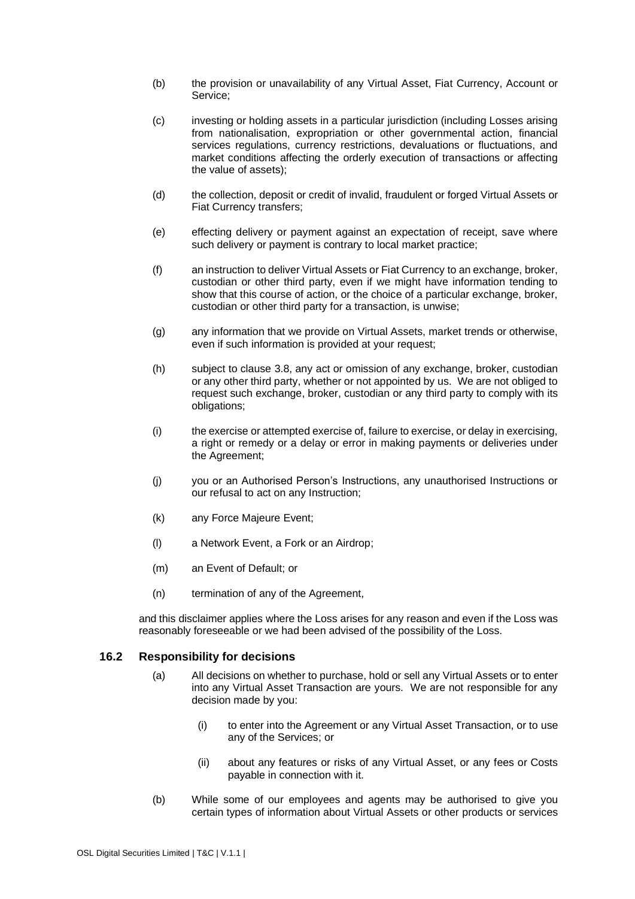(b) the provision or unavailability of any Virtual Asset, Fiat Currency, Account or Service;

(c) investing or holding assets in a particular jurisdiction (including Losses arising from nationalisation, expropriation or other governmental action, financial services regulations, currency restrictions, devaluations or fluctuations, and market conditions affecting the orderly execution of transactions or affecting the value of assets);

(d) the collection, deposit or credit of invalid, fraudulent or forged Virtual Assets or Fiat Currency transfers;

(e) effecting delivery or payment against an expectation of receipt, save where such delivery or payment is contrary to local market practice;

(f) an instruction to deliver Virtual Assets or Fiat Currency to an exchange, broker, custodian or other third party, even if we might have information tending to show that this course of action, or the choice of a particular exchange, broker, custodian or other third party for a transaction, is unwise;

(g) any information that we provide on Virtual Assets, market trends or otherwise, even if such information is provided at your request;

(h) subject to clause 3.8, any act or omission of any exchange, broker, custodian or any other third party, whether or not appointed by us. We are not obliged to request such exchange, broker, custodian or any third party to comply with its obligations;

(i) the exercise or attempted exercise of, failure to exercise, or delay in exercising, a right or remedy or a delay or error in making payments or deliveries under the Agreement;

(j) you or an Authorised Person's Instructions, any unauthorised Instructions or our refusal to act on any Instruction;

(k) any Force Majeure Event;

(l) a Network Event, a Fork or an Airdrop;

(m) an Event of Default; or

(n) termination of any of the Agreement,

and this disclaimer applies where the Loss arises for any reason and even if the Loss was reasonably foreseeable or we had been advised of the possibility of the Loss.

### 16.2 Responsibility for decisions

(a) All decisions on whether to purchase, hold or sell any Virtual Assets or to enter into any Virtual Asset Transaction are yours. We are not responsible for any decision made by you:

(i) to enter into the Agreement or any Virtual Asset Transaction, or to use any of the Services; or

(ii) about any features or risks of any Virtual Asset, or any fees or Costs payable in connection with it.

(b) While some of our employees and agents may be authorised to give you certain types of information about Virtual Assets or other products or services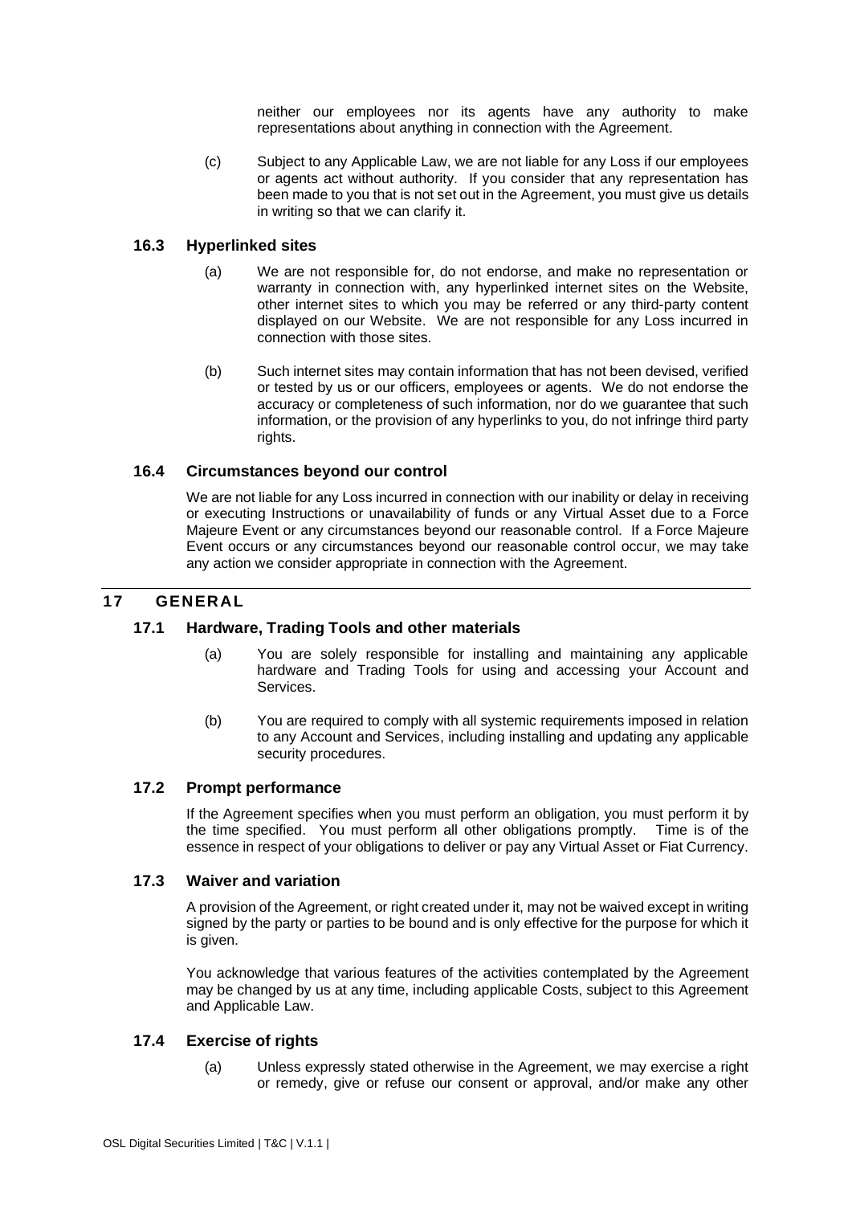neither our employees nor its agents have any authority to make representations about anything in connection with the Agreement.

(c) Subject to any Applicable Law, we are not liable for any Loss if our employees or agents act without authority. If you consider that any representation has been made to you that is not set out in the Agreement, you must give us details in writing so that we can clarify it.

### 16.3 Hyperlinked sites

(a) We are not responsible for, do not endorse, and make no representation or warranty in connection with, any hyperlinked internet sites on the Website, other internet sites to which you may be referred or any third-party content displayed on our Website. We are not responsible for any Loss incurred in connection with those sites.

(b) Such internet sites may contain information that has not been devised, verified or tested by us or our officers, employees or agents. We do not endorse the accuracy or completeness of such information, nor do we guarantee that such information, or the provision of any hyperlinks to you, do not infringe third party rights.

### 16.4 Circumstances beyond our control

We are not liable for any Loss incurred in connection with our inability or delay in receiving or executing Instructions or unavailability of funds or any Virtual Asset due to a Force Majeure Event or any circumstances beyond our reasonable control. If a Force Majeure Event occurs or any circumstances beyond our reasonable control occur, we may take any action we consider appropriate in connection with the Agreement.

## 17 GENERAL

### 17.1 Hardware, Trading Tools and other materials

(a) You are solely responsible for installing and maintaining any applicable hardware and Trading Tools for using and accessing your Account and Services.

(b) You are required to comply with all systemic requirements imposed in relation to any Account and Services, including installing and updating any applicable security procedures.

### 17.2 Prompt performance

If the Agreement specifies when you must perform an obligation, you must perform it by the time specified. You must perform all other obligations promptly. Time is of the essence in respect of your obligations to deliver or pay any Virtual Asset or Fiat Currency.

### 17.3 Waiver and variation

A provision of the Agreement, or right created under it, may not be waived except in writing signed by the party or parties to be bound and is only effective for the purpose for which it is given.

You acknowledge that various features of the activities contemplated by the Agreement may be changed by us at any time, including applicable Costs, subject to this Agreement and Applicable Law.

### 17.4 Exercise of rights

(a) Unless expressly stated otherwise in the Agreement, we may exercise a right or remedy, give or refuse our consent or approval, and/or make any other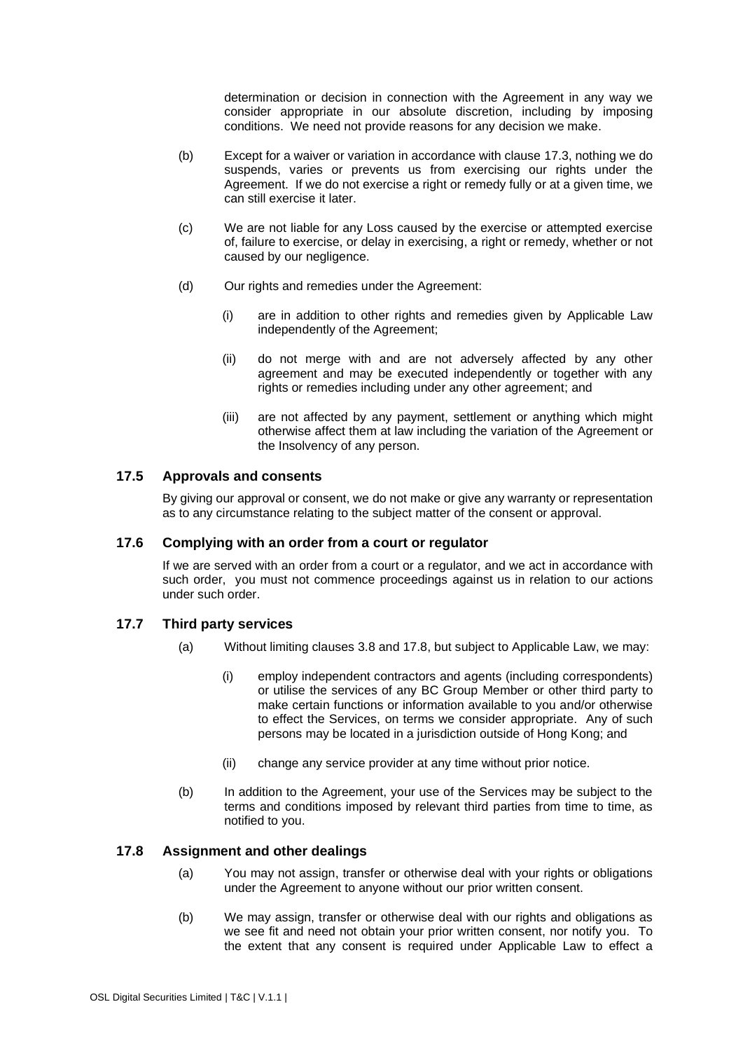determination or decision in connection with the Agreement in any way we consider appropriate in our absolute discretion, including by imposing conditions. We need not provide reasons for any decision we make.

(b) Except for a waiver or variation in accordance with clause 17.3, nothing we do suspends, varies or prevents us from exercising our rights under the Agreement. If we do not exercise a right or remedy fully or at a given time, we can still exercise it later.

(c) We are not liable for any Loss caused by the exercise or attempted exercise of, failure to exercise, or delay in exercising, a right or remedy, whether or not caused by our negligence.

(d) Our rights and remedies under the Agreement:

(i) are in addition to other rights and remedies given by Applicable Law independently of the Agreement;

(ii) do not merge with and are not adversely affected by any other agreement and may be executed independently or together with any rights or remedies including under any other agreement; and

(iii) are not affected by any payment, settlement or anything which might otherwise affect them at law including the variation of the Agreement or the Insolvency of any person.

### 17.5 Approvals and consents

By giving our approval or consent, we do not make or give any warranty or representation as to any circumstance relating to the subject matter of the consent or approval.

### 17.6 Complying with an order from a court or regulator

If we are served with an order from a court or a regulator, and we act in accordance with such order, you must not commence proceedings against us in relation to our actions under such order.

### 17.7 Third party services

(a) Without limiting clauses 3.8 and 17.8, but subject to Applicable Law, we may:

(i) employ independent contractors and agents (including correspondents) or utilise the services of any BC Group Member or other third party to make certain functions or information available to you and/or otherwise to effect the Services, on terms we consider appropriate. Any of such persons may be located in a jurisdiction outside of Hong Kong; and

(ii) change any service provider at any time without prior notice.

(b) In addition to the Agreement, your use of the Services may be subject to the terms and conditions imposed by relevant third parties from time to time, as notified to you.

### 17.8 Assignment and other dealings

(a) You may not assign, transfer or otherwise deal with your rights or obligations under the Agreement to anyone without our prior written consent.

(b) We may assign, transfer or otherwise deal with our rights and obligations as we see fit and need not obtain your prior written consent, nor notify you. To the extent that any consent is required under Applicable Law to effect a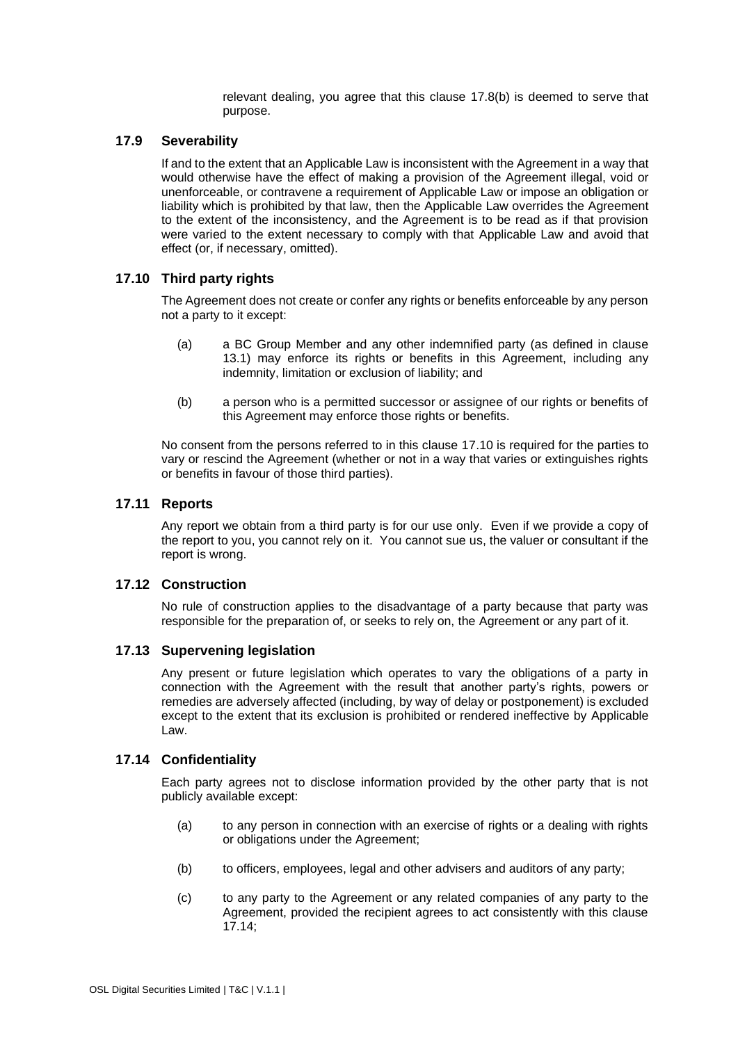relevant dealing, you agree that this clause 17.8(b) is deemed to serve that purpose.

### 17.9 Severability

If and to the extent that an Applicable Law is inconsistent with the Agreement in a way that would otherwise have the effect of making a provision of the Agreement illegal, void or unenforceable, or contravene a requirement of Applicable Law or impose an obligation or liability which is prohibited by that law, then the Applicable Law overrides the Agreement to the extent of the inconsistency, and the Agreement is to be read as if that provision were varied to the extent necessary to comply with that Applicable Law and avoid that effect (or, if necessary, omitted).

### 17.10 Third party rights

The Agreement does not create or confer any rights or benefits enforceable by any person not a party to it except:

(a) a BC Group Member and any other indemnified party (as defined in clause 13.1) may enforce its rights or benefits in this Agreement, including any indemnity, limitation or exclusion of liability; and

(b) a person who is a permitted successor or assignee of our rights or benefits of this Agreement may enforce those rights or benefits.

No consent from the persons referred to in this clause 17.10 is required for the parties to vary or rescind the Agreement (whether or not in a way that varies or extinguishes rights or benefits in favour of those third parties).

### 17.11 Reports

Any report we obtain from a third party is for our use only. Even if we provide a copy of the report to you, you cannot rely on it. You cannot sue us, the valuer or consultant if the report is wrong.

### 17.12 Construction

No rule of construction applies to the disadvantage of a party because that party was responsible for the preparation of, or seeks to rely on, the Agreement or any part of it.

### 17.13 Supervening legislation

Any present or future legislation which operates to vary the obligations of a party in connection with the Agreement with the result that another party's rights, powers or remedies are adversely affected (including, by way of delay or postponement) is excluded except to the extent that its exclusion is prohibited or rendered ineffective by Applicable Law.

### 17.14 Confidentiality

Each party agrees not to disclose information provided by the other party that is not publicly available except:

(a) to any person in connection with an exercise of rights or a dealing with rights or obligations under the Agreement;

(b) to officers, employees, legal and other advisers and auditors of any party;

(c) to any party to the Agreement or any related companies of any party to the Agreement, provided the recipient agrees to act consistently with this clause 17.14;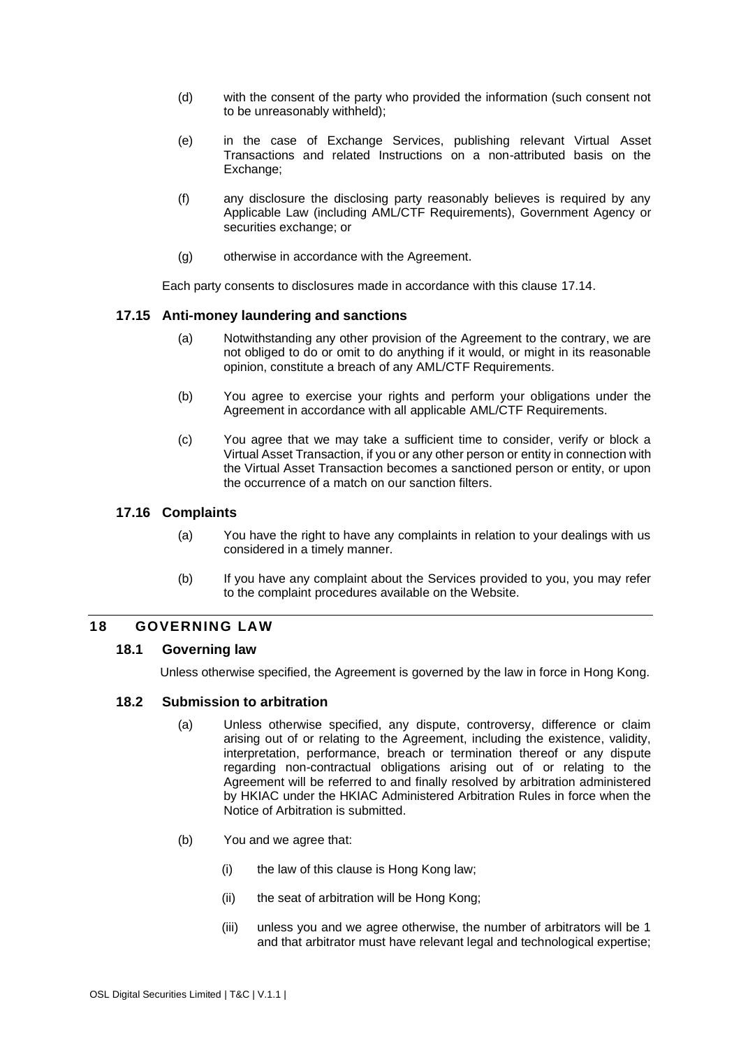(d) with the consent of the party who provided the information (such consent not to be unreasonably withheld);

(e) in the case of Exchange Services, publishing relevant Virtual Asset Transactions and related Instructions on a non-attributed basis on the Exchange;

(f) any disclosure the disclosing party reasonably believes is required by any Applicable Law (including AML/CTF Requirements), Government Agency or securities exchange; or

(g) otherwise in accordance with the Agreement.

Each party consents to disclosures made in accordance with this clause 17.14.

### 17.15 Anti-money laundering and sanctions

(a) Notwithstanding any other provision of the Agreement to the contrary, we are not obliged to do or omit to do anything if it would, or might in its reasonable opinion, constitute a breach of any AML/CTF Requirements.

(b) You agree to exercise your rights and perform your obligations under the Agreement in accordance with all applicable AML/CTF Requirements.

(c) You agree that we may take a sufficient time to consider, verify or block a Virtual Asset Transaction, if you or any other person or entity in connection with the Virtual Asset Transaction becomes a sanctioned person or entity, or upon the occurrence of a match on our sanction filters.

### 17.16 Complaints

(a) You have the right to have any complaints in relation to your dealings with us considered in a timely manner.

(b) If you have any complaint about the Services provided to you, you may refer to the complaint procedures available on the Website.

## 18 GOVERNING LAW

### 18.1 Governing law

Unless otherwise specified, the Agreement is governed by the law in force in Hong Kong.

### 18.2 Submission to arbitration

(a) Unless otherwise specified, any dispute, controversy, difference or claim arising out of or relating to the Agreement, including the existence, validity, interpretation, performance, breach or termination thereof or any dispute regarding non-contractual obligations arising out of or relating to the Agreement will be referred to and finally resolved by arbitration administered by HKIAC under the HKIAC Administered Arbitration Rules in force when the Notice of Arbitration is submitted.

(b) You and we agree that:

(i) the law of this clause is Hong Kong law;

(ii) the seat of arbitration will be Hong Kong;

(iii) unless you and we agree otherwise, the number of arbitrators will be 1 and that arbitrator must have relevant legal and technological expertise;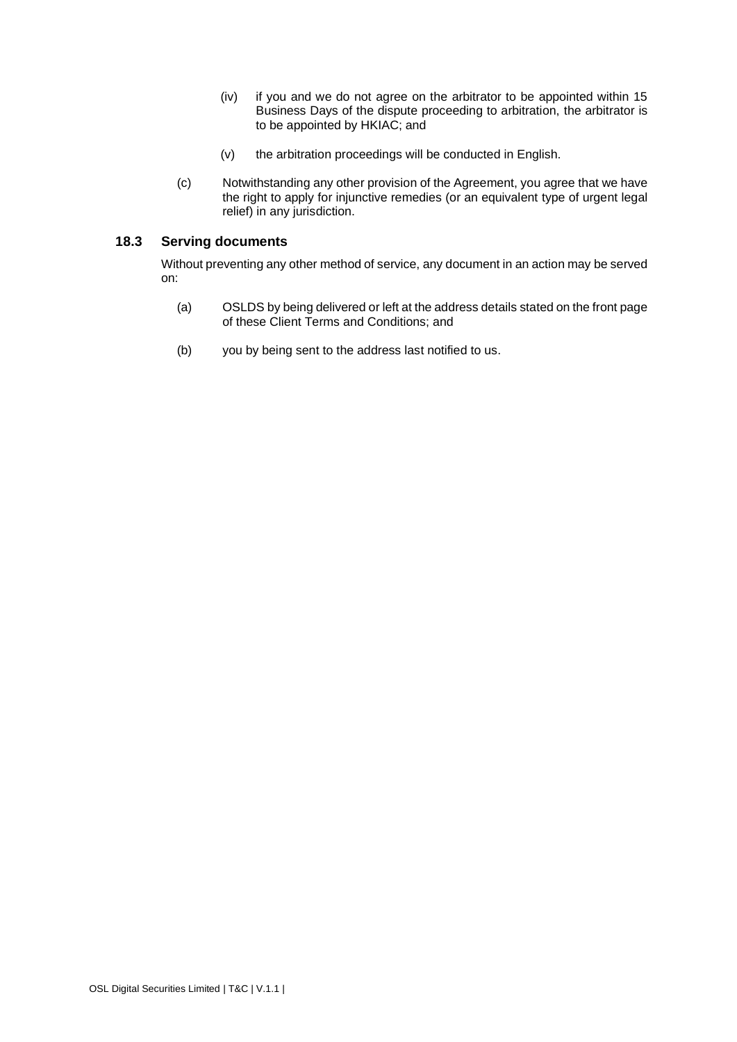(iv) if you and we do not agree on the arbitrator to be appointed within 15 Business Days of the dispute proceeding to arbitration, the arbitrator is to be appointed by HKIAC; and

(v) the arbitration proceedings will be conducted in English.

(c) Notwithstanding any other provision of the Agreement, you agree that we have the right to apply for injunctive remedies (or an equivalent type of urgent legal relief) in any jurisdiction.

### 18.3 Serving documents

Without preventing any other method of service, any document in an action may be served on:

(a) OSLDS by being delivered or left at the address details stated on the front page of these Client Terms and Conditions; and

(b) you by being sent to the address last notified to us.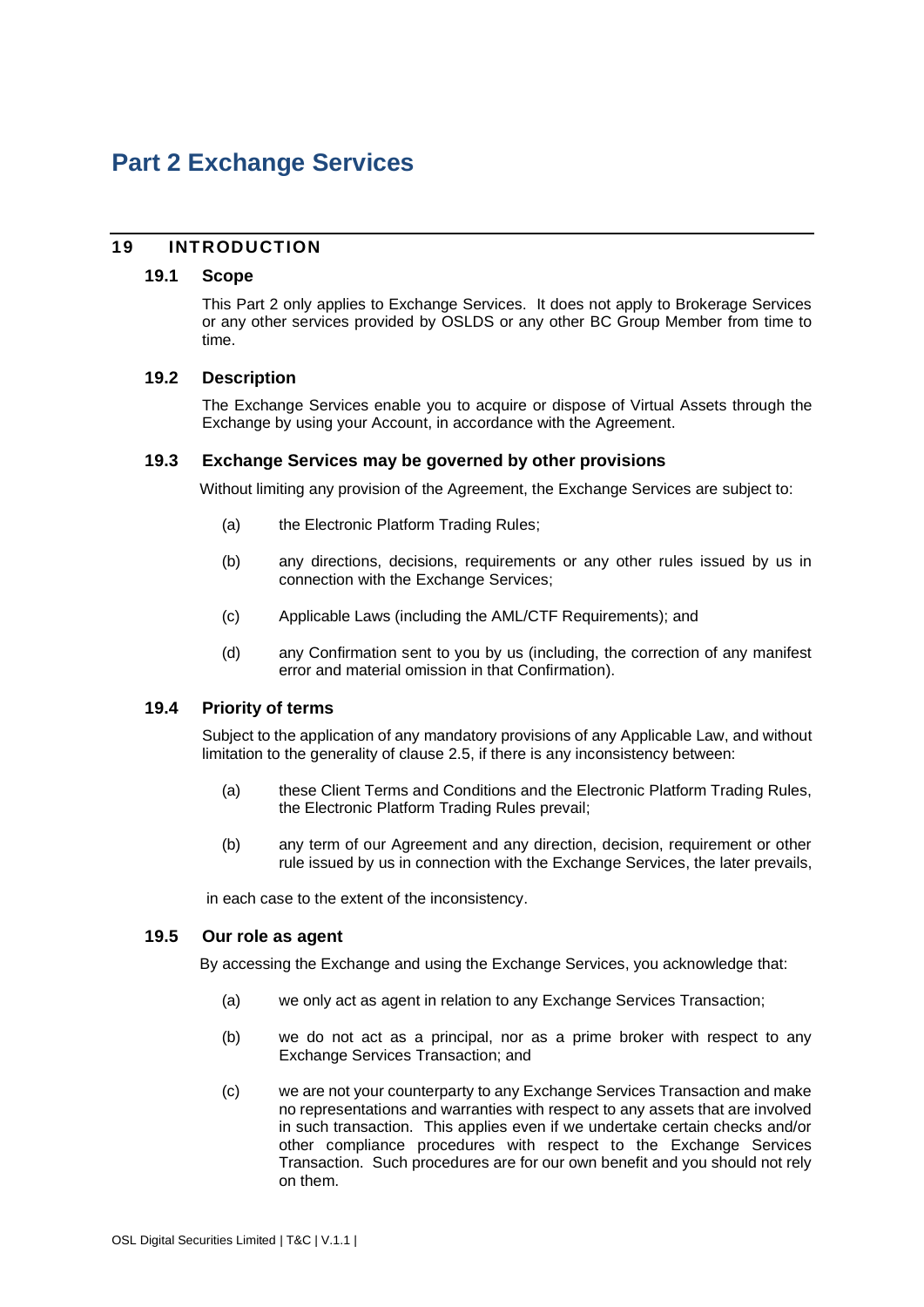# Part 2 Exchange Services

## 19 INTRODUCTION

### 19.1 Scope

This Part 2 only applies to Exchange Services. It does not apply to Brokerage Services or any other services provided by OSLDS or any other BC Group Member from time to time.

### 19.2 Description

The Exchange Services enable you to acquire or dispose of Virtual Assets through the Exchange by using your Account, in accordance with the Agreement.

### 19.3 Exchange Services may be governed by other provisions

Without limiting any provision of the Agreement, the Exchange Services are subject to:

(a) the Electronic Platform Trading Rules;

(b) any directions, decisions, requirements or any other rules issued by us in connection with the Exchange Services;

(c) Applicable Laws (including the AML/CTF Requirements); and

(d) any Confirmation sent to you by us (including, the correction of any manifest error and material omission in that Confirmation).

### 19.4 Priority of terms

Subject to the application of any mandatory provisions of any Applicable Law, and without limitation to the generality of clause 2.5, if there is any inconsistency between:

(a) these Client Terms and Conditions and the Electronic Platform Trading Rules, the Electronic Platform Trading Rules prevail;

(b) any term of our Agreement and any direction, decision, requirement or other rule issued by us in connection with the Exchange Services, the later prevails,

in each case to the extent of the inconsistency.

### 19.5 Our role as agent

By accessing the Exchange and using the Exchange Services, you acknowledge that:

(a) we only act as agent in relation to any Exchange Services Transaction;

(b) we do not act as a principal, nor as a prime broker with respect to any Exchange Services Transaction; and

(c) we are not your counterparty to any Exchange Services Transaction and make no representations and warranties with respect to any assets that are involved in such transaction. This applies even if we undertake certain checks and/or other compliance procedures with respect to the Exchange Services Transaction. Such procedures are for our own benefit and you should not rely on them.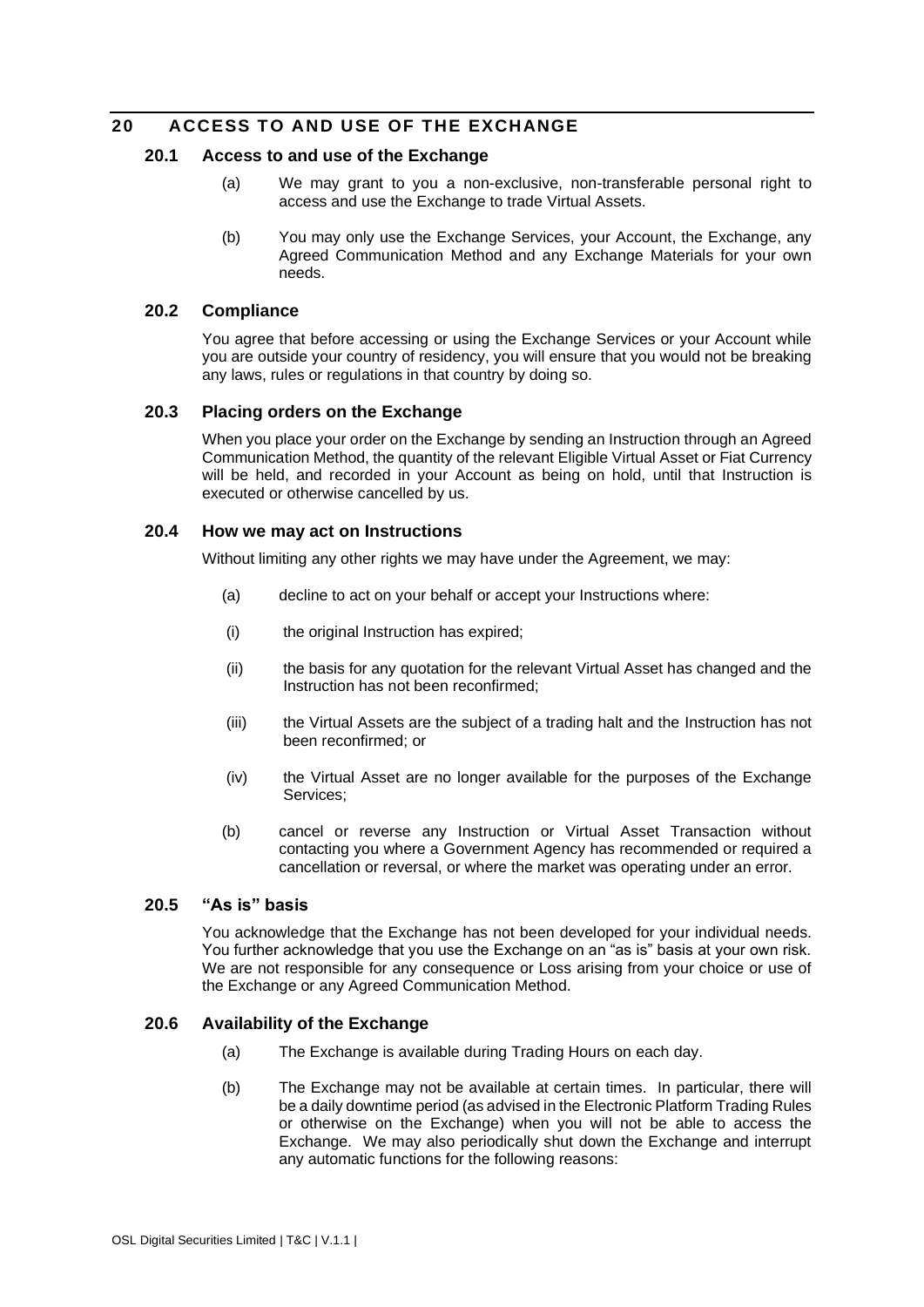## 20 ACCESS TO AND USE OF THE EXCHANGE

### 20.1 Access to and use of the Exchange

(a) We may grant to you a non-exclusive, non-transferable personal right to access and use the Exchange to trade Virtual Assets.

(b) You may only use the Exchange Services, your Account, the Exchange, any Agreed Communication Method and any Exchange Materials for your own needs.

### 20.2 Compliance

You agree that before accessing or using the Exchange Services or your Account while you are outside your country of residency, you will ensure that you would not be breaking any laws, rules or regulations in that country by doing so.

### 20.3 Placing orders on the Exchange

When you place your order on the Exchange by sending an Instruction through an Agreed Communication Method, the quantity of the relevant Eligible Virtual Asset or Fiat Currency will be held, and recorded in your Account as being on hold, until that Instruction is executed or otherwise cancelled by us.

### 20.4 How we may act on Instructions

Without limiting any other rights we may have under the Agreement, we may:

(a) decline to act on your behalf or accept your Instructions where:

(i) the original Instruction has expired;

(ii) the basis for any quotation for the relevant Virtual Asset has changed and the Instruction has not been reconfirmed;

(iii) the Virtual Assets are the subject of a trading halt and the Instruction has not been reconfirmed; or

(iv) the Virtual Asset are no longer available for the purposes of the Exchange Services;

(b) cancel or reverse any Instruction or Virtual Asset Transaction without contacting you where a Government Agency has recommended or required a cancellation or reversal, or where the market was operating under an error.

### 20.5 "As is" basis

You acknowledge that the Exchange has not been developed for your individual needs. You further acknowledge that you use the Exchange on an "as is" basis at your own risk. We are not responsible for any consequence or Loss arising from your choice or use of the Exchange or any Agreed Communication Method.

### 20.6 Availability of the Exchange

(a) The Exchange is available during Trading Hours on each day.

(b) The Exchange may not be available at certain times. In particular, there will be a daily downtime period (as advised in the Electronic Platform Trading Rules or otherwise on the Exchange) when you will not be able to access the Exchange. We may also periodically shut down the Exchange and interrupt any automatic functions for the following reasons: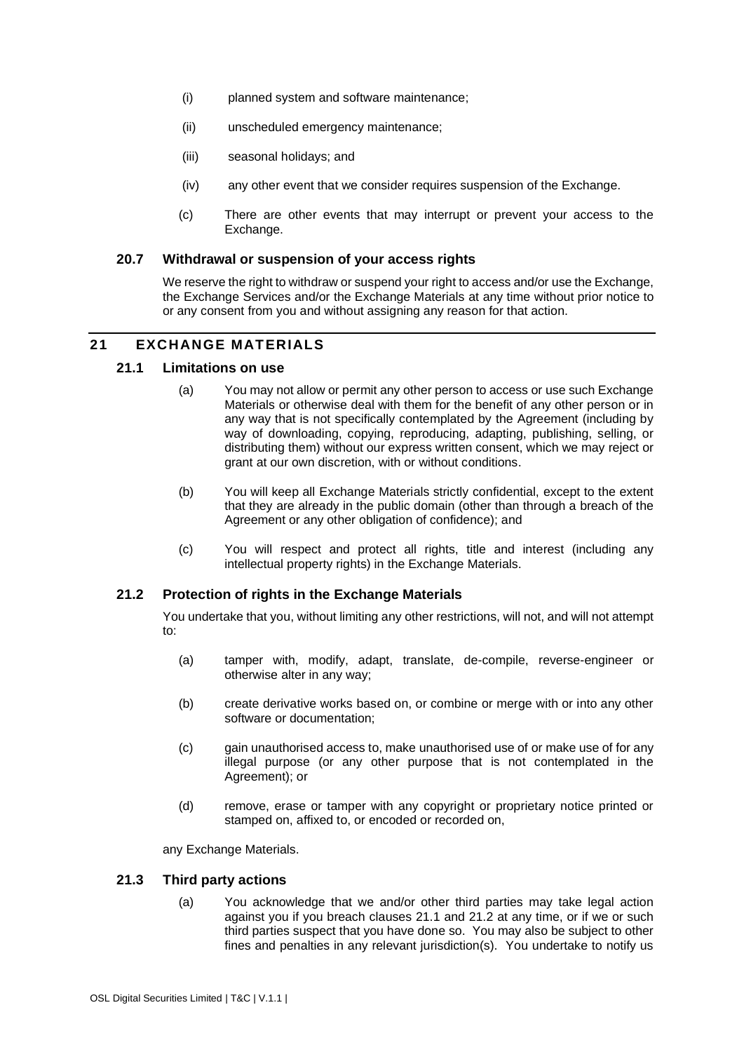(i) planned system and software maintenance;

(ii) unscheduled emergency maintenance;

(iii) seasonal holidays; and

(iv) any other event that we consider requires suspension of the Exchange.

(c) There are other events that may interrupt or prevent your access to the Exchange.

### 20.7 Withdrawal or suspension of your access rights

We reserve the right to withdraw or suspend your right to access and/or use the Exchange, the Exchange Services and/or the Exchange Materials at any time without prior notice to or any consent from you and without assigning any reason for that action.

## 21 EXCHANGE MATERIALS

### 21.1 Limitations on use

(a) You may not allow or permit any other person to access or use such Exchange Materials or otherwise deal with them for the benefit of any other person or in any way that is not specifically contemplated by the Agreement (including by way of downloading, copying, reproducing, adapting, publishing, selling, or distributing them) without our express written consent, which we may reject or grant at our own discretion, with or without conditions.

(b) You will keep all Exchange Materials strictly confidential, except to the extent that they are already in the public domain (other than through a breach of the Agreement or any other obligation of confidence); and

(c) You will respect and protect all rights, title and interest (including any intellectual property rights) in the Exchange Materials.

### 21.2 Protection of rights in the Exchange Materials

You undertake that you, without limiting any other restrictions, will not, and will not attempt to:

(a) tamper with, modify, adapt, translate, de-compile, reverse-engineer or otherwise alter in any way;

(b) create derivative works based on, or combine or merge with or into any other software or documentation;

(c) gain unauthorised access to, make unauthorised use of or make use of for any illegal purpose (or any other purpose that is not contemplated in the Agreement); or

(d) remove, erase or tamper with any copyright or proprietary notice printed or stamped on, affixed to, or encoded or recorded on,

any Exchange Materials.

### 21.3 Third party actions

(a) You acknowledge that we and/or other third parties may take legal action against you if you breach clauses 21.1 and 21.2 at any time, or if we or such third parties suspect that you have done so. You may also be subject to other fines and penalties in any relevant jurisdiction(s). You undertake to notify us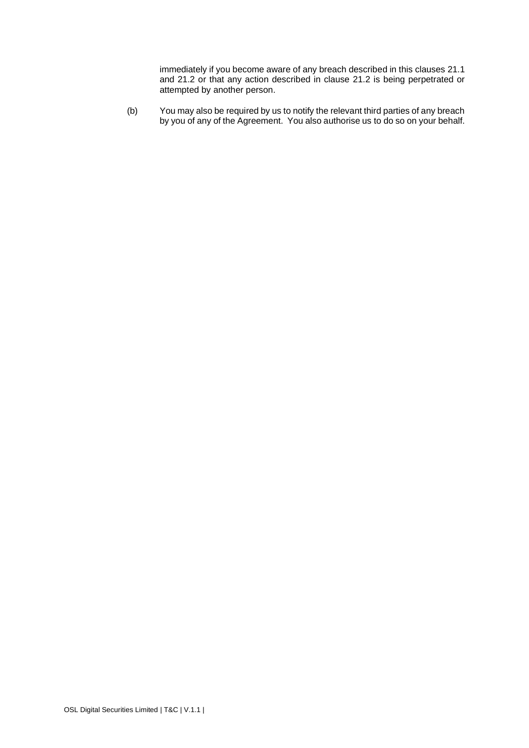immediately if you become aware of any breach described in this clauses 21.1 and 21.2 or that any action described in clause 21.2 is being perpetrated or attempted by another person.

(b) You may also be required by us to notify the relevant third parties of any breach by you of any of the Agreement. You also authorise us to do so on your behalf.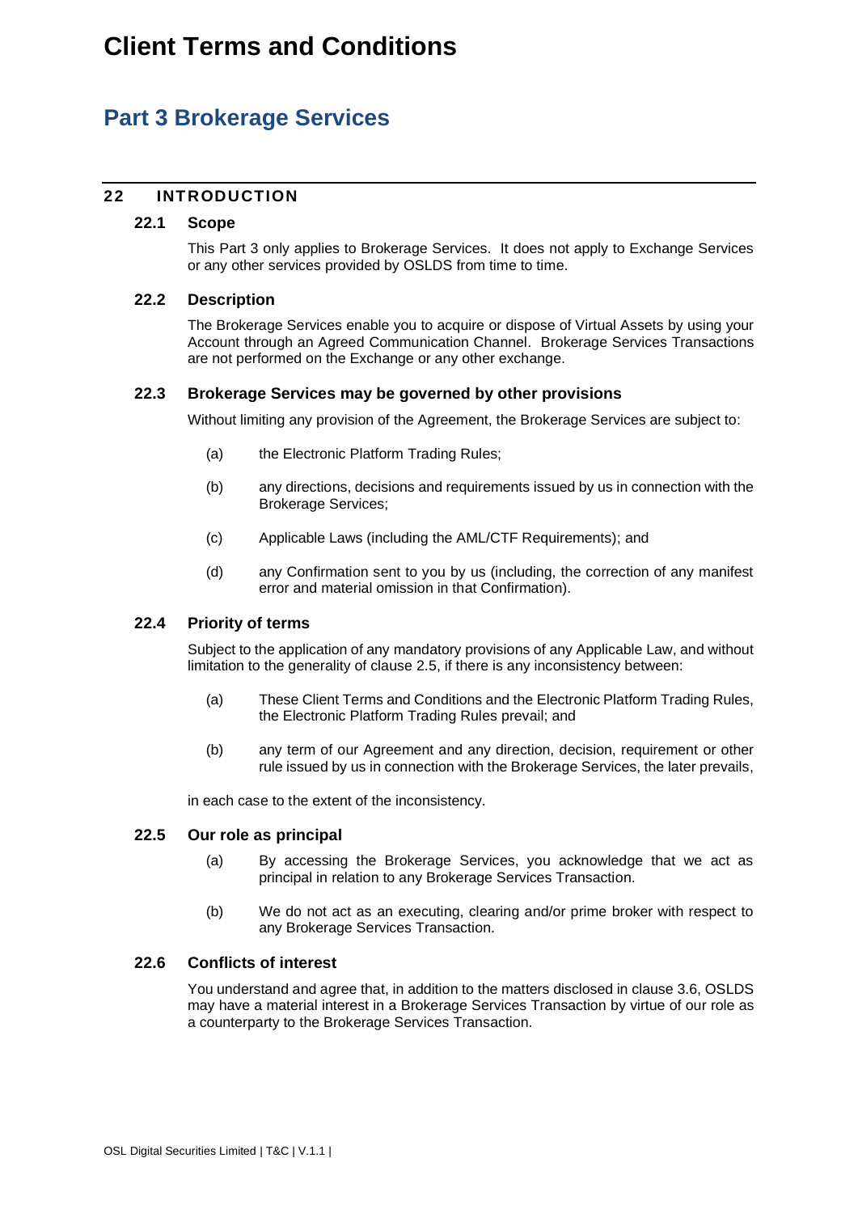# Client Terms and Conditions

## Part 3 Brokerage Services

### 22 INTRODUCTION

#### 22.1 Scope

This Part 3 only applies to Brokerage Services. It does not apply to Exchange Services or any other services provided by OSLDS from time to time.

#### 22.2 Description

The Brokerage Services enable you to acquire or dispose of Virtual Assets by using your Account through an Agreed Communication Channel. Brokerage Services Transactions are not performed on the Exchange or any other exchange.

#### 22.3 Brokerage Services may be governed by other provisions

Without limiting any provision of the Agreement, the Brokerage Services are subject to:

(a) the Electronic Platform Trading Rules;

(b) any directions, decisions and requirements issued by us in connection with the Brokerage Services;

(c) Applicable Laws (including the AML/CTF Requirements); and

(d) any Confirmation sent to you by us (including, the correction of any manifest error and material omission in that Confirmation).

#### 22.4 Priority of terms

Subject to the application of any mandatory provisions of any Applicable Law, and without limitation to the generality of clause 2.5, if there is any inconsistency between:

(a) These Client Terms and Conditions and the Electronic Platform Trading Rules, the Electronic Platform Trading Rules prevail; and

(b) any term of our Agreement and any direction, decision, requirement or other rule issued by us in connection with the Brokerage Services, the later prevails,

in each case to the extent of the inconsistency.

#### 22.5 Our role as principal

(a) By accessing the Brokerage Services, you acknowledge that we act as principal in relation to any Brokerage Services Transaction.

(b) We do not act as an executing, clearing and/or prime broker with respect to any Brokerage Services Transaction.

#### 22.6 Conflicts of interest

You understand and agree that, in addition to the matters disclosed in clause 3.6, OSLDS may have a material interest in a Brokerage Services Transaction by virtue of our role as a counterparty to the Brokerage Services Transaction.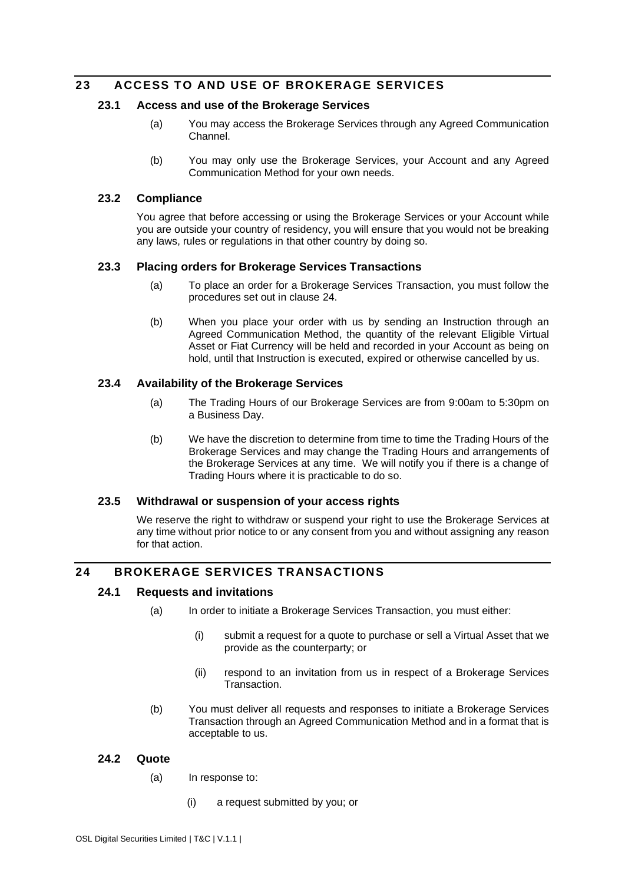## 23 ACCESS TO AND USE OF BROKERAGE SERVICES

### 23.1 Access and use of the Brokerage Services

(a) You may access the Brokerage Services through any Agreed Communication Channel.

(b) You may only use the Brokerage Services, your Account and any Agreed Communication Method for your own needs.

### 23.2 Compliance

You agree that before accessing or using the Brokerage Services or your Account while you are outside your country of residency, you will ensure that you would not be breaking any laws, rules or regulations in that other country by doing so.

### 23.3 Placing orders for Brokerage Services Transactions

(a) To place an order for a Brokerage Services Transaction, you must follow the procedures set out in clause 24.

(b) When you place your order with us by sending an Instruction through an Agreed Communication Method, the quantity of the relevant Eligible Virtual Asset or Fiat Currency will be held and recorded in your Account as being on hold, until that Instruction is executed, expired or otherwise cancelled by us.

### 23.4 Availability of the Brokerage Services

(a) The Trading Hours of our Brokerage Services are from 9:00am to 5:30pm on a Business Day.

(b) We have the discretion to determine from time to time the Trading Hours of the Brokerage Services and may change the Trading Hours and arrangements of the Brokerage Services at any time. We will notify you if there is a change of Trading Hours where it is practicable to do so.

### 23.5 Withdrawal or suspension of your access rights

We reserve the right to withdraw or suspend your right to use the Brokerage Services at any time without prior notice to or any consent from you and without assigning any reason for that action.

## 24 BROKERAGE SERVICES TRANSACTIONS

### 24.1 Requests and invitations

(a) In order to initiate a Brokerage Services Transaction, you must either:

  (i) submit a request for a quote to purchase or sell a Virtual Asset that we provide as the counterparty; or

  (ii) respond to an invitation from us in respect of a Brokerage Services Transaction.

(b) You must deliver all requests and responses to initiate a Brokerage Services Transaction through an Agreed Communication Method and in a format that is acceptable to us.

### 24.2 Quote

(a) In response to:

  (i) a request submitted by you; or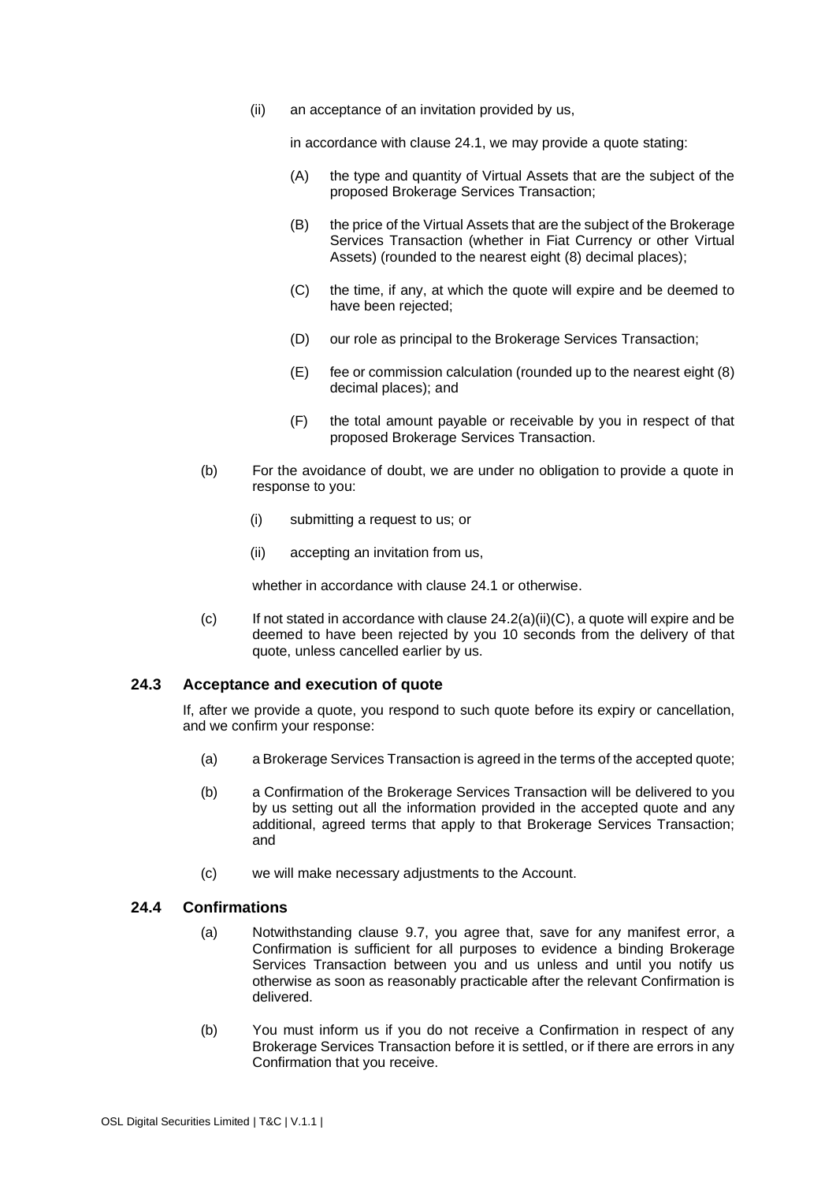(ii) an acceptance of an invitation provided by us,

in accordance with clause 24.1, we may provide a quote stating:

(A) the type and quantity of Virtual Assets that are the subject of the proposed Brokerage Services Transaction;

(B) the price of the Virtual Assets that are the subject of the Brokerage Services Transaction (whether in Fiat Currency or other Virtual Assets) (rounded to the nearest eight (8) decimal places);

(C) the time, if any, at which the quote will expire and be deemed to have been rejected;

(D) our role as principal to the Brokerage Services Transaction;

(E) fee or commission calculation (rounded up to the nearest eight (8) decimal places); and

(F) the total amount payable or receivable by you in respect of that proposed Brokerage Services Transaction.

(b) For the avoidance of doubt, we are under no obligation to provide a quote in response to you:

(i) submitting a request to us; or

(ii) accepting an invitation from us,

whether in accordance with clause 24.1 or otherwise.

(c) If not stated in accordance with clause 24.2(a)(ii)(C), a quote will expire and be deemed to have been rejected by you 10 seconds from the delivery of that quote, unless cancelled earlier by us.

### 24.3 Acceptance and execution of quote

If, after we provide a quote, you respond to such quote before its expiry or cancellation, and we confirm your response:

(a) a Brokerage Services Transaction is agreed in the terms of the accepted quote;

(b) a Confirmation of the Brokerage Services Transaction will be delivered to you by us setting out all the information provided in the accepted quote and any additional, agreed terms that apply to that Brokerage Services Transaction; and

(c) we will make necessary adjustments to the Account.

### 24.4 Confirmations

(a) Notwithstanding clause 9.7, you agree that, save for any manifest error, a Confirmation is sufficient for all purposes to evidence a binding Brokerage Services Transaction between you and us unless and until you notify us otherwise as soon as reasonably practicable after the relevant Confirmation is delivered.

(b) You must inform us if you do not receive a Confirmation in respect of any Brokerage Services Transaction before it is settled, or if there are errors in any Confirmation that you receive.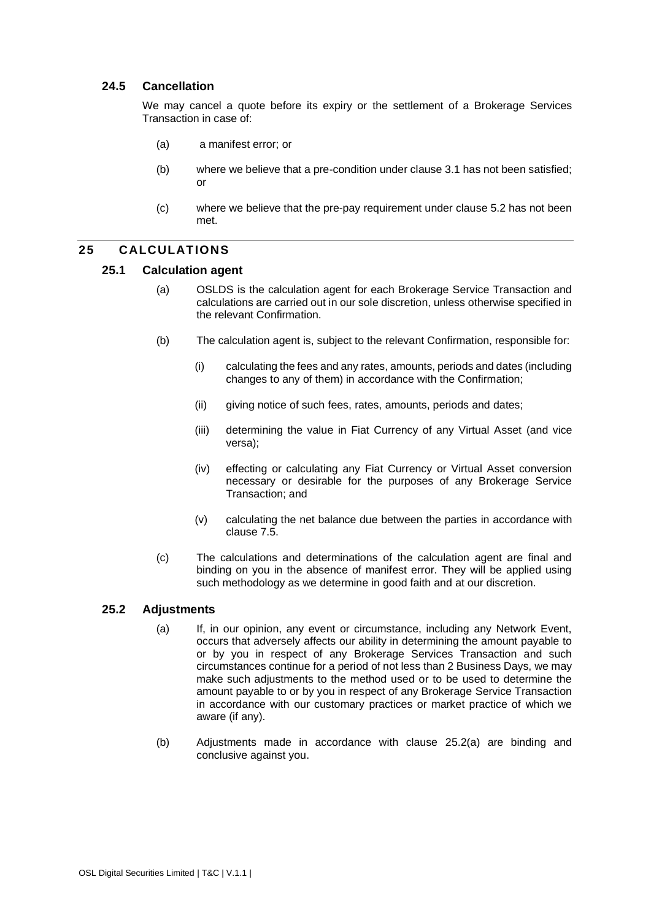### 24.5 Cancellation

We may cancel a quote before its expiry or the settlement of a Brokerage Services Transaction in case of:

(a) a manifest error; or

(b) where we believe that a pre-condition under clause 3.1 has not been satisfied; or

(c) where we believe that the pre-pay requirement under clause 5.2 has not been met.

## 25 CALCULATIONS

### 25.1 Calculation agent

(a) OSLDS is the calculation agent for each Brokerage Service Transaction and calculations are carried out in our sole discretion, unless otherwise specified in the relevant Confirmation.

(b) The calculation agent is, subject to the relevant Confirmation, responsible for:

(i) calculating the fees and any rates, amounts, periods and dates (including changes to any of them) in accordance with the Confirmation;

(ii) giving notice of such fees, rates, amounts, periods and dates;

(iii) determining the value in Fiat Currency of any Virtual Asset (and vice versa);

(iv) effecting or calculating any Fiat Currency or Virtual Asset conversion necessary or desirable for the purposes of any Brokerage Service Transaction; and

(v) calculating the net balance due between the parties in accordance with clause 7.5.

(c) The calculations and determinations of the calculation agent are final and binding on you in the absence of manifest error. They will be applied using such methodology as we determine in good faith and at our discretion.

### 25.2 Adjustments

(a) If, in our opinion, any event or circumstance, including any Network Event, occurs that adversely affects our ability in determining the amount payable to or by you in respect of any Brokerage Services Transaction and such circumstances continue for a period of not less than 2 Business Days, we may make such adjustments to the method used or to be used to determine the amount payable to or by you in respect of any Brokerage Service Transaction in accordance with our customary practices or market practice of which we aware (if any).

(b) Adjustments made in accordance with clause 25.2(a) are binding and conclusive against you.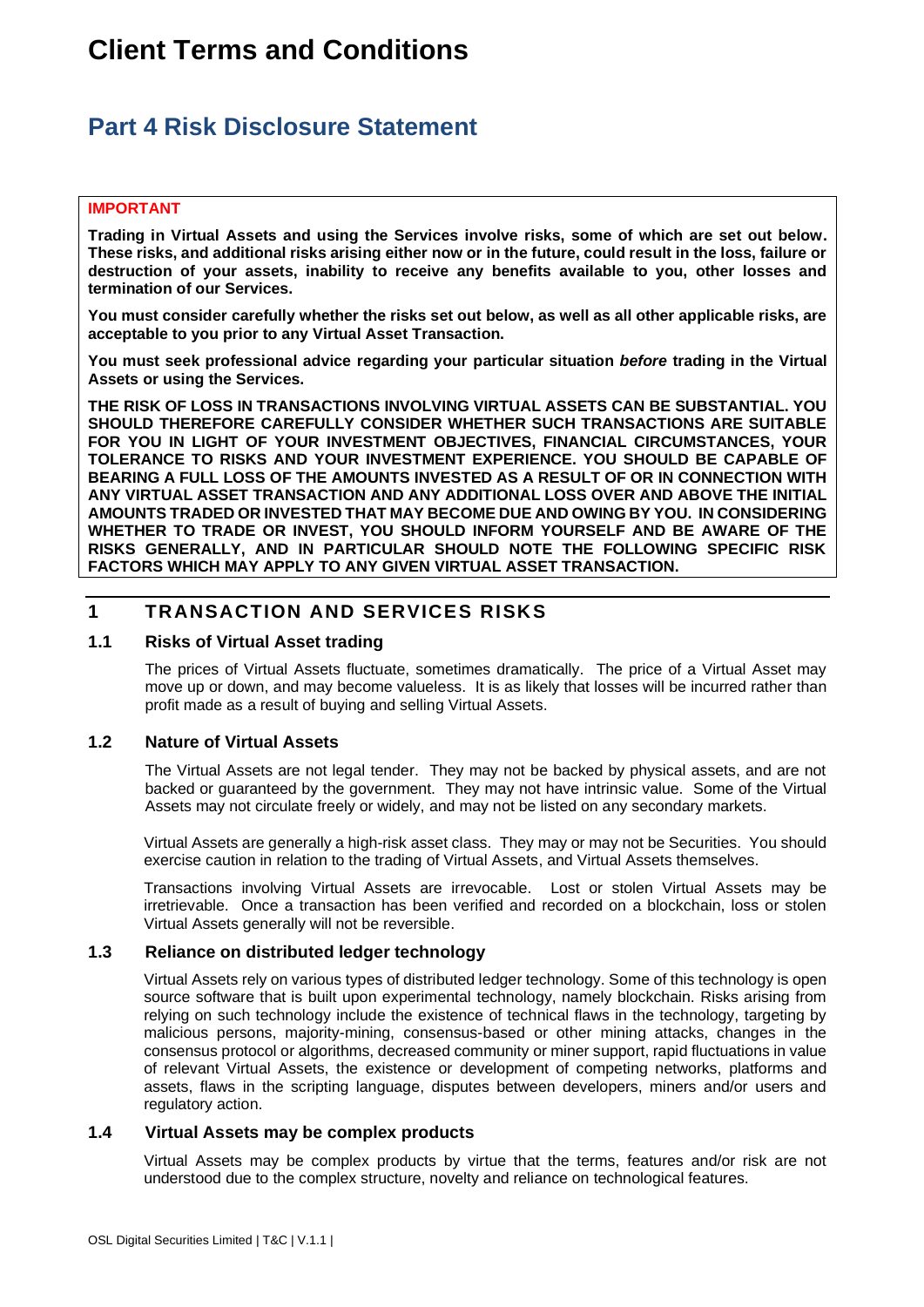# Client Terms and Conditions

## Part 4 Risk Disclosure Statement

**IMPORTANT**

**Trading in Virtual Assets and using the Services involve risks, some of which are set out below. These risks, and additional risks arising either now or in the future, could result in the loss, failure or destruction of your assets, inability to receive any benefits available to you, other losses and termination of our Services.**

**You must consider carefully whether the risks set out below, as well as all other applicable risks, are acceptable to you prior to any Virtual Asset Transaction.**

**You must seek professional advice regarding your particular situation *before* trading in the Virtual Assets or using the Services.**

**THE RISK OF LOSS IN TRANSACTIONS INVOLVING VIRTUAL ASSETS CAN BE SUBSTANTIAL. YOU SHOULD THEREFORE CAREFULLY CONSIDER WHETHER SUCH TRANSACTIONS ARE SUITABLE FOR YOU IN LIGHT OF YOUR INVESTMENT OBJECTIVES, FINANCIAL CIRCUMSTANCES, YOUR TOLERANCE TO RISKS AND YOUR INVESTMENT EXPERIENCE. YOU SHOULD BE CAPABLE OF BEARING A FULL LOSS OF THE AMOUNTS INVESTED AS A RESULT OF OR IN CONNECTION WITH ANY VIRTUAL ASSET TRANSACTION AND ANY ADDITIONAL LOSS OVER AND ABOVE THE INITIAL AMOUNTS TRADED OR INVESTED THAT MAY BECOME DUE AND OWING BY YOU. IN CONSIDERING WHETHER TO TRADE OR INVEST, YOU SHOULD INFORM YOURSELF AND BE AWARE OF THE RISKS GENERALLY, AND IN PARTICULAR SHOULD NOTE THE FOLLOWING SPECIFIC RISK FACTORS WHICH MAY APPLY TO ANY GIVEN VIRTUAL ASSET TRANSACTION.**

### 1 TRANSACTION AND SERVICES RISKS

#### 1.1 Risks of Virtual Asset trading

The prices of Virtual Assets fluctuate, sometimes dramatically. The price of a Virtual Asset may move up or down, and may become valueless. It is as likely that losses will be incurred rather than profit made as a result of buying and selling Virtual Assets.

#### 1.2 Nature of Virtual Assets

The Virtual Assets are not legal tender. They may not be backed by physical assets, and are not backed or guaranteed by the government. They may not have intrinsic value. Some of the Virtual Assets may not circulate freely or widely, and may not be listed on any secondary markets.

Virtual Assets are generally a high-risk asset class. They may or may not be Securities. You should exercise caution in relation to the trading of Virtual Assets, and Virtual Assets themselves.

Transactions involving Virtual Assets are irrevocable. Lost or stolen Virtual Assets may be irretrievable. Once a transaction has been verified and recorded on a blockchain, loss or stolen Virtual Assets generally will not be reversible.

#### 1.3 Reliance on distributed ledger technology

Virtual Assets rely on various types of distributed ledger technology. Some of this technology is open source software that is built upon experimental technology, namely blockchain. Risks arising from relying on such technology include the existence of technical flaws in the technology, targeting by malicious persons, majority-mining, consensus-based or other mining attacks, changes in the consensus protocol or algorithms, decreased community or miner support, rapid fluctuations in value of relevant Virtual Assets, the existence or development of competing networks, platforms and assets, flaws in the scripting language, disputes between developers, miners and/or users and regulatory action.

#### 1.4 Virtual Assets may be complex products

Virtual Assets may be complex products by virtue that the terms, features and/or risk are not understood due to the complex structure, novelty and reliance on technological features.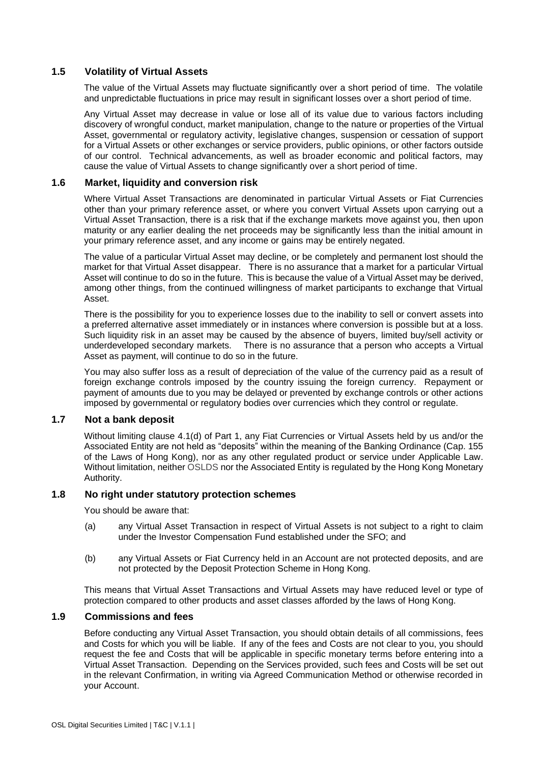### 1.5 Volatility of Virtual Assets

The value of the Virtual Assets may fluctuate significantly over a short period of time. The volatile and unpredictable fluctuations in price may result in significant losses over a short period of time.

Any Virtual Asset may decrease in value or lose all of its value due to various factors including discovery of wrongful conduct, market manipulation, change to the nature or properties of the Virtual Asset, governmental or regulatory activity, legislative changes, suspension or cessation of support for a Virtual Assets or other exchanges or service providers, public opinions, or other factors outside of our control. Technical advancements, as well as broader economic and political factors, may cause the value of Virtual Assets to change significantly over a short period of time.

### 1.6 Market, liquidity and conversion risk

Where Virtual Asset Transactions are denominated in particular Virtual Assets or Fiat Currencies other than your primary reference asset, or where you convert Virtual Assets upon carrying out a Virtual Asset Transaction, there is a risk that if the exchange markets move against you, then upon maturity or any earlier dealing the net proceeds may be significantly less than the initial amount in your primary reference asset, and any income or gains may be entirely negated.

The value of a particular Virtual Asset may decline, or be completely and permanent lost should the market for that Virtual Asset disappear. There is no assurance that a market for a particular Virtual Asset will continue to do so in the future. This is because the value of a Virtual Asset may be derived, among other things, from the continued willingness of market participants to exchange that Virtual Asset.

There is the possibility for you to experience losses due to the inability to sell or convert assets into a preferred alternative asset immediately or in instances where conversion is possible but at a loss. Such liquidity risk in an asset may be caused by the absence of buyers, limited buy/sell activity or underdeveloped secondary markets. There is no assurance that a person who accepts a Virtual Asset as payment, will continue to do so in the future.

You may also suffer loss as a result of depreciation of the value of the currency paid as a result of foreign exchange controls imposed by the country issuing the foreign currency. Repayment or payment of amounts due to you may be delayed or prevented by exchange controls or other actions imposed by governmental or regulatory bodies over currencies which they control or regulate.

### 1.7 Not a bank deposit

Without limiting clause 4.1(d) of Part 1, any Fiat Currencies or Virtual Assets held by us and/or the Associated Entity are not held as "deposits" within the meaning of the Banking Ordinance (Cap. 155 of the Laws of Hong Kong), nor as any other regulated product or service under Applicable Law. Without limitation, neither OSLDS nor the Associated Entity is regulated by the Hong Kong Monetary Authority.

### 1.8 No right under statutory protection schemes

You should be aware that:

(a) any Virtual Asset Transaction in respect of Virtual Assets is not subject to a right to claim under the Investor Compensation Fund established under the SFO; and

(b) any Virtual Assets or Fiat Currency held in an Account are not protected deposits, and are not protected by the Deposit Protection Scheme in Hong Kong.

This means that Virtual Asset Transactions and Virtual Assets may have reduced level or type of protection compared to other products and asset classes afforded by the laws of Hong Kong.

### 1.9 Commissions and fees

Before conducting any Virtual Asset Transaction, you should obtain details of all commissions, fees and Costs for which you will be liable. If any of the fees and Costs are not clear to you, you should request the fee and Costs that will be applicable in specific monetary terms before entering into a Virtual Asset Transaction. Depending on the Services provided, such fees and Costs will be set out in the relevant Confirmation, in writing via Agreed Communication Method or otherwise recorded in your Account.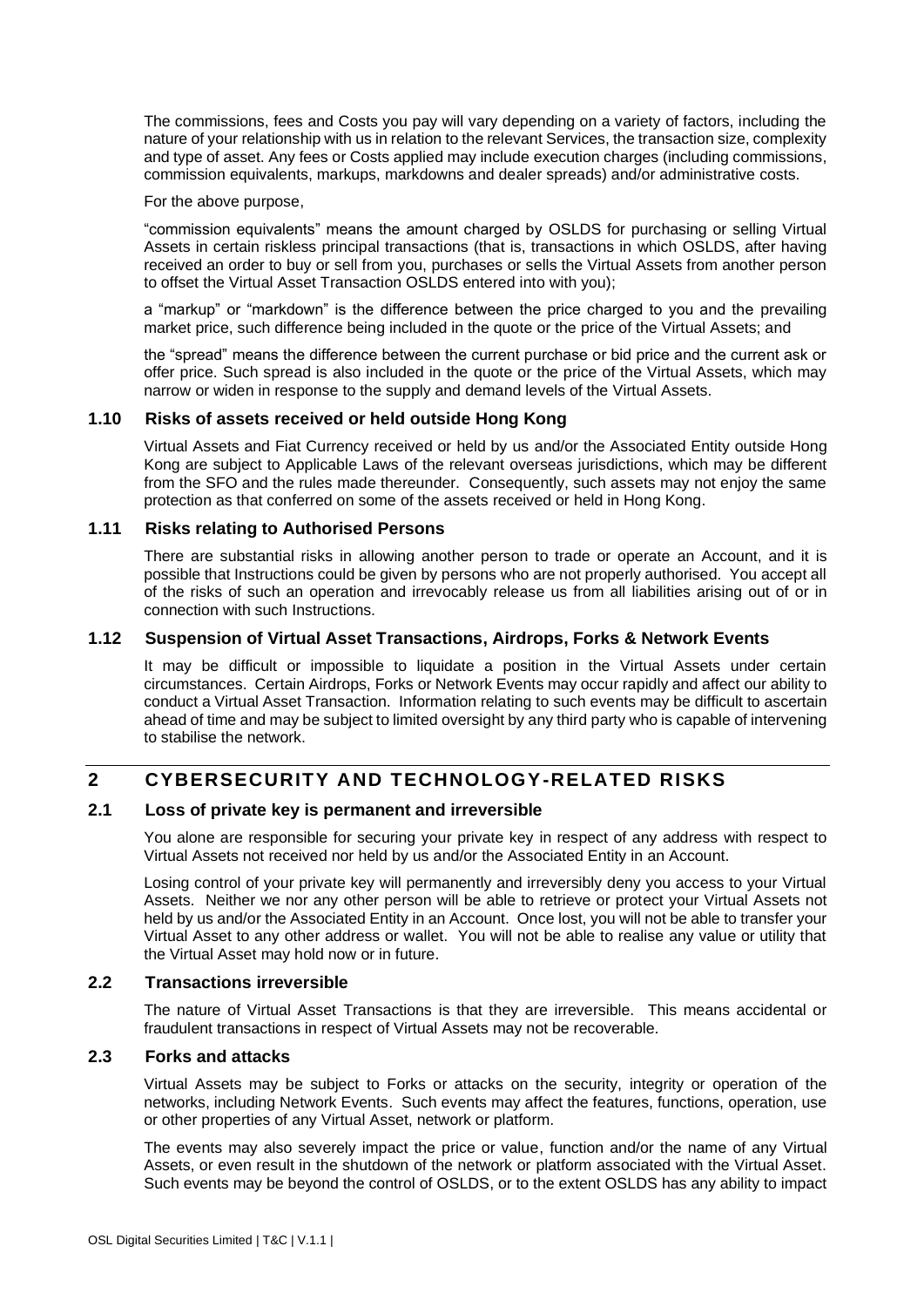The commissions, fees and Costs you pay will vary depending on a variety of factors, including the nature of your relationship with us in relation to the relevant Services, the transaction size, complexity and type of asset. Any fees or Costs applied may include execution charges (including commissions, commission equivalents, markups, markdowns and dealer spreads) and/or administrative costs.

For the above purpose,

"commission equivalents" means the amount charged by OSLDS for purchasing or selling Virtual Assets in certain riskless principal transactions (that is, transactions in which OSLDS, after having received an order to buy or sell from you, purchases or sells the Virtual Assets from another person to offset the Virtual Asset Transaction OSLDS entered into with you);

a "markup" or "markdown" is the difference between the price charged to you and the prevailing market price, such difference being included in the quote or the price of the Virtual Assets; and

the "spread" means the difference between the current purchase or bid price and the current ask or offer price. Such spread is also included in the quote or the price of the Virtual Assets, which may narrow or widen in response to the supply and demand levels of the Virtual Assets.

### 1.10 Risks of assets received or held outside Hong Kong

Virtual Assets and Fiat Currency received or held by us and/or the Associated Entity outside Hong Kong are subject to Applicable Laws of the relevant overseas jurisdictions, which may be different from the SFO and the rules made thereunder. Consequently, such assets may not enjoy the same protection as that conferred on some of the assets received or held in Hong Kong.

### 1.11 Risks relating to Authorised Persons

There are substantial risks in allowing another person to trade or operate an Account, and it is possible that Instructions could be given by persons who are not properly authorised. You accept all of the risks of such an operation and irrevocably release us from all liabilities arising out of or in connection with such Instructions.

### 1.12 Suspension of Virtual Asset Transactions, Airdrops, Forks & Network Events

It may be difficult or impossible to liquidate a position in the Virtual Assets under certain circumstances. Certain Airdrops, Forks or Network Events may occur rapidly and affect our ability to conduct a Virtual Asset Transaction. Information relating to such events may be difficult to ascertain ahead of time and may be subject to limited oversight by any third party who is capable of intervening to stabilise the network.

## 2 CYBERSECURITY AND TECHNOLOGY-RELATED RISKS

### 2.1 Loss of private key is permanent and irreversible

You alone are responsible for securing your private key in respect of any address with respect to Virtual Assets not received nor held by us and/or the Associated Entity in an Account.

Losing control of your private key will permanently and irreversibly deny you access to your Virtual Assets. Neither we nor any other person will be able to retrieve or protect your Virtual Assets not held by us and/or the Associated Entity in an Account. Once lost, you will not be able to transfer your Virtual Asset to any other address or wallet. You will not be able to realise any value or utility that the Virtual Asset may hold now or in future.

### 2.2 Transactions irreversible

The nature of Virtual Asset Transactions is that they are irreversible. This means accidental or fraudulent transactions in respect of Virtual Assets may not be recoverable.

### 2.3 Forks and attacks

Virtual Assets may be subject to Forks or attacks on the security, integrity or operation of the networks, including Network Events. Such events may affect the features, functions, operation, use or other properties of any Virtual Asset, network or platform.

The events may also severely impact the price or value, function and/or the name of any Virtual Assets, or even result in the shutdown of the network or platform associated with the Virtual Asset. Such events may be beyond the control of OSLDS, or to the extent OSLDS has any ability to impact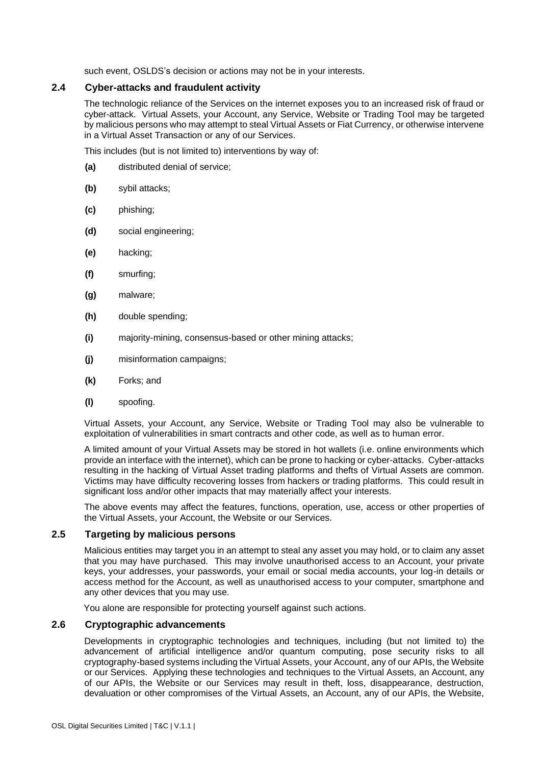such event, OSLDS's decision or actions may not be in your interests.

### 2.4 Cyber-attacks and fraudulent activity

The technologic reliance of the Services on the internet exposes you to an increased risk of fraud or cyber-attack. Virtual Assets, your Account, any Service, Website or Trading Tool may be targeted by malicious persons who may attempt to steal Virtual Assets or Fiat Currency, or otherwise intervene in a Virtual Asset Transaction or any of our Services.

This includes (but is not limited to) interventions by way of:

- **(a)** distributed denial of service;
- **(b)** sybil attacks;
- **(c)** phishing;
- **(d)** social engineering;
- **(e)** hacking;
- **(f)** smurfing;
- **(g)** malware;
- **(h)** double spending;
- **(i)** majority-mining, consensus-based or other mining attacks;
- **(j)** misinformation campaigns;
- **(k)** Forks; and
- **(l)** spoofing.

Virtual Assets, your Account, any Service, Website or Trading Tool may also be vulnerable to exploitation of vulnerabilities in smart contracts and other code, as well as to human error.

A limited amount of your Virtual Assets may be stored in hot wallets (i.e. online environments which provide an interface with the internet), which can be prone to hacking or cyber-attacks. Cyber-attacks resulting in the hacking of Virtual Asset trading platforms and thefts of Virtual Assets are common. Victims may have difficulty recovering losses from hackers or trading platforms. This could result in significant loss and/or other impacts that may materially affect your interests.

The above events may affect the features, functions, operation, use, access or other properties of the Virtual Assets, your Account, the Website or our Services.

### 2.5 Targeting by malicious persons

Malicious entities may target you in an attempt to steal any asset you may hold, or to claim any asset that you may have purchased. This may involve unauthorised access to an Account, your private keys, your addresses, your passwords, your email or social media accounts, your log-in details or access method for the Account, as well as unauthorised access to your computer, smartphone and any other devices that you may use.

You alone are responsible for protecting yourself against such actions.

### 2.6 Cryptographic advancements

Developments in cryptographic technologies and techniques, including (but not limited to) the advancement of artificial intelligence and/or quantum computing, pose security risks to all cryptography-based systems including the Virtual Assets, your Account, any of our APIs, the Website or our Services. Applying these technologies and techniques to the Virtual Assets, an Account, any of our APIs, the Website or our Services may result in theft, loss, disappearance, destruction, devaluation or other compromises of the Virtual Assets, an Account, any of our APIs, the Website,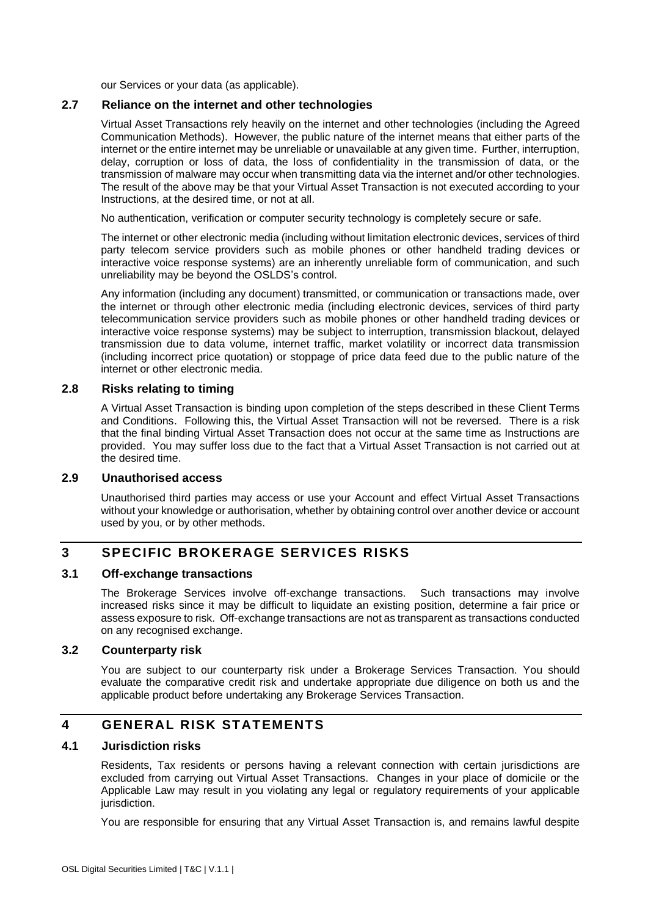our Services or your data (as applicable).

### 2.7 Reliance on the internet and other technologies

Virtual Asset Transactions rely heavily on the internet and other technologies (including the Agreed Communication Methods). However, the public nature of the internet means that either parts of the internet or the entire internet may be unreliable or unavailable at any given time. Further, interruption, delay, corruption or loss of data, the loss of confidentiality in the transmission of data, or the transmission of malware may occur when transmitting data via the internet and/or other technologies. The result of the above may be that your Virtual Asset Transaction is not executed according to your Instructions, at the desired time, or not at all.

No authentication, verification or computer security technology is completely secure or safe.

The internet or other electronic media (including without limitation electronic devices, services of third party telecom service providers such as mobile phones or other handheld trading devices or interactive voice response systems) are an inherently unreliable form of communication, and such unreliability may be beyond the OSLDS's control.

Any information (including any document) transmitted, or communication or transactions made, over the internet or through other electronic media (including electronic devices, services of third party telecommunication service providers such as mobile phones or other handheld trading devices or interactive voice response systems) may be subject to interruption, transmission blackout, delayed transmission due to data volume, internet traffic, market volatility or incorrect data transmission (including incorrect price quotation) or stoppage of price data feed due to the public nature of the internet or other electronic media.

### 2.8 Risks relating to timing

A Virtual Asset Transaction is binding upon completion of the steps described in these Client Terms and Conditions. Following this, the Virtual Asset Transaction will not be reversed. There is a risk that the final binding Virtual Asset Transaction does not occur at the same time as Instructions are provided. You may suffer loss due to the fact that a Virtual Asset Transaction is not carried out at the desired time.

### 2.9 Unauthorised access

Unauthorised third parties may access or use your Account and effect Virtual Asset Transactions without your knowledge or authorisation, whether by obtaining control over another device or account used by you, or by other methods.

## 3 SPECIFIC BROKERAGE SERVICES RISKS

### 3.1 Off-exchange transactions

The Brokerage Services involve off-exchange transactions. Such transactions may involve increased risks since it may be difficult to liquidate an existing position, determine a fair price or assess exposure to risk. Off-exchange transactions are not as transparent as transactions conducted on any recognised exchange.

### 3.2 Counterparty risk

You are subject to our counterparty risk under a Brokerage Services Transaction. You should evaluate the comparative credit risk and undertake appropriate due diligence on both us and the applicable product before undertaking any Brokerage Services Transaction.

## 4 GENERAL RISK STATEMENTS

### 4.1 Jurisdiction risks

Residents, Tax residents or persons having a relevant connection with certain jurisdictions are excluded from carrying out Virtual Asset Transactions. Changes in your place of domicile or the Applicable Law may result in you violating any legal or regulatory requirements of your applicable jurisdiction.

You are responsible for ensuring that any Virtual Asset Transaction is, and remains lawful despite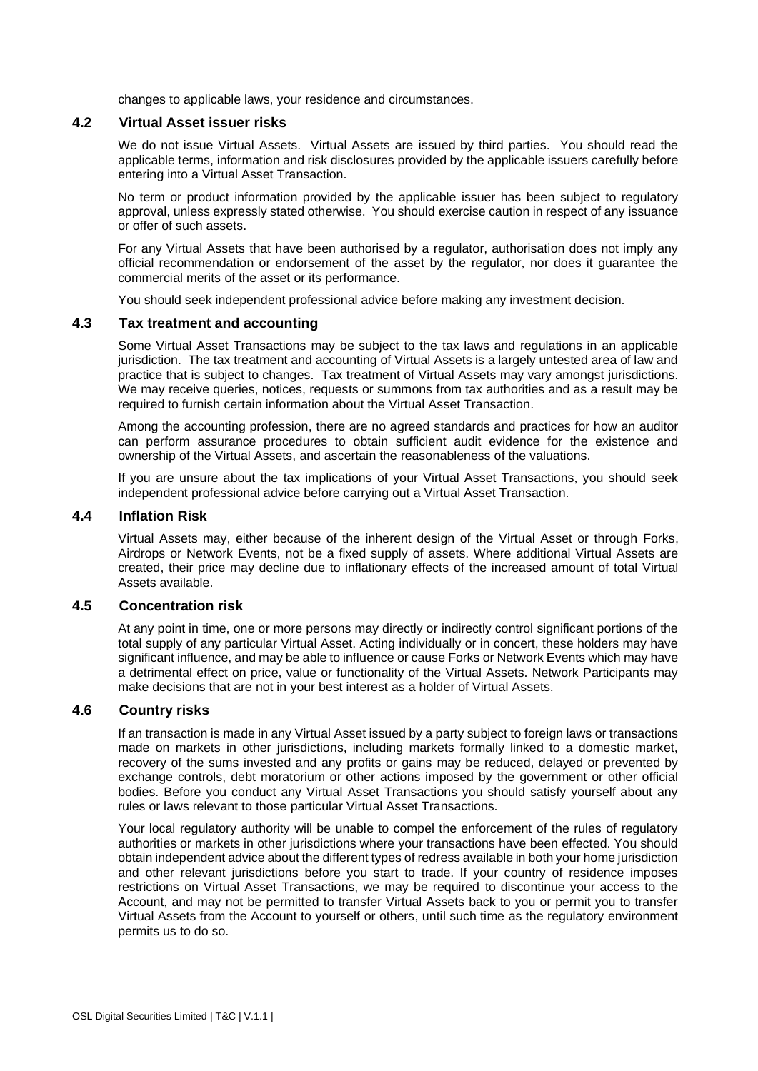changes to applicable laws, your residence and circumstances.

### 4.2 Virtual Asset issuer risks

We do not issue Virtual Assets. Virtual Assets are issued by third parties. You should read the applicable terms, information and risk disclosures provided by the applicable issuers carefully before entering into a Virtual Asset Transaction.

No term or product information provided by the applicable issuer has been subject to regulatory approval, unless expressly stated otherwise. You should exercise caution in respect of any issuance or offer of such assets.

For any Virtual Assets that have been authorised by a regulator, authorisation does not imply any official recommendation or endorsement of the asset by the regulator, nor does it guarantee the commercial merits of the asset or its performance.

You should seek independent professional advice before making any investment decision.

### 4.3 Tax treatment and accounting

Some Virtual Asset Transactions may be subject to the tax laws and regulations in an applicable jurisdiction. The tax treatment and accounting of Virtual Assets is a largely untested area of law and practice that is subject to changes. Tax treatment of Virtual Assets may vary amongst jurisdictions. We may receive queries, notices, requests or summons from tax authorities and as a result may be required to furnish certain information about the Virtual Asset Transaction.

Among the accounting profession, there are no agreed standards and practices for how an auditor can perform assurance procedures to obtain sufficient audit evidence for the existence and ownership of the Virtual Assets, and ascertain the reasonableness of the valuations.

If you are unsure about the tax implications of your Virtual Asset Transactions, you should seek independent professional advice before carrying out a Virtual Asset Transaction.

### 4.4 Inflation Risk

Virtual Assets may, either because of the inherent design of the Virtual Asset or through Forks, Airdrops or Network Events, not be a fixed supply of assets. Where additional Virtual Assets are created, their price may decline due to inflationary effects of the increased amount of total Virtual Assets available.

### 4.5 Concentration risk

At any point in time, one or more persons may directly or indirectly control significant portions of the total supply of any particular Virtual Asset. Acting individually or in concert, these holders may have significant influence, and may be able to influence or cause Forks or Network Events which may have a detrimental effect on price, value or functionality of the Virtual Assets. Network Participants may make decisions that are not in your best interest as a holder of Virtual Assets.

### 4.6 Country risks

If an transaction is made in any Virtual Asset issued by a party subject to foreign laws or transactions made on markets in other jurisdictions, including markets formally linked to a domestic market, recovery of the sums invested and any profits or gains may be reduced, delayed or prevented by exchange controls, debt moratorium or other actions imposed by the government or other official bodies. Before you conduct any Virtual Asset Transactions you should satisfy yourself about any rules or laws relevant to those particular Virtual Asset Transactions.

Your local regulatory authority will be unable to compel the enforcement of the rules of regulatory authorities or markets in other jurisdictions where your transactions have been effected. You should obtain independent advice about the different types of redress available in both your home jurisdiction and other relevant jurisdictions before you start to trade. If your country of residence imposes restrictions on Virtual Asset Transactions, we may be required to discontinue your access to the Account, and may not be permitted to transfer Virtual Assets back to you or permit you to transfer Virtual Assets from the Account to yourself or others, until such time as the regulatory environment permits us to do so.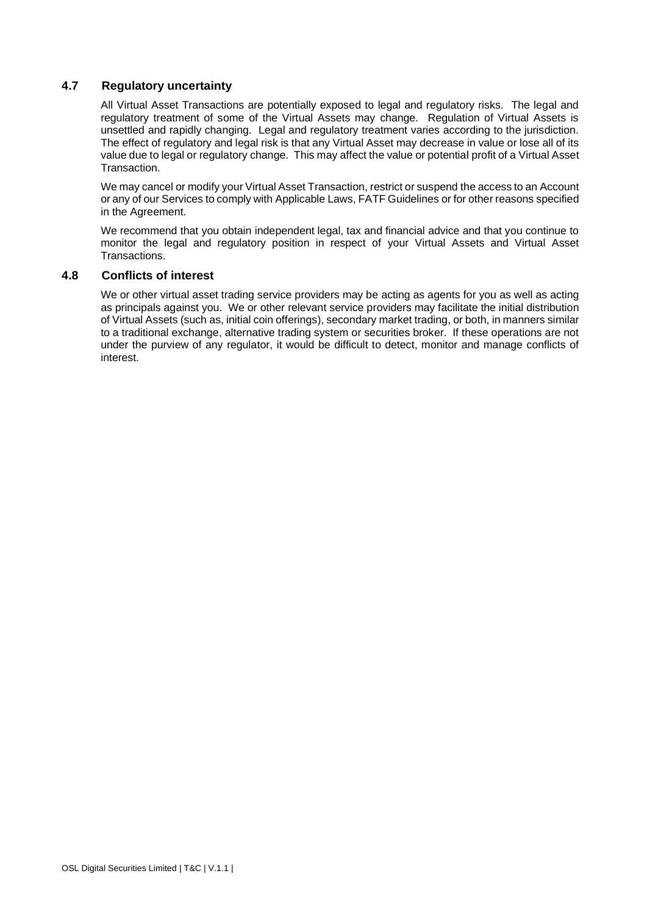### 4.7 Regulatory uncertainty

All Virtual Asset Transactions are potentially exposed to legal and regulatory risks. The legal and regulatory treatment of some of the Virtual Assets may change. Regulation of Virtual Assets is unsettled and rapidly changing. Legal and regulatory treatment varies according to the jurisdiction. The effect of regulatory and legal risk is that any Virtual Asset may decrease in value or lose all of its value due to legal or regulatory change. This may affect the value or potential profit of a Virtual Asset Transaction.

We may cancel or modify your Virtual Asset Transaction, restrict or suspend the access to an Account or any of our Services to comply with Applicable Laws, FATF Guidelines or for other reasons specified in the Agreement.

We recommend that you obtain independent legal, tax and financial advice and that you continue to monitor the legal and regulatory position in respect of your Virtual Assets and Virtual Asset Transactions.

### 4.8 Conflicts of interest

We or other virtual asset trading service providers may be acting as agents for you as well as acting as principals against you. We or other relevant service providers may facilitate the initial distribution of Virtual Assets (such as, initial coin offerings), secondary market trading, or both, in manners similar to a traditional exchange, alternative trading system or securities broker. If these operations are not under the purview of any regulator, it would be difficult to detect, monitor and manage conflicts of interest.